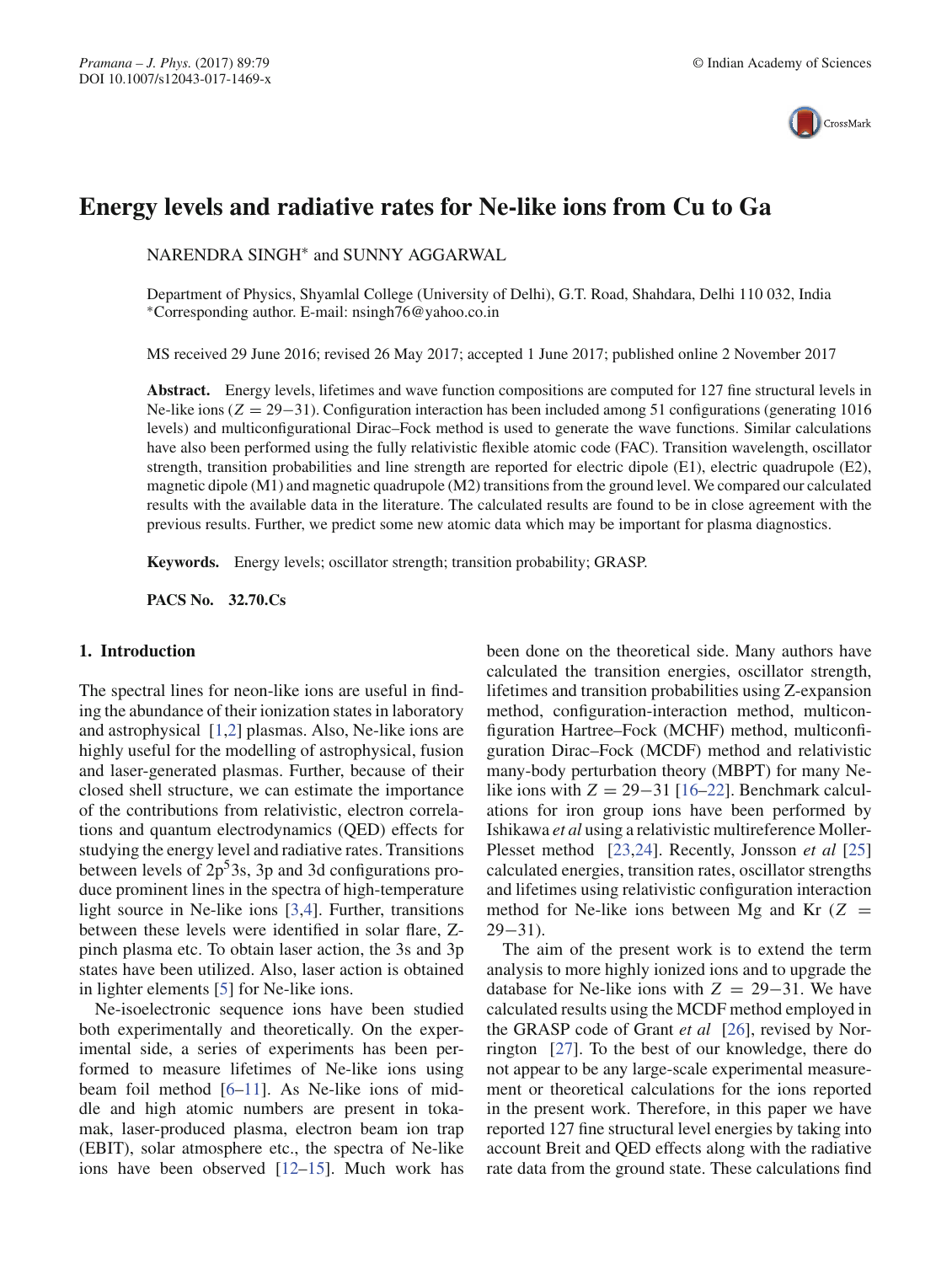# Energy levels and radiative rates for Ne-like ions from Cu to Ga

NARENDRA SINGH* and SUNNY AGGARWAL

Department of Physics, Shyamlal College (University of Delhi), G.T. Road, Shahdara, Delhi 110 032, India
*Corresponding author. E-mail: nsingh76@yahoo.co.in

MS received 29 June 2016; revised 26 May 2017; accepted 1 June 2017; published online 2 November 2017

**Abstract.** Energy levels, lifetimes and wave function compositions are computed for 127 fine structural levels in Ne-like ions ($Z = 29-31$). Configuration interaction has been included among 51 configurations (generating 1016 levels) and multiconfigurational Dirac–Fock method is used to generate the wave functions. Similar calculations have also been performed using the fully relativistic flexible atomic code (FAC). Transition wavelength, oscillator strength, transition probabilities and line strength are reported for electric dipole (E1), electric quadrupole (E2), magnetic dipole (M1) and magnetic quadrupole (M2) transitions from the ground level. We compared our calculated results with the available data in the literature. The calculated results are found to be in close agreement with the previous results. Further, we predict some new atomic data which may be important for plasma diagnostics.

**Keywords.** Energy levels; oscillator strength; transition probability; GRASP.

**PACS No.** **32.70.Cs**

## 1. Introduction

The spectral lines for neon-like ions are useful in finding the abundance of their ionization states in laboratory and astrophysical [1,2] plasmas. Also, Ne-like ions are highly useful for the modelling of astrophysical, fusion and laser-generated plasmas. Further, because of their closed shell structure, we can estimate the importance of the contributions from relativistic, electron correlations and quantum electrodynamics (QED) effects for studying the energy level and radiative rates. Transitions between levels of $2p^5 3s$, 3p and 3d configurations produce prominent lines in the spectra of high-temperature light source in Ne-like ions [3,4]. Further, transitions between these levels were identified in solar flare, Z-pinch plasma etc. To obtain laser action, the 3s and 3p states have been utilized. Also, laser action is obtained in lighter elements [5] for Ne-like ions.

Ne-isoelectronic sequence ions have been studied both experimentally and theoretically. On the experimental side, a series of experiments has been performed to measure lifetimes of Ne-like ions using beam foil method [6–11]. As Ne-like ions of middle and high atomic numbers are present in tokamak, laser-produced plasma, electron beam ion trap (EBIT), solar atmosphere etc., the spectra of Ne-like ions have been observed [12–15]. Much work has been done on the theoretical side. Many authors have calculated the transition energies, oscillator strength, lifetimes and transition probabilities using Z-expansion method, configuration-interaction method, multiconfiguration Hartree–Fock (MCHF) method, multiconfiguration Dirac–Fock (MCDF) method and relativistic many-body perturbation theory (MBPT) for many Ne-like ions with $Z = 29-31$ [16–22]. Benchmark calculations for iron group ions have been performed by Ishikawa *et al* using a relativistic multireference Moller-Plesset method [23,24]. Recently, Jonsson *et al* [25] calculated energies, transition rates, oscillator strengths and lifetimes using relativistic configuration interaction method for Ne-like ions between Mg and Kr ($Z = 29-31$).

The aim of the present work is to extend the term analysis to more highly ionized ions and to upgrade the database for Ne-like ions with $Z = 29-31$. We have calculated results using the MCDF method employed in the GRASP code of Grant *et al* [26], revised by Norrington [27]. To the best of our knowledge, there do not appear to be any large-scale experimental measurement or theoretical calculations for the ions reported in the present work. Therefore, in this paper we have reported 127 fine structural level energies by taking into account Breit and QED effects along with the radiative rate data from the ground state. These calculations find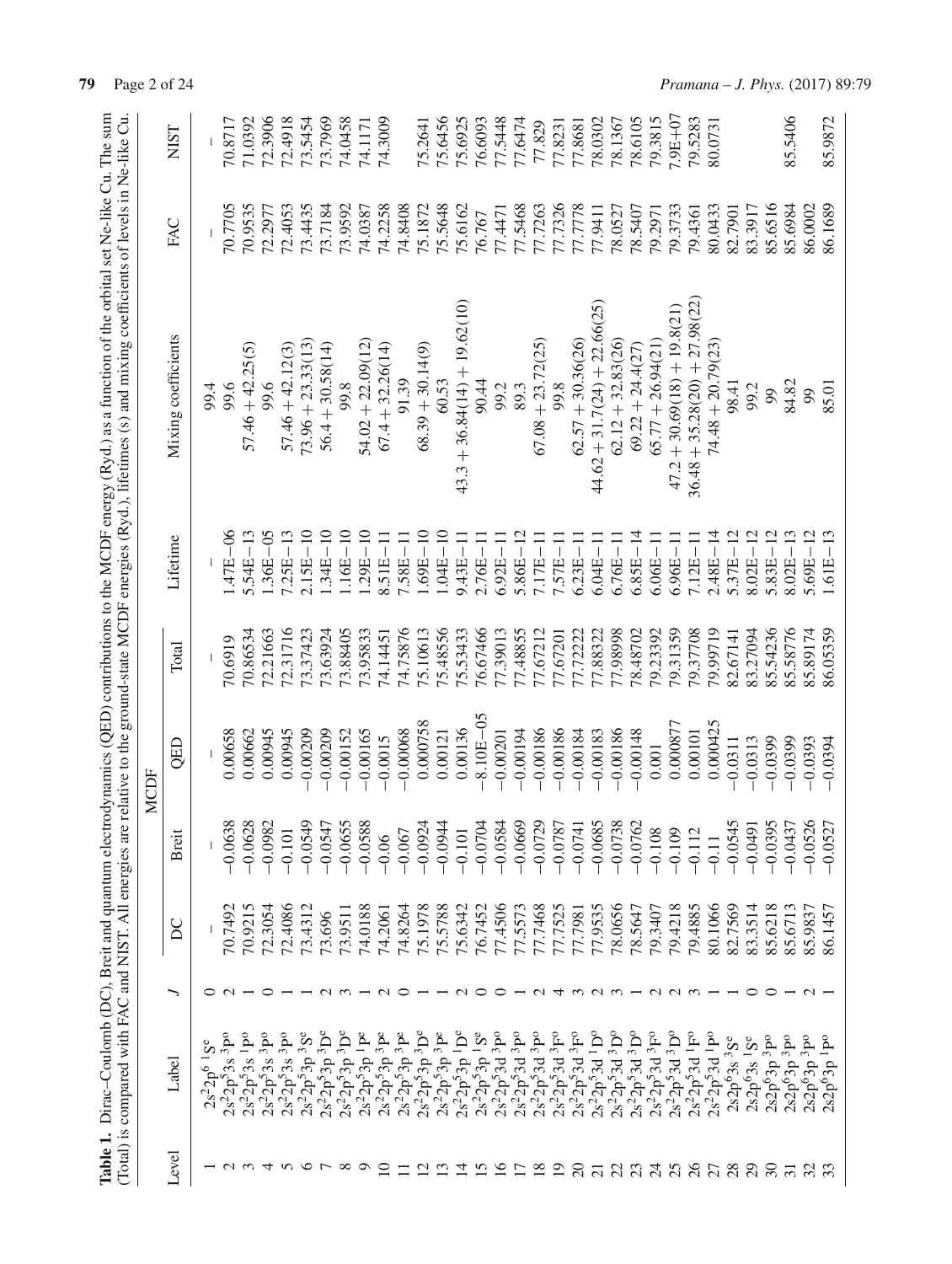**Table 1.** Dirac–Coulomb (DC), Breit and quantum electrodynamics (QED) contributions to the MCDF energy (Ryd.) as a function of the orbital set Ne-like Cu. The sum (Total) is compared with FAC and NIST. All energies are relative to the ground-state MCDF energies (Ryd.), lifetimes (s) and mixing coefficients of levels in Ne-like Cu.

| Level | Label | $J$ | MCDF DC | MCDF Breit | MCDF QED | MCDF Total | Lifetime | Mixing coefficients | FAC | NIST |
|---|---|---|---|---|---|---|---|---|---|---|
| 1 | $2s^22p^6\,{}^1S^e$ | 0 | – | – | – | – | – | 99.4 | – | – |
| 2 | $2s^22p^53s\,{}^3P^o$ | 2 | 70.7492 | −0.0638 | 0.00658 | 70.6919 | 1.47E−06 | 99.6 | 70.7705 | 70.8717 |
| 3 | $2s^22p^53s\,{}^1P^o$ | 1 | 70.9215 | −0.0628 | 0.00662 | 70.86534 | 5.54E−13 | 57.46 + 42.25(5) | 70.9535 | 71.0392 |
| 4 | $2s^22p^53s\,{}^3P^o$ | 0 | 72.3054 | −0.0982 | 0.00945 | 72.21663 | 1.36E−05 | 99.6 | 72.2977 | 72.3906 |
| 5 | $2s^22p^53s\,{}^3P^o$ | 1 | 72.4086 | −0.101 | 0.00945 | 72.31716 | 7.25E−13 | 57.46 + 42.12(3) | 72.4053 | 72.4918 |
| 6 | $2s^22p^53p\,{}^3S^e$ | 1 | 73.4312 | −0.0549 | −0.00209 | 73.37423 | 2.15E−10 | 73.96 + 23.33(13) | 73.4435 | 73.5454 |
| 7 | $2s^22p^53p\,{}^3D^e$ | 2 | 73.696 | −0.0547 | −0.00209 | 73.63924 | 1.34E−10 | 56.4 + 30.58(14) | 73.7184 | 73.7969 |
| 8 | $2s^22p^53p\,{}^3D^e$ | 3 | 73.9511 | −0.0655 | −0.00152 | 73.88405 | 1.16E−10 | 99.8 | 73.9592 | 74.0458 |
| 9 | $2s^22p^53p\,{}^1P^e$ | 1 | 74.0188 | −0.0588 | −0.00165 | 73.95833 | 1.29E−10 | 54.02 + 22.09(12) | 74.0387 | 74.1171 |
| 10 | $2s^22p^53p\,{}^3P^e$ | 2 | 74.2061 | −0.06 | −0.0015 | 74.14451 | 8.51E−11 | 67.4 + 32.26(14) | 74.2258 | 74.3009 |
| 11 | $2s^22p^53p\,{}^3P^e$ | 0 | 74.8264 | −0.067 | −0.00068 | 74.75876 | 7.58E−11 | 91.39 | 74.8408 | |
| 12 | $2s^22p^53p\,{}^3D^e$ | 1 | 75.1978 | −0.0924 | 0.000758 | 75.10613 | 1.69E−10 | 68.39 + 30.14(9) | 75.1872 | 75.2641 |
| 13 | $2s^22p^53p\,{}^3P^e$ | 1 | 75.5788 | −0.0944 | 0.00121 | 75.48556 | 1.04E−10 | 60.53 | 75.5648 | 75.6456 |
| 14 | $2s^22p^53p\,{}^1D^e$ | 2 | 75.6342 | −0.101 | 0.00136 | 75.53433 | 9.43E−11 | 43.3 + 36.84(14) + 19.62(10) | 75.6162 | 75.6925 |
| 15 | $2s^22p^53p\,{}^1S^e$ | 0 | 76.7452 | −0.0704 | −8.10E−05 | 76.67466 | 2.76E−11 | 90.44 | 76.767 | 76.6093 |
| 16 | $2s^22p^53d\,{}^3P^o$ | 0 | 77.4506 | −0.0584 | −0.00201 | 77.39013 | 6.92E−11 | 99.2 | 77.4471 | 77.5448 |
| 17 | $2s^22p^53d\,{}^3P^o$ | 1 | 77.5573 | −0.0669 | −0.00194 | 77.48855 | 5.86E−12 | 89.3 | 77.5468 | 77.6474 |
| 18 | $2s^22p^53d\,{}^3P^o$ | 2 | 77.7468 | −0.0729 | −0.00186 | 77.67212 | 7.17E−11 | 67.08 + 23.72(25) | 77.7263 | 77.829 |
| 19 | $2s^22p^53d\,{}^3F^o$ | 4 | 77.7525 | −0.0787 | −0.00186 | 77.67201 | 7.57E−11 | 99.8 | 77.7326 | 77.8231 |
| 20 | $2s^22p^53d\,{}^3F^o$ | 3 | 77.7981 | −0.0741 | −0.00184 | 77.72222 | 6.23E−11 | 62.57 + 30.36(26) | 77.7778 | 77.8681 |
| 21 | $2s^22p^53d\,{}^1D^o$ | 2 | 77.9535 | −0.0685 | −0.00183 | 77.88322 | 6.04E−11 | 44.62 + 31.7(24) + 22.66(25) | 77.9411 | 78.0302 |
| 22 | $2s^22p^53d\,{}^3D^o$ | 3 | 78.0656 | −0.0738 | −0.00186 | 77.98998 | 6.76E−11 | 62.12 + 32.83(26) | 78.0527 | 78.1367 |
| 23 | $2s^22p^53d\,{}^3D^o$ | 1 | 78.5647 | −0.0762 | −0.00148 | 78.48702 | 6.85E−14 | 69.22 + 24.4(27) | 78.5407 | 78.6105 |
| 24 | $2s^22p^53d\,{}^3F^o$ | 2 | 79.3407 | −0.108 | 0.001 | 79.23392 | 6.06E−11 | 65.77 + 26.94(21) | 79.2971 | 79.3815 |
| 25 | $2s^22p^53d\,{}^3D^o$ | 2 | 79.4218 | −0.109 | 0.000877 | 79.31359 | 6.96E−11 | 47.2 + 30.69(18) + 19.8(21) | 79.3733 | 7.9E+07 |
| 26 | $2s^22p^53d\,{}^1F^o$ | 3 | 79.4885 | −0.112 | 0.00101 | 79.37708 | 7.12E−11 | 36.48 + 35.28(20) + 27.98(22) | 79.4361 | 79.5283 |
| 27 | $2s^22p^53d\,{}^1P^o$ | 1 | 80.1066 | −0.11 | 0.000425 | 79.99719 | 2.48E−14 | 74.48 + 20.79(23) | 80.0433 | 80.0731 |
| 28 | $2s2p^63s\,{}^3S^e$ | 1 | 82.7569 | −0.0545 | −0.0311 | 82.67141 | 5.37E−12 | 98.41 | 82.7901 | |
| 29 | $2s2p^63s\,{}^1S^e$ | 0 | 83.3514 | −0.0491 | −0.0313 | 83.27094 | 8.02E−12 | 99.2 | 83.3917 | |
| 30 | $2s2p^63p\,{}^3P^o$ | 0 | 85.6218 | −0.0395 | −0.0399 | 85.54236 | 5.83E−12 | 99 | 85.6516 | |
| 31 | $2s2p^63p\,{}^3P^o$ | 1 | 85.6713 | −0.0437 | −0.0399 | 85.58776 | 8.02E−13 | 84.82 | 85.6984 | 85.5406 |
| 32 | $2s2p^63p\,{}^3P^o$ | 2 | 85.9837 | −0.0526 | −0.0393 | 85.89174 | 5.69E−12 | 99 | 86.0002 | |
| 33 | $2s2p^63p\,{}^1P^o$ | 1 | 86.1457 | −0.0527 | −0.0394 | 86.05359 | 1.61E−13 | 85.01 | 86.1689 | 85.9872 |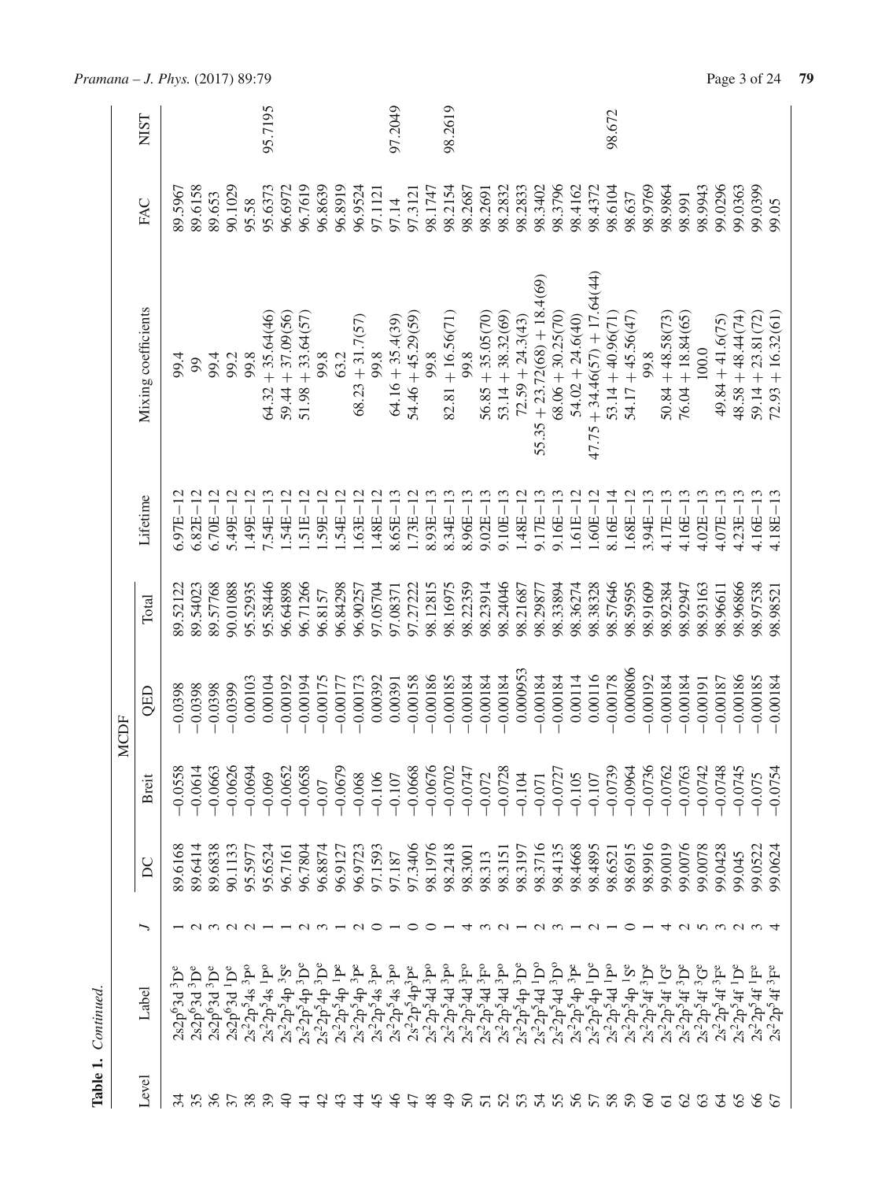**Table 1.** *Continued.*

| Level | Label | $J$ | MCDF | | | | Lifetime | Mixing coefficients | FAC | NIST |
|---|---|---|---|---|---|---|---|---|---|---|
| | | | DC | Breit | QED | Total | | | | |
| 34 | $2s2p^6 3d\ ^3D^e$ | 1 | 89.6168 | −0.0558 | −0.0398 | 89.52122 | 6.97E−12 | 99.4 | 89.5967 | |
| 35 | $2s2p^6 3d\ ^3D^e$ | 2 | 89.6414 | −0.0614 | −0.0398 | 89.54023 | 6.82E−12 | 99 | 89.6158 | |
| 36 | $2s2p^6 3d\ ^3D^e$ | 3 | 89.6838 | −0.0663 | −0.0398 | 89.57768 | 6.70E−12 | 99.4 | 89.653 | |
| 37 | $2s2p^6 3d\ ^1D^e$ | 2 | 90.1133 | −0.0626 | −0.0399 | 90.01088 | 5.49E−12 | 99.2 | 90.1029 | |
| 38 | $2s^2 2p^5 4s\ ^3P^o$ | 2 | 95.5977 | −0.0694 | 0.00103 | 95.52935 | 1.49E−12 | 99.8 | 95.58 | |
| 39 | $2s^2 2p^5 4s\ ^1P^o$ | 1 | 95.6524 | −0.069 | 0.00104 | 95.58446 | 7.54E−13 | 64.32 + 35.64(46) | 95.6373 | 95.7195 |
| 40 | $2s^2 2p^5 4p\ ^3S^e$ | 1 | 96.7161 | −0.0652 | −0.00192 | 96.64898 | 1.54E−12 | 59.44 + 37.09(56) | 96.6972 | |
| 41 | $2s^2 2p^5 4p\ ^3D^e$ | 2 | 96.7804 | −0.0658 | −0.00194 | 96.71266 | 1.51E−12 | 51.98 + 33.64(57) | 96.7619 | |
| 42 | $2s^2 2p^5 4p\ ^3D^e$ | 3 | 96.8874 | −0.07 | −0.00175 | 96.8157 | 1.59E−12 | 99.8 | 96.8639 | |
| 43 | $2s^2 2p^5 4p\ ^1P^e$ | 1 | 96.9127 | −0.0679 | −0.00177 | 96.84298 | 1.54E−12 | 63.2 | 96.8919 | |
| 44 | $2s^2 2p^5 4p\ ^3P^e$ | 2 | 96.9723 | −0.068 | −0.00173 | 96.90257 | 1.63E−12 | 68.23 + 31.7(57) | 96.9524 | |
| 45 | $2s^2 2p^5 4s\ ^3P^o$ | 0 | 97.1593 | −0.106 | 0.00392 | 97.05704 | 1.48E−12 | 99.8 | 97.1121 | |
| 46 | $2s^2 2p^5 4s\ ^3P^o$ | 1 | 97.187 | −0.107 | 0.00391 | 97.08371 | 8.65E−13 | 64.16 + 35.4(39) | 97.14 | 97.2049 |
| 47 | $2s^2 2p^5 4p\ ^3P^e$ | 0 | 97.3406 | −0.0668 | −0.00158 | 97.27222 | 1.73E−12 | 54.46 + 45.29(59) | 97.3121 | |
| 48 | $2s^2 2p^5 4d\ ^3P^o$ | 0 | 98.1976 | −0.0676 | −0.00186 | 98.12815 | 8.93E−13 | 99.8 | 98.1747 | |
| 49 | $2s^2 2p^5 4d\ ^3P^o$ | 1 | 98.2418 | −0.0702 | −0.00185 | 98.16975 | 8.34E−13 | 82.81 + 16.56(71) | 98.2154 | 98.2619 |
| 50 | $2s^2 2p^5 4d\ ^3F^o$ | 4 | 98.3001 | −0.0747 | −0.00184 | 98.22359 | 8.96E−13 | 99.8 | 98.2687 | |
| 51 | $2s^2 2p^5 4d\ ^3F^o$ | 3 | 98.313 | −0.072 | −0.00184 | 98.23914 | 9.02E−13 | 56.85 + 35.05(70) | 98.2691 | |
| 52 | $2s^2 2p^5 4d\ ^3P^o$ | 2 | 98.3151 | −0.0728 | −0.00184 | 98.24046 | 9.10E−13 | 53.14 + 38.32(69) | 98.2832 | |
| 53 | $2s^2 2p^5 4p\ ^3D^e$ | 1 | 98.3197 | −0.104 | 0.000953 | 98.21687 | 1.48E−12 | 72.59 + 24.3(43) | 98.2833 | |
| 54 | $2s^2 2p^5 4d\ ^1D^o$ | 2 | 98.3716 | −0.071 | −0.00184 | 98.29877 | 9.17E−13 | 55.35 + 23.72(68) + 18.4(69) | 98.3402 | |
| 55 | $2s^2 2p^5 4d\ ^3D^o$ | 3 | 98.4135 | −0.0727 | −0.00184 | 98.33894 | 9.16E−13 | 68.06 + 30.25(70) | 98.3796 | |
| 56 | $2s^2 2p^5 4p\ ^3P^e$ | 1 | 98.4668 | −0.105 | 0.00114 | 98.36274 | 1.61E−12 | 54.02 + 24.6(40) | 98.4162 | |
| 57 | $2s^2 2p^5 4p\ ^1D^e$ | 2 | 98.4895 | −0.107 | 0.00116 | 98.38328 | 1.60E−12 | 47.75 + 34.46(57) + 17.64(44) | 98.4372 | |
| 58 | $2s^2 2p^5 4d\ ^1P^o$ | 1 | 98.6521 | −0.0739 | −0.00178 | 98.57646 | 8.16E−14 | 53.14 + 40.96(71) | 98.6104 | 98.672 |
| 59 | $2s^2 2p^5 4p\ ^1S^e$ | 0 | 98.6915 | −0.0964 | 0.000806 | 98.59595 | 1.68E−12 | 54.17 + 45.56(47) | 98.637 | |
| 60 | $2s^2 2p^5 4f\ ^3D^e$ | 1 | 98.9916 | −0.0736 | −0.00192 | 98.91609 | 3.94E−13 | 99.8 | 98.9769 | |
| 61 | $2s^2 2p^5 4f\ ^1G^e$ | 4 | 99.0019 | −0.0762 | −0.00184 | 98.92384 | 4.17E−13 | 50.84 + 48.58(73) | 98.9864 | |
| 62 | $2s^2 2p^5 4f\ ^3D^e$ | 2 | 99.0076 | −0.0763 | −0.00184 | 98.92947 | 4.16E−13 | 76.04 + 18.84(65) | 98.991 | |
| 63 | $2s^2 2p^5 4f\ ^3G^e$ | 5 | 99.0078 | −0.0742 | −0.00191 | 98.93163 | 4.02E−13 | 100.0 | 98.9943 | |
| 64 | $2s^2 2p^5 4f\ ^3F^e$ | 3 | 99.0428 | −0.0748 | −0.00187 | 98.96611 | 4.07E−13 | 49.84 + 41.6(75) | 99.0296 | |
| 65 | $2s^2 2p^5 4f\ ^1D^e$ | 2 | 99.045 | −0.0745 | −0.00186 | 98.96866 | 4.23E−13 | 48.58 + 48.44(74) | 99.0363 | |
| 66 | $2s^2 2p^5 4f\ ^1F^e$ | 3 | 99.0522 | −0.075 | −0.00185 | 98.97538 | 4.16E−13 | 59.14 + 23.81(72) | 99.0399 | |
| 67 | $2s^2 2p^5 4f\ ^3F^e$ | 4 | 99.0624 | −0.0754 | −0.00184 | 98.98521 | 4.18E−13 | 72.93 + 16.32(61) | 99.05 | |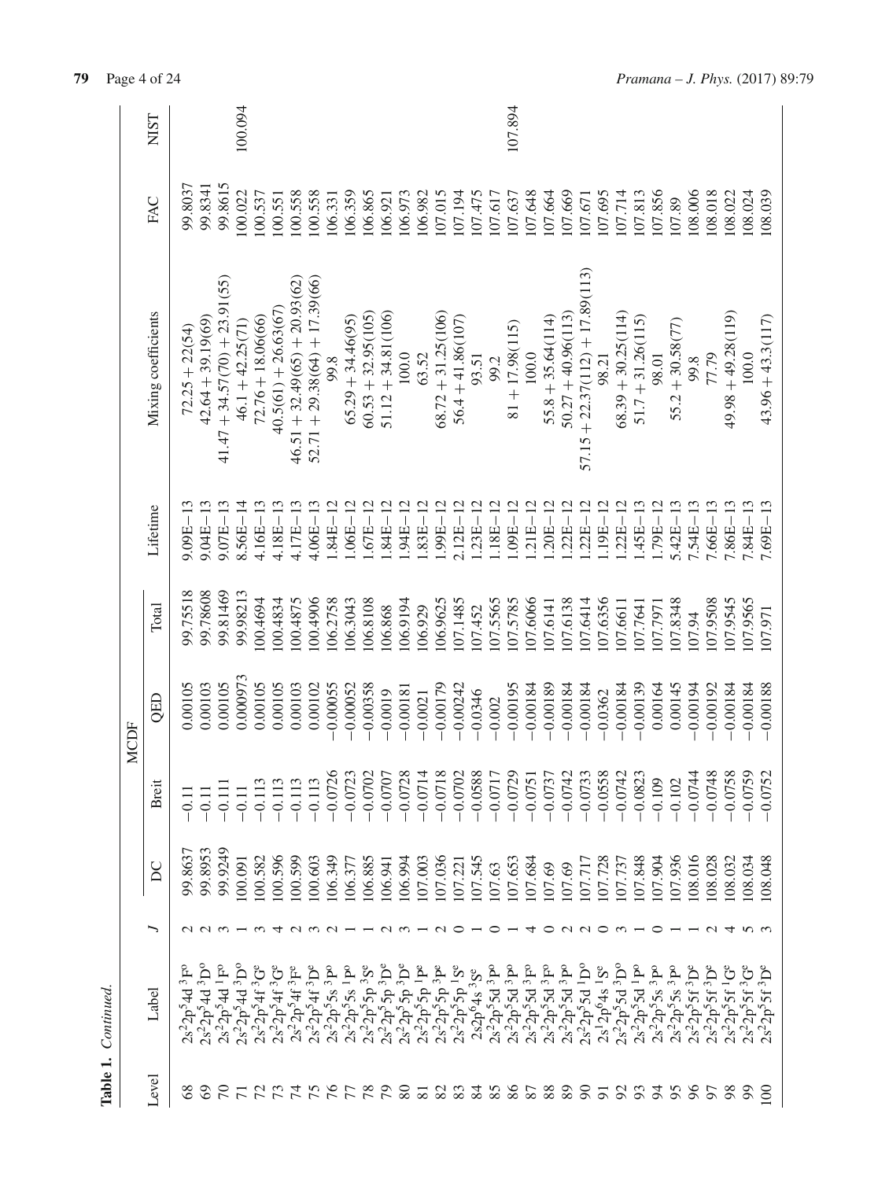**Table 1.** *Continued.*

| Level | Label | $J$ | MCDF | | | | Lifetime | Mixing coefficients | FAC | NIST |
|---|---|---|---|---|---|---|---|---|---|---|
| | | | DC | Breit | QED | Total | | | | |
| 68 | $2s^2 2p^5 4d\, ^3F^o$ | 2 | 99.8637 | −0.11 | 0.00105 | 99.75518 | 9.09E−13 | 72.25 + 22(54) | 99.8037 | |
| 69 | $2s^2 2p^5 4d\, ^3D^o$ | 2 | 99.8953 | −0.11 | 0.00103 | 99.78608 | 9.04E−13 | 42.64 + 39.19(69) | 99.8341 | |
| 70 | $2s^2 2p^5 4d\, ^1F^o$ | 3 | 99.9249 | −0.111 | 0.00105 | 99.81469 | 9.07E−13 | 41.47 + 34.57(70) + 23.91(55) | 99.8615 | |
| 71 | $2s^2 2p^5 4d\, ^3D^o$ | 1 | 100.091 | −0.11 | 0.000973 | 99.98213 | 8.56E−14 | 46.1 + 42.25(71) | 100.022 | 100.094 |
| 72 | $2s^2 2p^5 4f\, ^3G^e$ | 3 | 100.582 | −0.113 | 0.00105 | 100.4694 | 4.16E−13 | 72.76 + 18.06(66) | 100.537 | |
| 73 | $2s^2 2p^5 4f\, ^3G^e$ | 4 | 100.596 | −0.113 | 0.00105 | 100.4834 | 4.18E−13 | 40.5(61) + 26.63(67) | 100.551 | |
| 74 | $2s^2 2p^5 4f\, ^3F^e$ | 2 | 100.599 | −0.113 | 0.00103 | 100.4875 | 4.17E−13 | 46.51 + 32.49(65) + 20.93(62) | 100.558 | |
| 75 | $2s^2 2p^5 4f\, ^3D^e$ | 3 | 100.603 | −0.113 | 0.00102 | 100.4906 | 4.06E−13 | 52.71 + 29.38(64) + 17.39(66) | 100.558 | |
| 76 | $2s^2 2p^5 5s\, ^3P^o$ | 2 | 106.349 | −0.0726 | −0.00055 | 106.2758 | 1.84E−12 | 99.8 | 106.331 | |
| 77 | $2s^2 2p^5 5s\, ^1P^o$ | 1 | 106.377 | −0.0723 | −0.00052 | 106.3043 | 1.06E−12 | 65.29 + 34.46(95) | 106.359 | |
| 78 | $2s^2 2p^5 5p\, ^3S^e$ | 1 | 106.885 | −0.0702 | −0.00358 | 106.8108 | 1.67E−12 | 60.53 + 32.95(105) | 106.865 | |
| 79 | $2s^2 2p^5 5p\, ^3D^e$ | 2 | 106.941 | −0.0707 | −0.0019 | 106.868 | 1.84E−12 | 51.12 + 34.81(106) | 106.921 | |
| 80 | $2s^2 2p^5 5p\, ^3D^e$ | 3 | 106.994 | −0.0728 | −0.00181 | 106.9194 | 1.94E−12 | 100.0 | 106.973 | |
| 81 | $2s^2 2p^5 5p\, ^1P^e$ | 1 | 107.003 | −0.0714 | −0.0021 | 106.929 | 1.83E−12 | 63.52 | 106.982 | |
| 82 | $2s^2 2p^5 5p\, ^3P^e$ | 2 | 107.036 | −0.0718 | −0.00179 | 106.9625 | 1.99E−12 | 68.72 + 31.25(106) | 107.015 | |
| 83 | $2s^2 2p^5 5p\, ^1S^e$ | 0 | 107.221 | −0.0702 | −0.00242 | 107.1485 | 2.12E−12 | 56.4 + 41.86(107) | 107.194 | |
| 84 | $2s2p^6 4s\, ^3S^e$ | 1 | 107.545 | −0.0588 | −0.0346 | 107.452 | 1.23E−12 | 93.51 | 107.475 | |
| 85 | $2s^2 2p^5 5d\, ^3P^o$ | 0 | 107.63 | −0.0717 | −0.002 | 107.5565 | 1.18E−12 | 99.2 | 107.617 | |
| 86 | $2s^2 2p^5 5d\, ^3P^o$ | 1 | 107.653 | −0.0729 | −0.00195 | 107.5785 | 1.09E−12 | 81 + 17.98(115) | 107.637 | 107.894 |
| 87 | $2s^2 2p^5 5d\, ^3F^o$ | 4 | 107.684 | −0.0751 | −0.00184 | 107.6066 | 1.21E−12 | 100.0 | 107.648 | |
| 88 | $2s^2 2p^5 5d\, ^3F^o$ | 0 | 107.69 | −0.0737 | −0.00189 | 107.6141 | 1.20E−12 | 55.8 + 35.64(114) | 107.664 | |
| 89 | $2s^2 2p^5 5d\, ^3P^o$ | 2 | 107.69 | −0.0742 | −0.00184 | 107.6138 | 1.22E−12 | 50.27 + 40.96(113) | 107.669 | |
| 90 | $2s^2 2p^5 5d\, ^1D^o$ | 2 | 107.717 | −0.0733 | −0.00184 | 107.6414 | 1.22E−12 | 57.15 + 22.37(112) + 17.89(113) | 107.671 | |
| 91 | $2s^1 2p^6 4s\, ^1S^e$ | 0 | 107.728 | −0.0558 | −0.0362 | 107.6356 | 1.19E−12 | 98.21 | 107.695 | |
| 92 | $2s^2 2p^5 5d\, ^3D^o$ | 3 | 107.737 | −0.0742 | −0.00184 | 107.6611 | 1.22E−12 | 68.39 + 30.25(114) | 107.714 | |
| 93 | $2s^2 2p^5 5d\, ^1P^o$ | 1 | 107.848 | −0.0823 | −0.00139 | 107.7641 | 1.45E−13 | 51.7 + 31.26(115) | 107.813 | |
| 94 | $2s^2 2p^5 5s\, ^3P^o$ | 0 | 107.904 | −0.109 | 0.00164 | 107.7971 | 1.79E−12 | 98.01 | 107.856 | |
| 95 | $2s^2 2p^5 5s\, ^3P^o$ | 1 | 107.936 | −0.102 | 0.00145 | 107.8348 | 5.42E−13 | 55.2 + 30.58(77) | 107.89 | |
| 96 | $2s^2 2p^5 5f\, ^3D^e$ | 1 | 108.016 | −0.0744 | −0.00194 | 107.94 | 7.54E−13 | 99.8 | 108.006 | |
| 97 | $2s^2 2p^5 5f\, ^3D^e$ | 2 | 108.028 | −0.0748 | −0.00192 | 107.9508 | 7.66E−13 | 77.79 | 108.018 | |
| 98 | $2s^2 2p^5 5f\, ^1G^e$ | 4 | 108.032 | −0.0758 | −0.00184 | 107.9545 | 7.86E−13 | 49.98 + 49.28(119) | 108.022 | |
| 99 | $2s^2 2p^5 5f\, ^3G^e$ | 5 | 108.034 | −0.0759 | −0.00184 | 107.9565 | 7.84E−13 | 100.0 | 108.024 | |
| 100 | $2s^2 2p^5 5f\, ^3D^e$ | 3 | 108.048 | −0.0752 | −0.00188 | 107.971 | 7.69E−13 | 43.96 + 43.3(117) | 108.039 | |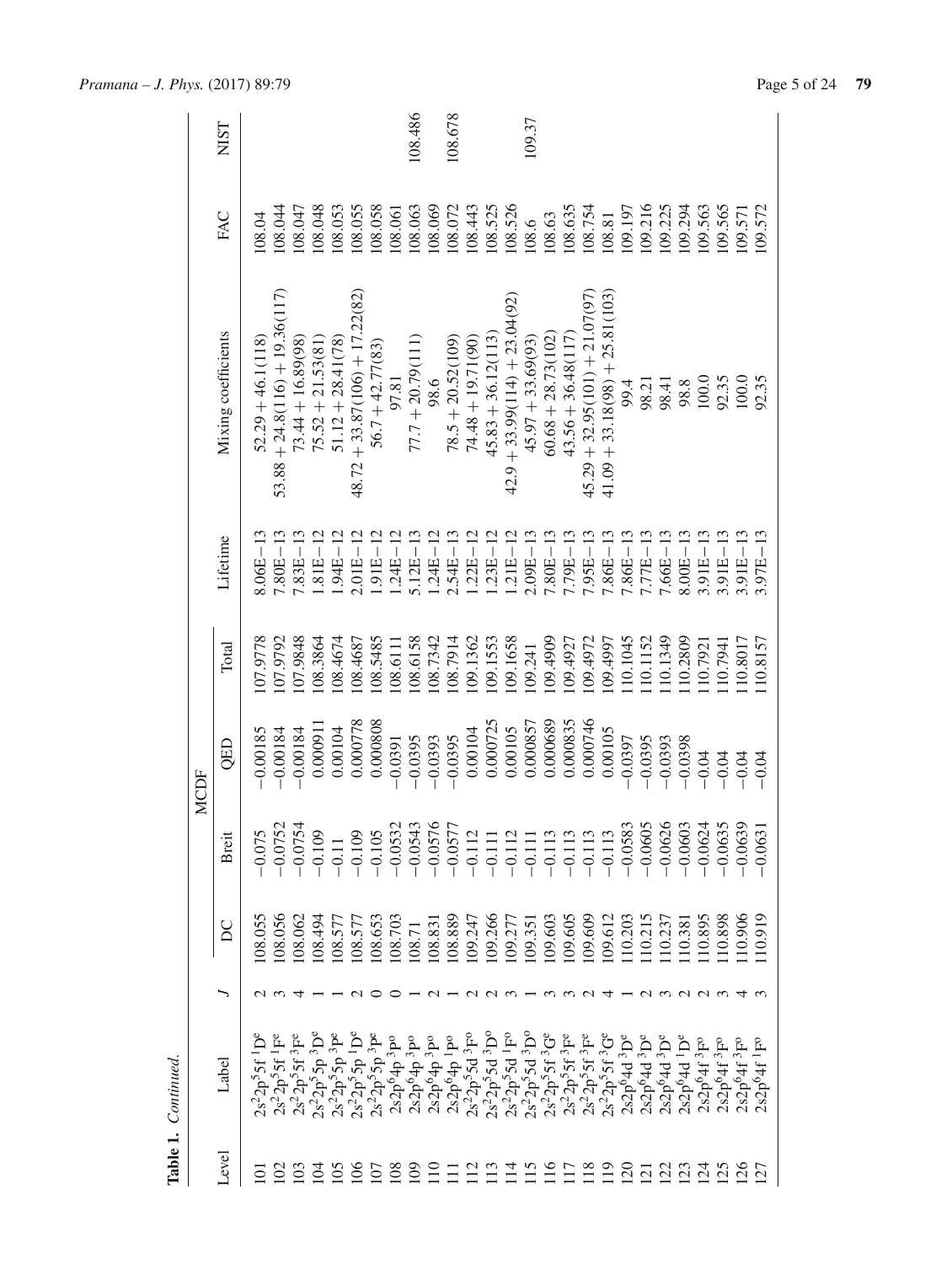**Table 1.** *Continued.*

| Level | Label | $J$ | MCDF DC | Breit | QED | Total | Lifetime | Mixing coefficients | FAC | NIST |
|---|---|---|---|---|---|---|---|---|---|---|
| 101 | $2s^22p^55f\,^1D^e$ | 2 | 108.055 | −0.075 | −0.00185 | 107.9778 | 8.06E−13 | 52.29 + 46.1(118) | 108.04 | |
| 102 | $2s^22p^55f\,^1F^e$ | 3 | 108.056 | −0.0752 | −0.00184 | 107.9792 | 7.80E−13 | 53.88 + 24.8(116) + 19.36(117) | 108.044 | |
| 103 | $2s^22p^55f\,^3F^e$ | 4 | 108.062 | −0.0754 | −0.00184 | 107.9848 | 7.83E−13 | 73.44 + 16.89(98) | 108.047 | |
| 104 | $2s^22p^55p\,^3D^e$ | 1 | 108.494 | −0.109 | 0.000911 | 108.3864 | 1.81E−12 | 75.52 + 21.53(81) | 108.048 | |
| 105 | $2s^22p^55p\,^3P^e$ | 1 | 108.577 | −0.11 | 0.00104 | 108.4674 | 1.94E−12 | 51.12 + 28.41(78) | 108.053 | |
| 106 | $2s^22p^55p\,^1D^e$ | 2 | 108.577 | −0.109 | 0.000778 | 108.4687 | 2.01E−12 | 48.72 + 33.87(106) + 17.22(82) | 108.055 | |
| 107 | $2s^22p^55p\,^3P^e$ | 0 | 108.653 | −0.105 | 0.000808 | 108.5485 | 1.91E−12 | 56.7 + 42.77(83) | 108.058 | |
| 108 | $2s2p^64p\,^3P^o$ | 0 | 108.703 | −0.0532 | −0.0391 | 108.6111 | 1.24E−12 | 97.81 | 108.061 | |
| 109 | $2s2p^64p\,^3P^o$ | 1 | 108.71 | −0.0543 | −0.0395 | 108.6158 | 5.12E−13 | 77.7 + 20.79(111) | 108.063 | 108.486 |
| 110 | $2s2p^64p\,^3P^o$ | 2 | 108.831 | −0.0576 | −0.0393 | 108.7342 | 1.24E−12 | 98.6 | 108.069 | |
| 111 | $2s2p^64p\,^1P^o$ | 1 | 108.889 | −0.0577 | −0.0395 | 108.7914 | 2.54E−13 | 78.5 + 20.52(109) | 108.072 | 108.678 |
| 112 | $2s^22p^55d\,^3F^o$ | 2 | 109.247 | −0.112 | 0.00104 | 109.1362 | 1.22E−12 | 74.48 + 19.71(90) | 108.443 | |
| 113 | $2s^22p^55d\,^3D^o$ | 2 | 109.266 | −0.111 | 0.000725 | 109.1553 | 1.23E−12 | 45.83 + 36.12(113) | 108.525 | |
| 114 | $2s^22p^55d\,^1F^o$ | 3 | 109.277 | −0.112 | 0.00105 | 109.1658 | 1.21E−12 | 42.9 + 33.99(114) + 23.04(92) | 108.526 | |
| 115 | $2s^22p^55d\,^3D^o$ | 1 | 109.351 | −0.111 | 0.000857 | 109.241 | 2.09E−13 | 45.97 + 33.69(93) | 108.6 | 109.37 |
| 116 | $2s^22p^55f\,^3G^e$ | 3 | 109.603 | −0.113 | 0.000689 | 109.4909 | 7.80E−13 | 60.68 + 28.73(102) | 108.63 | |
| 117 | $2s^22p^55f\,^3F^e$ | 3 | 109.605 | −0.113 | 0.000835 | 109.4927 | 7.79E−13 | 43.56 + 36.48(117) | 108.635 | |
| 118 | $2s^22p^55f\,^3F^e$ | 2 | 109.609 | −0.113 | 0.000746 | 109.4972 | 7.95E−13 | 45.29 + 32.95(101) + 21.07(97) | 108.754 | |
| 119 | $2s^22p^55f\,^3G^e$ | 4 | 109.612 | −0.113 | 0.00105 | 109.4997 | 7.86E−13 | 41.09 + 33.18(98) + 25.81(103) | 108.81 | |
| 120 | $2s2p^64d\,^3D^e$ | 1 | 110.203 | −0.0583 | −0.0397 | 110.1045 | 7.86E−13 | 99.4 | 109.197 | |
| 121 | $2s2p^64d\,^3D^e$ | 2 | 110.215 | −0.0605 | −0.0395 | 110.1152 | 7.77E−13 | 98.21 | 109.216 | |
| 122 | $2s2p^64d\,^3D^e$ | 3 | 110.237 | −0.0626 | −0.0393 | 110.1349 | 7.66E−13 | 98.41 | 109.225 | |
| 123 | $2s2p^64d\,^1D^e$ | 2 | 110.381 | −0.0603 | −0.0398 | 110.2809 | 8.00E−13 | 98.8 | 109.294 | |
| 124 | $2s2p^64f\,^3F^o$ | 2 | 110.895 | −0.0624 | −0.04 | 110.7921 | 3.91E−13 | 100.0 | 109.563 | |
| 125 | $2s2p^64f\,^3F^o$ | 3 | 110.898 | −0.0635 | −0.04 | 110.7941 | 3.91E−13 | 92.35 | 109.565 | |
| 126 | $2s2p^64f\,^3F^o$ | 4 | 110.906 | −0.0639 | −0.04 | 110.8017 | 3.91E−13 | 100.0 | 109.571 | |
| 127 | $2s2p^64f\,^1F^o$ | 3 | 110.919 | −0.0631 | −0.04 | 110.8157 | 3.97E−13 | 92.35 | 109.572 | |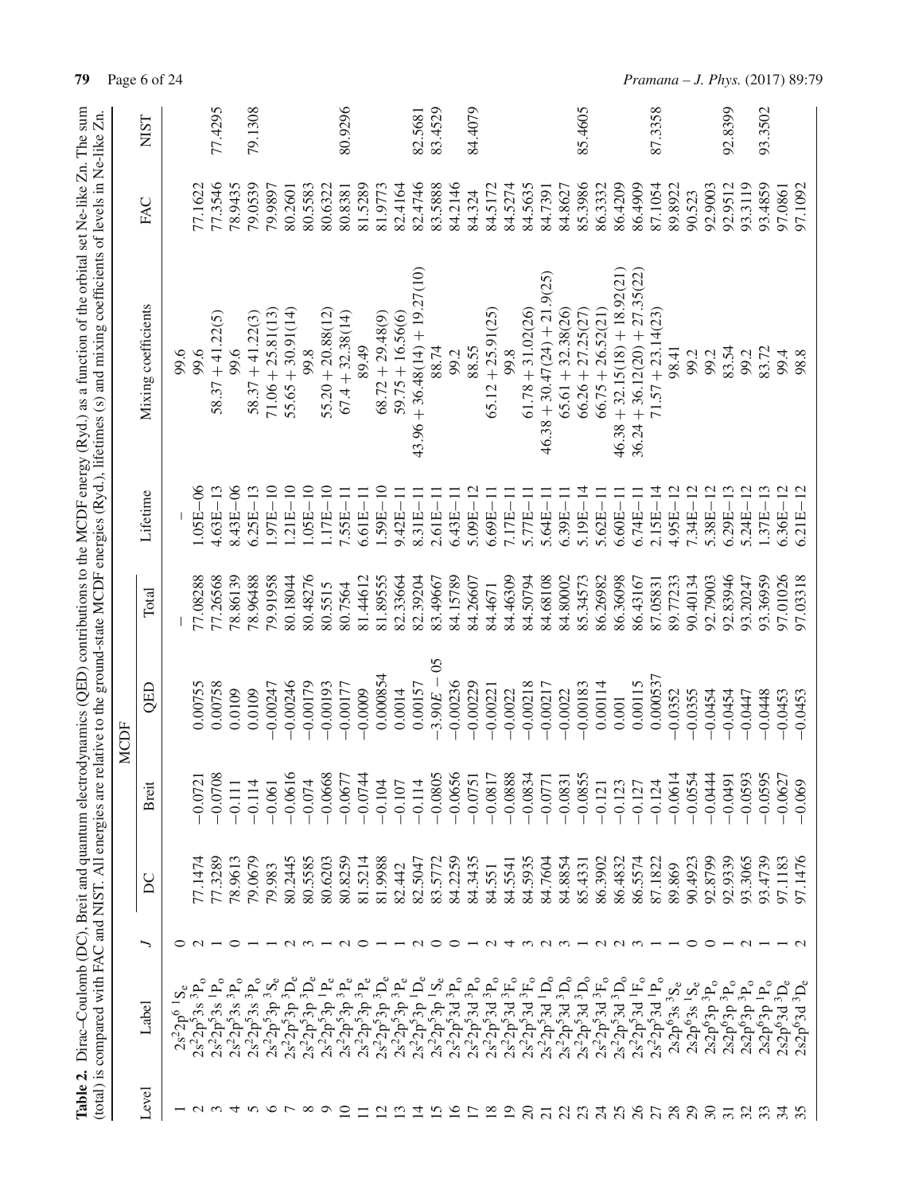**Table 2.** Dirac–Coulomb (DC), Breit and quantum electrodynamics (QED) contributions to the MCDF energy (Ryd.) as a function of the orbital set Ne-like Zn. The sum (total) is compared with FAC and NIST. All energies are relative to the ground-state MCDF energies (Ryd.), lifetimes (s) and mixing coefficients of levels in Ne-like Zn.

| Level | Label | $J$ | MCDF | | | | Lifetime | Mixing coefficients | FAC | NIST |
|---|---|---|---|---|---|---|---|---|---|---|
| | | | DC | Breit | QED | Total | | | | |
| 1 | $2s^22p^6\ ^1S_e$ | 0 | | | | – | – | 99.6 | | |
| 2 | $2s^22p^53s\ ^3P_o$ | 2 | 77.1474 | −0.0721 | 0.00755 | 77.08288 | 1.05E−06 | 99.6 | 77.1622 | |
| 3 | $2s^22p^53s\ ^1P_o$ | 1 | 77.3289 | −0.0708 | 0.00758 | 77.26568 | 4.63E−13 | 58.37 + 41.22(5) | 77.3546 | 77.4295 |
| 4 | $2s^22p^53s\ ^3P_o$ | 0 | 78.9613 | −0.111 | 0.0109 | 78.86139 | 8.43E−06 | 99.6 | 78.9435 | |
| 5 | $2s^22p^53s\ ^3P_o$ | 1 | 79.0679 | −0.114 | 0.0109 | 78.96488 | 6.25E−13 | 58.37 + 41.22(3) | 79.0539 | 79.1308 |
| 6 | $2s^22p^53p\ ^3S_e$ | 1 | 79.983 | −0.061 | −0.00247 | 79.91958 | 1.97E−10 | 71.06 + 25.81(13) | 79.9897 | |
| 7 | $2s^22p^53p\ ^3D_e$ | 2 | 80.2445 | −0.0616 | −0.00246 | 80.18044 | 1.21E−10 | 55.65 + 30.91(14) | 80.2601 | |
| 8 | $2s^22p^53p\ ^3D_e$ | 3 | 80.5585 | −0.074 | −0.00179 | 80.48276 | 1.05E−10 | 99.8 | 80.5583 | |
| 9 | $2s^22p^53p\ ^1P_e$ | 1 | 80.6203 | −0.0668 | −0.00193 | 80.5515 | 1.17E−10 | 55.20 + 20.88(12) | 80.6322 | |
| 10 | $2s^22p^53p\ ^3P_e$ | 2 | 80.8259 | −0.0677 | −0.00177 | 80.7564 | 7.55E−11 | 67.4 + 32.38(14) | 80.8381 | 80.9296 |
| 11 | $2s^22p^53p\ ^3P_e$ | 0 | 81.5214 | −0.0744 | −0.0009 | 81.44612 | 6.61E−11 | 89.49 | 81.5289 | |
| 12 | $2s^22p^53p\ ^3D_e$ | 1 | 81.9988 | −0.104 | 0.000854 | 81.89555 | 1.59E−10 | 68.72 + 29.48(9) | 81.9773 | |
| 13 | $2s^22p^53p\ ^3P_e$ | 1 | 82.442 | −0.107 | 0.0014 | 82.33664 | 9.42E−11 | 59.75 + 16.56(6) | 82.4164 | |
| 14 | $2s^22p^53p\ ^1D_e$ | 2 | 82.5047 | −0.114 | 0.00157 | 82.39204 | 8.31E−11 | 43.96 + 36.48(14) + 19.27(10) | 82.4746 | 82.5681 |
| 15 | $2s^22p^53p\ ^1S_e$ | 0 | 83.5772 | −0.0805 | $-3.90E-05$ | 83.49667 | 2.61E−11 | 88.74 | 83.5888 | 83.4529 |
| 16 | $2s^22p^53d\ ^3P_o$ | 0 | 84.2259 | −0.0656 | −0.00236 | 84.15789 | 6.43E−11 | 99.2 | 84.2146 | |
| 17 | $2s^22p^53d\ ^3P_o$ | 1 | 84.3435 | −0.0751 | −0.00229 | 84.26607 | 5.09E−12 | 88.55 | 84.324 | 84.4079 |
| 18 | $2s^22p^53d\ ^3P_o$ | 2 | 84.551 | −0.0817 | −0.00221 | 84.4671 | 6.69E−11 | 65.12 + 25.91(25) | 84.5172 | |
| 19 | $2s^22p^53d\ ^3F_o$ | 4 | 84.5541 | −0.0888 | −0.0022 | 84.46309 | 7.17E−11 | 99.8 | 84.5274 | |
| 20 | $2s^22p^53d\ ^3F_o$ | 3 | 84.5935 | −0.0834 | −0.00218 | 84.50794 | 5.77E−11 | 61.78 + 31.02(26) | 84.5635 | |
| 21 | $2s^22p^53d\ ^1D_o$ | 2 | 84.7604 | −0.0771 | −0.00217 | 84.68108 | 5.64E−11 | 46.38 + 30.47(24) + 21.9(25) | 84.7391 | |
| 22 | $2s^22p^53d\ ^3D_o$ | 3 | 84.8854 | −0.0831 | −0.0022 | 84.80002 | 6.39E−11 | 65.61 + 32.38(26) | 84.8627 | |
| 23 | $2s^22p^53d\ ^3D_o$ | 1 | 85.4331 | −0.0855 | −0.00183 | 85.34573 | 5.19E−14 | 66.26 + 27.25(27) | 85.3986 | 85.4605 |
| 24 | $2s^22p^53d\ ^3F_o$ | 2 | 86.3902 | −0.121 | 0.00114 | 86.26982 | 5.62E−11 | 66.75 + 26.52(21) | 86.3332 | |
| 25 | $2s^22p^53d\ ^3D_o$ | 2 | 86.4832 | −0.123 | 0.001 | 86.36098 | 6.60E−11 | 46.38 + 32.15(18) + 18.92(21) | 86.4209 | |
| 26 | $2s^22p^53d\ ^1F_o$ | 3 | 86.5574 | −0.127 | 0.00115 | 86.43167 | 6.74E−11 | 36.24 + 36.12(20) + 27.35(22) | 86.4909 | |
| 27 | $2s^22p^53d\ ^1P_o$ | 1 | 87.1822 | −0.124 | 0.000537 | 87.05831 | 2.15E−14 | 71.57 + 23.14(23) | 87.1054 | 87.3358 |
| 28 | $2s2p^63s\ ^3S_e$ | 1 | 89.869 | −0.0614 | −0.0352 | 89.77233 | 4.95E−12 | 98.41 | 89.8922 | |
| 29 | $2s2p^63s\ ^1S_e$ | 0 | 90.4923 | −0.0554 | −0.0355 | 90.40134 | 7.34E−12 | 99.2 | 90.523 | |
| 30 | $2s2p^63p\ ^3P_o$ | 0 | 92.8799 | −0.0444 | −0.0454 | 92.79003 | 5.38E−12 | 99.2 | 92.9003 | |
| 31 | $2s2p^63p\ ^3P_o$ | 1 | 92.9339 | −0.0491 | −0.0454 | 92.83946 | 6.29E−13 | 83.54 | 92.9512 | 92.8399 |
| 32 | $2s2p^63p\ ^3P_o$ | 2 | 93.3065 | −0.0593 | −0.0447 | 93.20247 | 5.24E−12 | 99.2 | 93.3119 | |
| 33 | $2s2p^63p\ ^1P_o$ | 1 | 93.4739 | −0.0595 | −0.0448 | 93.36959 | 1.37E−13 | 83.72 | 93.4859 | 93.3502 |
| 34 | $2s2p^63d\ ^3D_e$ | 1 | 97.1183 | −0.0627 | −0.0453 | 97.01026 | 6.36E−12 | 99.4 | 97.0861 | |
| 35 | $2s2p^63d\ ^3D_e$ | 2 | 97.1476 | −0.069 | −0.0453 | 97.03318 | 6.21E−12 | 98.8 | 97.1092 | |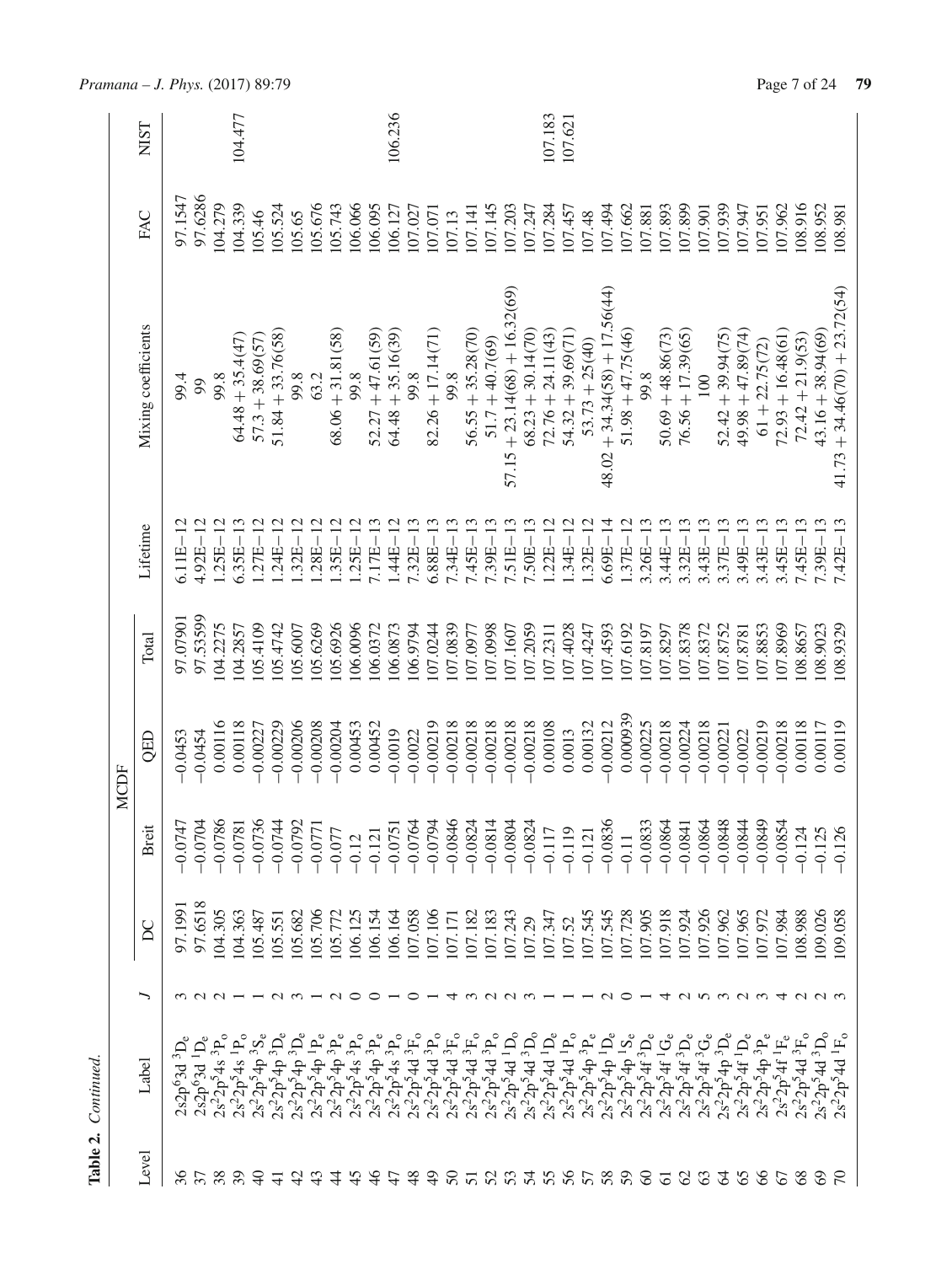**Table 2.** *Continued.*

| Level | Label | $J$ | MCDF | | | | Lifetime | Mixing coefficients | FAC | NIST |
|---|---|---|---|---|---|---|---|---|---|---|
| | | | DC | Breit | QED | Total | | | | |
| 36 | $2s2p^63d\ ^3D_e$ | 3 | 97.1991 | −0.0747 | −0.0453 | 97.07901 | 6.11E−12 | 99.4 | 97.1547 | |
| 37 | $2s2p^63d\ ^1D_e$ | 2 | 97.6518 | −0.0704 | −0.0454 | 97.53599 | 4.92E−12 | 99 | 97.6286 | |
| 38 | $2s^22p^54s\ ^3P_o$ | 2 | 104.305 | −0.0786 | 0.00116 | 104.2275 | 1.25E−12 | 99.8 | 104.279 | |
| 39 | $2s^22p^54s\ ^1P_o$ | 1 | 104.363 | −0.0781 | 0.00118 | 104.2857 | 6.35E−13 | 64.48 + 35.4(47) | 104.339 | 104.477 |
| 40 | $2s^22p^54p\ ^3S_e$ | 1 | 105.487 | −0.0736 | −0.00227 | 105.4109 | 1.27E−12 | 57.3 + 38.69(57) | 105.46 | |
| 41 | $2s^22p^54p\ ^3D_e$ | 2 | 105.551 | −0.0744 | −0.00229 | 105.4742 | 1.24E−12 | 51.84 + 33.76(58) | 105.524 | |
| 42 | $2s^22p^54p\ ^3D_e$ | 3 | 105.682 | −0.0792 | −0.00206 | 105.6007 | 1.32E−12 | 99.8 | 105.65 | |
| 43 | $2s^22p^54p\ ^1P_e$ | 1 | 105.706 | −0.0771 | −0.00208 | 105.6269 | 1.28E−12 | 63.2 | 105.676 | |
| 44 | $2s^22p^54p\ ^3P_e$ | 2 | 105.772 | −0.077 | −0.00204 | 105.6926 | 1.35E−12 | 68.06 + 31.81(58) | 105.743 | |
| 45 | $2s^22p^54s\ ^3P_o$ | 0 | 106.125 | −0.12 | 0.00453 | 106.0096 | 1.25E−12 | 99.8 | 106.066 | |
| 46 | $2s^22p^54p\ ^3P_e$ | 0 | 106.154 | −0.121 | 0.00452 | 106.0372 | 7.17E−13 | 52.27 + 47.61(59) | 106.095 | |
| 47 | $2s^22p^54s\ ^3P_o$ | 1 | 106.164 | −0.0751 | −0.0019 | 106.0873 | 1.44E−12 | 64.48 + 35.16(39) | 106.127 | 106.236 |
| 48 | $2s^22p^54d\ ^3F_o$ | 0 | 107.058 | −0.0764 | −0.0022 | 106.9794 | 7.32E−13 | 99.8 | 107.027 | |
| 49 | $2s^22p^54d\ ^3P_o$ | 1 | 107.106 | −0.0794 | −0.00219 | 107.0244 | 6.88E−13 | 82.26 + 17.14(71) | 107.071 | |
| 50 | $2s^22p^54d\ ^3F_o$ | 4 | 107.171 | −0.0846 | −0.00218 | 107.0839 | 7.34E−13 | 99.8 | 107.13 | |
| 51 | $2s^22p^54d\ ^3F_o$ | 3 | 107.182 | −0.0824 | −0.00218 | 107.0977 | 7.45E−13 | 56.55 + 35.28(70) | 107.141 | |
| 52 | $2s^22p^54d\ ^3P_o$ | 2 | 107.183 | −0.0814 | −0.00218 | 107.0998 | 7.39E−13 | 51.7 + 40.7(69) | 107.145 | |
| 53 | $2s^22p^54d\ ^1D_o$ | 2 | 107.243 | −0.0804 | −0.00218 | 107.1607 | 7.51E−13 | 57.15 + 23.14(68) + 16.32(69) | 107.203 | |
| 54 | $2s^22p^54d\ ^3D_o$ | 3 | 107.29 | −0.0824 | −0.00218 | 107.2059 | 7.50E−13 | 68.23 + 30.14(70) | 107.247 | |
| 55 | $2s^22p^54d\ ^1D_e$ | 1 | 107.347 | −0.117 | 0.00108 | 107.2311 | 1.22E−12 | 72.76 + 24.11(43) | 107.284 | 107.183 |
| 56 | $2s^22p^54d\ ^1P_o$ | 1 | 107.52 | −0.119 | 0.0013 | 107.4028 | 1.34E−12 | 54.32 + 39.69(71) | 107.457 | 107.621 |
| 57 | $2s^22p^54p\ ^3P_e$ | 1 | 107.545 | −0.121 | 0.00132 | 107.4247 | 1.32E−12 | 53.73 + 25(40) | 107.48 | |
| 58 | $2s^22p^54p\ ^1D_e$ | 2 | 107.545 | −0.0836 | −0.00212 | 107.4593 | 6.69E−14 | 48.02 + 34.34(58) + 17.56(44) | 107.494 | |
| 59 | $2s^22p^54p\ ^1S_e$ | 0 | 107.728 | −0.11 | 0.000939 | 107.6192 | 1.37E−12 | 51.98 + 47.75(46) | 107.662 | |
| 60 | $2s^22p^54f\ ^3D_e$ | 1 | 107.905 | −0.0833 | −0.00225 | 107.8197 | 3.26E−13 | 99.8 | 107.881 | |
| 61 | $2s^22p^54f\ ^1G_e$ | 4 | 107.918 | −0.0864 | −0.00218 | 107.8297 | 3.44E−13 | 50.69 + 48.86(73) | 107.893 | |
| 62 | $2s^22p^54f\ ^3D_e$ | 2 | 107.924 | −0.0841 | −0.00224 | 107.8378 | 3.32E−13 | 76.56 + 17.39(65) | 107.899 | |
| 63 | $2s^22p^54f\ ^3G_e$ | 5 | 107.926 | −0.0864 | −0.00218 | 107.8372 | 3.43E−13 | 100 | 107.901 | |
| 64 | $2s^22p^54p\ ^3D_e$ | 3 | 107.962 | −0.0848 | −0.00221 | 107.8752 | 3.37E−13 | 52.42 + 39.94(75) | 107.939 | |
| 65 | $2s^22p^54f\ ^1D_e$ | 2 | 107.965 | −0.0844 | −0.0022 | 107.8781 | 3.49E−13 | 49.98 + 47.89(74) | 107.947 | |
| 66 | $2s^22p^54p\ ^3P_e$ | 3 | 107.972 | −0.0849 | −0.00219 | 107.8853 | 3.43E−13 | 61 + 22.75(72) | 107.951 | |
| 67 | $2s^22p^54f\ ^1F_e$ | 4 | 107.984 | −0.0854 | −0.00218 | 107.8969 | 3.45E−13 | 72.93 + 16.48(61) | 107.962 | |
| 68 | $2s^22p^54d\ ^3F_o$ | 2 | 108.988 | −0.124 | 0.00118 | 108.8657 | 7.45E−13 | 72.42 + 21.9(53) | 108.916 | |
| 69 | $2s^22p^54d\ ^3D_o$ | 2 | 109.026 | −0.125 | 0.00117 | 108.9023 | 7.39E−13 | 43.16 + 38.94(69) | 108.952 | |
| 70 | $2s^22p^54d\ ^1F_o$ | 3 | 109.058 | −0.126 | 0.00119 | 108.9329 | 7.42E−13 | 41.73 + 34.46(70) + 23.72(54) | 108.981 | |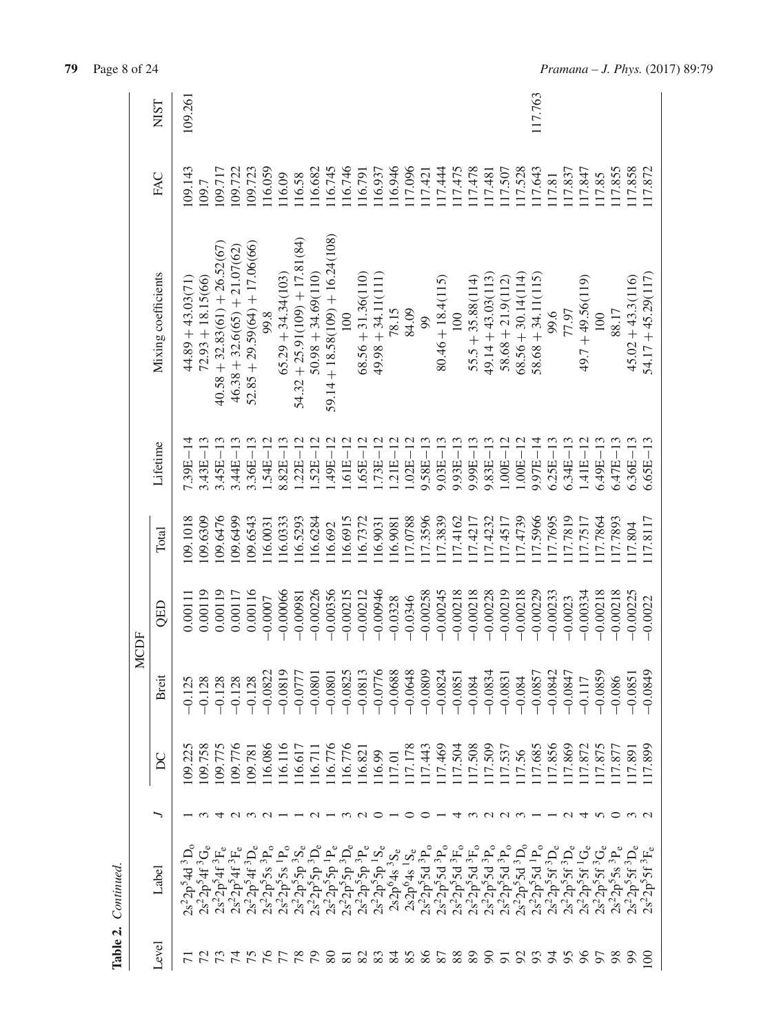**Table 2.** *Continued.*

| Level | Label | $J$ | MCDF | | | | Lifetime | Mixing coefficients | FAC | NIST |
|---|---|---|---|---|---|---|---|---|---|---|
| | | | DC | Breit | QED | Total | | | | |
| 71 | $2s^22p^54d\,^3D_o$ | 1 | 109.225 | −0.125 | 0.00111 | 109.1018 | 7.39E−14 | 44.89 + 43.03(71) | 109.143 | 109.261 |
| 72 | $2s^22p^54f\,^3G_e$ | 3 | 109.758 | −0.128 | 0.00119 | 109.6309 | 3.43E−13 | 72.93 + 18.15(66) | 109.7 | |
| 73 | $2s^22p^54f\,^3F_e$ | 4 | 109.775 | −0.128 | 0.00119 | 109.6476 | 3.45E−13 | 40.58 + 32.83(61) + 26.52(67) | 109.717 | |
| 74 | $2s^22p^54f\,^3F_e$ | 2 | 109.776 | −0.128 | 0.00117 | 109.6499 | 3.44E−13 | 46.38 + 32.6(65) + 21.07(62) | 109.722 | |
| 75 | $2s^22p^54f\,^3D_e$ | 3 | 109.781 | −0.128 | 0.00116 | 109.6543 | 3.36E−13 | 52.85 + 29.59(64) + 17.06(66) | 109.723 | |
| 76 | $2s^22p^55s\,^3P_o$ | 2 | 116.086 | −0.0822 | −0.0007 | 116.0031 | 1.54E−12 | 99.8 | 116.059 | |
| 77 | $2s^22p^55s\,^1P_o$ | 1 | 116.116 | −0.0819 | −0.00066 | 116.0333 | 8.82E−13 | 65.29 + 34.34(103) | 116.09 | |
| 78 | $2s^22p^55p\,^3S_e$ | 1 | 116.617 | −0.0777 | −0.00981 | 116.5293 | 1.22E−12 | 54.32 + 25.91(109) + 17.81(84) | 116.58 | |
| 79 | $2s^22p^55p\,^3D_e$ | 2 | 116.711 | −0.0801 | −0.00226 | 116.6284 | 1.52E−12 | 50.98 + 34.69(110) | 116.682 | |
| 80 | $2s^22p^55p\,^1P_e$ | 1 | 116.776 | −0.0801 | −0.00356 | 116.692 | 1.49E−12 | 59.14 + 18.58(109) + 16.24(108) | 116.745 | |
| 81 | $2s^22p^55p\,^3D_e$ | 3 | 116.776 | −0.0825 | −0.00215 | 116.6915 | 1.61E−12 | 100 | 116.746 | |
| 82 | $2s^22p^55p\,^3P_e$ | 2 | 116.821 | −0.0813 | −0.00212 | 116.7372 | 1.65E−12 | 68.56 + 31.36(110) | 116.791 | |
| 83 | $2s^22p^55p\,^1S_e$ | 0 | 116.99 | −0.0776 | −0.00946 | 116.9031 | 1.73E−12 | 49.98 + 34.11(111) | 116.937 | |
| 84 | $2s2p^64s\,^3S_e$ | 1 | 117.01 | −0.0688 | −0.0328 | 116.9081 | 1.21E−12 | 78.15 | 116.946 | |
| 85 | $2s2p^64s\,^1S_e$ | 0 | 117.178 | −0.0648 | −0.0346 | 117.0788 | 1.02E−12 | 84.09 | 117.096 | |
| 86 | $2s^22p^55d\,^3P_o$ | 0 | 117.443 | −0.0809 | −0.00258 | 117.3596 | 9.58E−13 | 99 | 117.421 | |
| 87 | $2s^22p^55d\,^3P_o$ | 1 | 117.469 | −0.0824 | −0.00245 | 117.3839 | 9.03E−13 | 80.46 + 18.4(115) | 117.444 | |
| 88 | $2s^22p^55d\,^3F_o$ | 4 | 117.504 | −0.0851 | −0.00218 | 117.4162 | 9.93E−13 | 100 | 117.475 | |
| 89 | $2s^22p^55d\,^3F_o$ | 3 | 117.508 | −0.084 | −0.00218 | 117.4217 | 9.99E−13 | 55.5 + 35.88(114) | 117.478 | |
| 90 | $2s^22p^55d\,^3P_o$ | 2 | 117.509 | −0.0834 | −0.00228 | 117.4232 | 9.83E−13 | 49.14 + 43.03(113) | 117.481 | |
| 91 | $2s^22p^55d\,^3P_o$ | 2 | 117.537 | −0.0831 | −0.00219 | 117.4517 | 1.00E−12 | 58.68 + 21.9(112) | 117.507 | |
| 92 | $2s^22p^55d\,^3D_o$ | 3 | 117.56 | −0.084 | −0.00218 | 117.4739 | 1.00E−12 | 68.56 + 30.14(114) | 117.528 | |
| 93 | $2s^22p^55d\,^1P_o$ | 1 | 117.685 | −0.0857 | −0.00229 | 117.5966 | 9.97E−14 | 58.68 + 34.11(115) | 117.643 | 117.763 |
| 94 | $2s^22p^55f\,^3D_e$ | 1 | 117.856 | −0.0842 | −0.00233 | 117.7695 | 6.25E−13 | 99.6 | 117.81 | |
| 95 | $2s^22p^55f\,^3D_e$ | 2 | 117.869 | −0.0847 | −0.0023 | 117.7819 | 6.34E−13 | 77.97 | 117.837 | |
| 96 | $2s^22p^55f\,^1G_e$ | 4 | 117.872 | −0.117 | −0.00334 | 117.7517 | 1.41E−12 | 49.7 + 49.56(119) | 117.847 | |
| 97 | $2s^22p^55f\,^3G_e$ | 5 | 117.875 | −0.0859 | −0.00218 | 117.7864 | 6.49E−13 | 100 | 117.85 | |
| 98 | $2s^22p^55s\,^3P_e$ | 0 | 117.877 | −0.086 | −0.00218 | 117.7893 | 6.47E−13 | 88.17 | 117.855 | |
| 99 | $2s^22p^55f\,^3D_e$ | 3 | 117.891 | −0.0851 | −0.00225 | 117.804 | 6.36E−13 | 45.02 + 43.3(116) | 117.858 | |
| 100 | $2s^22p^55f\,^3F_e$ | 2 | 117.899 | −0.0849 | −0.0022 | 117.8117 | 6.65E−13 | 54.17 + 45.29(117) | 117.872 | |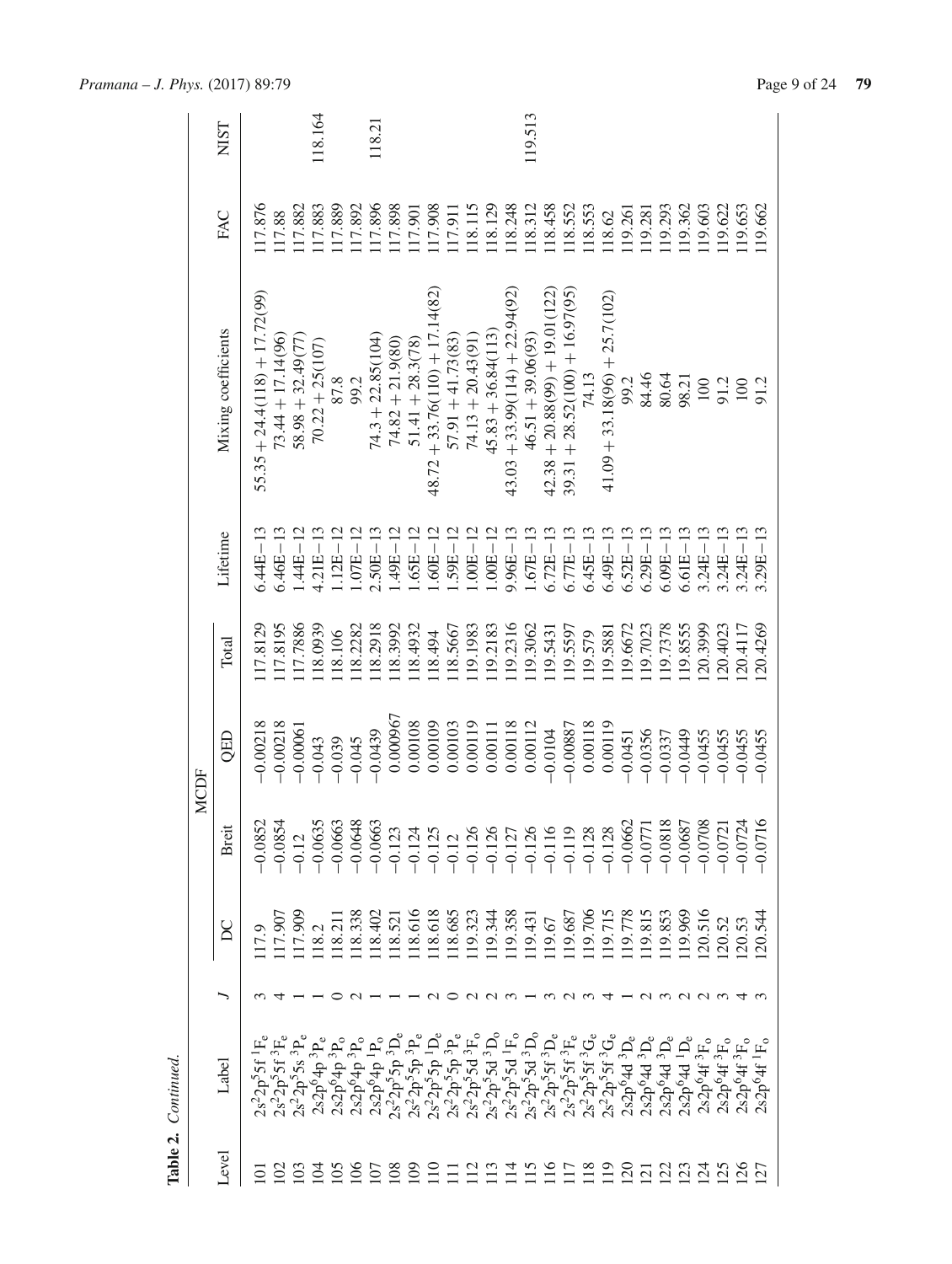**Table 2.** *Continued.*

| Level | Label | $J$ | MCDF | | | | Lifetime | Mixing coefficients | FAC | NIST |
|---|---|---|---|---|---|---|---|---|---|---|
| | | | DC | Breit | QED | Total | | | | |
| 101 | $2s^22p^55f\ ^1F_e$ | 3 | 117.9 | −0.0852 | −0.00218 | 117.8129 | 6.44E−13 | 55.35 + 24.4(118) + 17.72(99) | 117.876 | |
| 102 | $2s^22p^55f\ ^3F_e$ | 4 | 117.907 | −0.0854 | −0.00218 | 117.8195 | 6.46E−13 | 73.44 + 17.14(96) | 117.88 | |
| 103 | $2s^22p^55s\ ^3P_e$ | 1 | 117.909 | −0.12 | −0.00061 | 117.7886 | 1.44E−12 | 58.98 + 32.49(77) | 117.882 | |
| 104 | $2s2p^64p\ ^3P_o$ | 1 | 118.2 | −0.0635 | −0.043 | 118.0939 | 4.21E−13 | 70.22 + 25(107) | 117.883 | 118.164 |
| 105 | $2s2p^64p\ ^3P_o$ | 0 | 118.211 | −0.0663 | −0.039 | 118.106 | 1.12E−12 | 87.8 | 117.889 | |
| 106 | $2s2p^64p\ ^3P_o$ | 2 | 118.338 | −0.0648 | −0.045 | 118.2282 | 1.07E−12 | 99.2 | 117.892 | |
| 107 | $2s2p^64p\ ^1P_o$ | 1 | 118.402 | −0.0663 | −0.0439 | 118.2918 | 2.50E−13 | 74.3 + 22.85(104) | 117.896 | 118.21 |
| 108 | $2s^22p^55p\ ^3D_e$ | 1 | 118.521 | −0.123 | 0.000967 | 118.3992 | 1.49E−12 | 74.82 + 21.9(80) | 117.898 | |
| 109 | $2s^22p^55p\ ^3P_e$ | 1 | 118.616 | −0.124 | 0.00108 | 118.4932 | 1.65E−12 | 51.41 + 28.3(78) | 117.901 | |
| 110 | $2s^22p^55p\ ^1D_e$ | 2 | 118.618 | −0.125 | 0.00109 | 118.494 | 1.60E−12 | 48.72 + 33.76(110) + 17.14(82) | 117.908 | |
| 111 | $2s^22p^55p\ ^3P_e$ | 0 | 118.685 | −0.12 | 0.00103 | 118.5667 | 1.59E−12 | 57.91 + 41.73(83) | 117.911 | |
| 112 | $2s^22p^55d\ ^3F_o$ | 2 | 119.323 | −0.126 | 0.00119 | 119.1983 | 1.00E−12 | 74.13 + 20.43(91) | 118.115 | |
| 113 | $2s^22p^55d\ ^3D_o$ | 2 | 119.344 | −0.126 | 0.00111 | 119.2183 | 1.00E−12 | 45.83 + 36.84(113) | 118.129 | |
| 114 | $2s^22p^55d\ ^1F_o$ | 3 | 119.358 | −0.127 | 0.00118 | 119.2316 | 9.96E−13 | 43.03 + 33.99(114) + 22.94(92) | 118.248 | |
| 115 | $2s^22p^55d\ ^3D_o$ | 1 | 119.431 | −0.126 | 0.00112 | 119.3062 | 1.67E−13 | 46.51 + 39.06(93) | 118.312 | 119.513 |
| 116 | $2s^22p^55f\ ^3D_e$ | 3 | 119.67 | −0.116 | −0.0104 | 119.5431 | 6.72E−13 | 42.38 + 20.88(99) + 19.01(122) | 118.458 | |
| 117 | $2s^22p^55f\ ^3F_e$ | 2 | 119.687 | −0.119 | −0.00887 | 119.5597 | 6.77E−13 | 39.31 + 28.52(100) + 16.97(95) | 118.552 | |
| 118 | $2s^22p^55f\ ^3G_e$ | 3 | 119.706 | −0.128 | 0.00118 | 119.579 | 6.45E−13 | 74.13 | 118.553 | |
| 119 | $2s^22p^55f\ ^3G_e$ | 4 | 119.715 | −0.128 | 0.00119 | 119.5881 | 6.49E−13 | 41.09 + 33.18(96) + 25.7(102) | 118.62 | |
| 120 | $2s2p^64d\ ^3D_e$ | 1 | 119.778 | −0.0662 | −0.0451 | 119.6672 | 6.52E−13 | 99.2 | 119.261 | |
| 121 | $2s2p^64d\ ^3D_e$ | 2 | 119.815 | −0.0771 | −0.0356 | 119.7023 | 6.29E−13 | 84.46 | 119.281 | |
| 122 | $2s2p^64d\ ^3D_e$ | 3 | 119.853 | −0.0818 | −0.0337 | 119.7378 | 6.09E−13 | 80.64 | 119.293 | |
| 123 | $2s2p^64d\ ^1D_e$ | 2 | 119.969 | −0.0687 | −0.0449 | 119.8555 | 6.61E−13 | 98.21 | 119.362 | |
| 124 | $2s2p^64f\ ^3F_o$ | 2 | 120.516 | −0.0708 | −0.0455 | 120.3999 | 3.24E−13 | 100 | 119.603 | |
| 125 | $2s2p^64f\ ^3F_o$ | 3 | 120.52 | −0.0721 | −0.0455 | 120.4023 | 3.24E−13 | 91.2 | 119.622 | |
| 126 | $2s2p^64f\ ^3F_o$ | 4 | 120.53 | −0.0724 | −0.0455 | 120.4117 | 3.24E−13 | 100 | 119.653 | |
| 127 | $2s2p^64f\ ^1F_o$ | 3 | 120.544 | −0.0716 | −0.0455 | 120.4269 | 3.29E−13 | 91.2 | 119.662 | |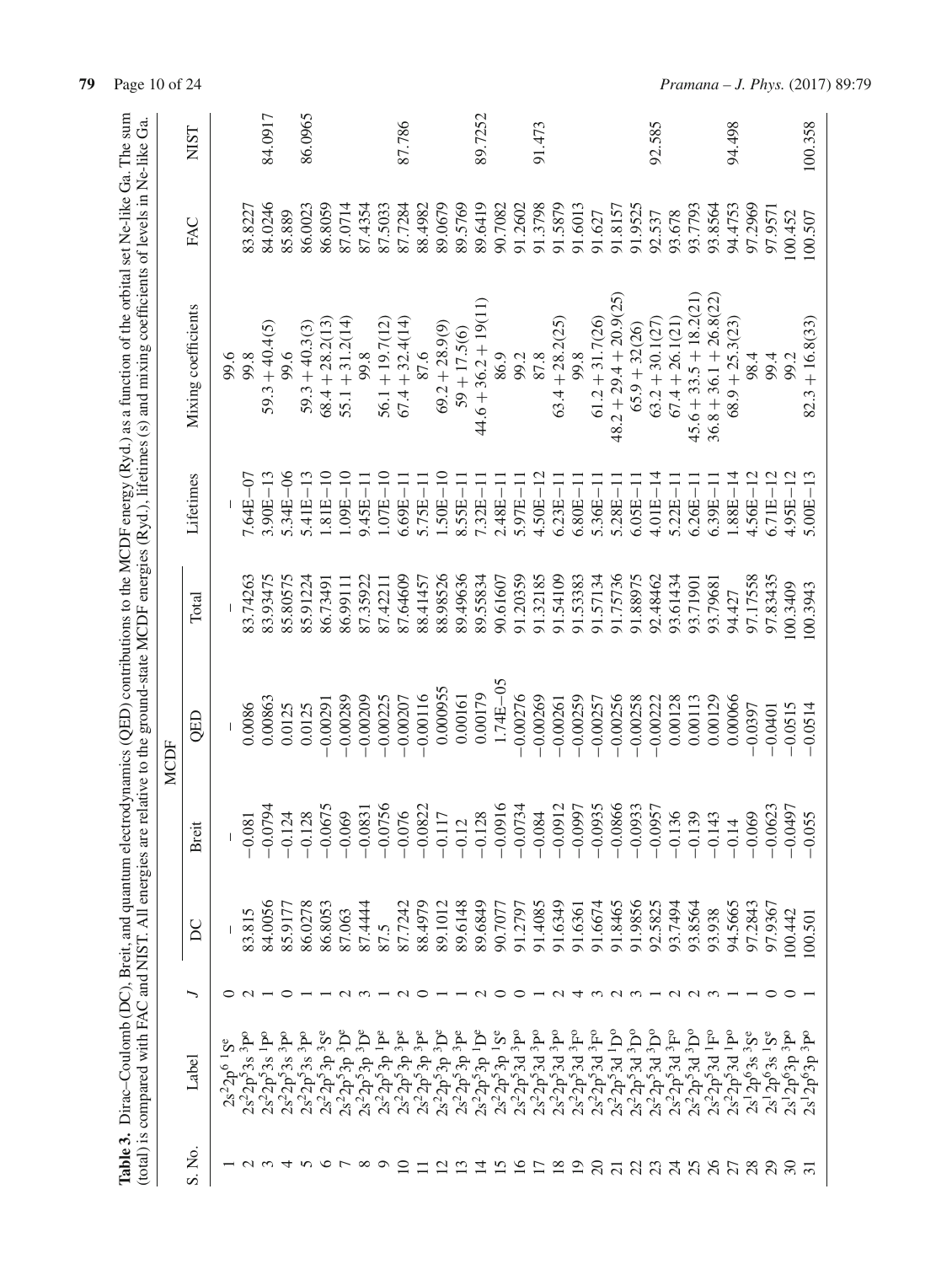**Table 3.** Dirac–Coulomb (DC), Breit, and quantum electrodynamics (QED) contributions to the MCDF energy (Ryd.) as a function of the orbital set Ne-like Ga. The sum (total) is compared with FAC and NIST. All energies are relative to the ground-state MCDF energies (Ryd.), lifetimes (s) and mixing coefficients of levels in Ne-like Ga.

| S. No. | Label | $J$ | MCDF | | | | Lifetimes | Mixing coefficients | FAC | NIST |
|---|---|---|---|---|---|---|---|---|---|---|
| | | | DC | Breit | QED | Total | | | | |
| 1 | $2s^22p^6\,{}^1S^e$ | 0 | – | – | – | – | – | 99.6 | | |
| 2 | $2s^22p^53s\,{}^3P^o$ | 2 | 83.815 | −0.081 | 0.0086 | 83.74263 | 7.64E−07 | 99.8 | 83.8227 | |
| 3 | $2s^22p^53s\,{}^1P^o$ | 1 | 84.0056 | −0.0794 | 0.00863 | 83.93475 | 3.90E−13 | 59.3 + 40.4(5) | 84.0246 | 84.0917 |
| 4 | $2s^22p^53s\,{}^3P^o$ | 0 | 85.9177 | −0.124 | 0.0125 | 85.80575 | 5.34E−06 | 99.6 | 85.889 | |
| 5 | $2s^22p^53s\,{}^3P^o$ | 1 | 86.0278 | −0.128 | 0.0125 | 85.91224 | 5.41E−13 | 59.3 + 40.3(3) | 86.0023 | 86.0965 |
| 6 | $2s^22p^53p\,{}^3S^e$ | 1 | 86.8053 | −0.0675 | −0.00291 | 86.73491 | 1.81E−10 | 68.4 + 28.2(13) | 86.8059 | |
| 7 | $2s^22p^53p\,{}^3D^e$ | 2 | 87.063 | −0.069 | −0.00289 | 86.99111 | 1.09E−10 | 55.1 + 31.2(14) | 87.0714 | |
| 8 | $2s^22p^53p\,{}^3D^e$ | 3 | 87.4444 | −0.0831 | −0.00209 | 87.35922 | 9.45E−11 | 99.8 | 87.4354 | |
| 9 | $2s^22p^53p\,{}^1P^e$ | 1 | 87.5 | −0.0756 | −0.00225 | 87.42211 | 1.07E−10 | 56.1 + 19.7(12) | 87.5033 | |
| 10 | $2s^22p^53p\,{}^3P^e$ | 2 | 87.7242 | −0.076 | −0.00207 | 87.64609 | 6.69E−11 | 67.4 + 32.4(14) | 87.7284 | 87.786 |
| 11 | $2s^22p^53p\,{}^3P^e$ | 0 | 88.4979 | −0.0822 | −0.00116 | 88.41457 | 5.75E−11 | 87.6 | 88.4982 | |
| 12 | $2s^22p^53p\,{}^3D^e$ | 1 | 89.1012 | −0.117 | 0.000955 | 88.98526 | 1.50E−10 | 69.2 + 28.9(9) | 89.0679 | |
| 13 | $2s^22p^53p\,{}^3P^e$ | 1 | 89.6148 | −0.12 | 0.00161 | 89.49636 | 8.55E−11 | 59 + 17.5(6) | 89.5769 | |
| 14 | $2s^22p^53p\,{}^1D^e$ | 2 | 89.6849 | −0.128 | 0.00179 | 89.55834 | 7.32E−11 | 44.6 + 36.2 + 19(11) | 89.6419 | 89.7252 |
| 15 | $2s^22p^53p\,{}^1S^e$ | 0 | 90.7077 | −0.0916 | 1.74E−05 | 90.61607 | 2.48E−11 | 86.9 | 90.7082 | |
| 16 | $2s^22p^53d\,{}^3P^o$ | 0 | 91.2797 | −0.0734 | −0.00276 | 91.20359 | 5.97E−11 | 99.2 | 91.2602 | |
| 17 | $2s^22p^53d\,{}^3P^o$ | 1 | 91.4085 | −0.084 | −0.00269 | 91.32185 | 4.50E−12 | 87.8 | 91.3798 | 91.473 |
| 18 | $2s^22p^53d\,{}^3P^o$ | 2 | 91.6349 | −0.0912 | −0.00261 | 91.54109 | 6.23E−11 | 63.4 + 28.2(25) | 91.5879 | |
| 19 | $2s^22p^53d\,{}^3F^o$ | 4 | 91.6361 | −0.0997 | −0.00259 | 91.53383 | 6.80E−11 | 99.8 | 91.6013 | |
| 20 | $2s^22p^53d\,{}^3F^o$ | 3 | 91.6674 | −0.0935 | −0.00257 | 91.57134 | 5.36E−11 | 61.2 + 31.7(26) | 91.627 | |
| 21 | $2s^22p^53d\,{}^1D^o$ | 2 | 91.8465 | −0.0866 | −0.00256 | 91.75736 | 5.28E−11 | 48.2 + 29.4 + 20.9(25) | 91.8157 | |
| 22 | $2s^22p^53d\,{}^3D^o$ | 3 | 91.9856 | −0.0933 | −0.00258 | 91.88975 | 6.05E−11 | 65.9 + 32(26) | 91.9525 | |
| 23 | $2s^22p^53d\,{}^3D^o$ | 1 | 92.5825 | −0.0957 | −0.00222 | 92.48462 | 4.01E−14 | 63.2 + 30.1(27) | 92.537 | 92.585 |
| 24 | $2s^22p^53d\,{}^3F^o$ | 2 | 93.7494 | −0.136 | 0.00128 | 93.61434 | 5.22E−11 | 67.4 + 26.1(21) | 93.678 | |
| 25 | $2s^22p^53d\,{}^3D^o$ | 2 | 93.8564 | −0.139 | 0.00113 | 93.71901 | 6.26E−11 | 45.6 + 33.5 + 18.2(21) | 93.7793 | |
| 26 | $2s^22p^53d\,{}^1F^o$ | 3 | 93.938 | −0.143 | 0.00129 | 93.79681 | 6.39E−11 | 36.8 + 36.1 + 26.8(22) | 93.8564 | |
| 27 | $2s^22p^53d\,{}^1P^o$ | 1 | 94.5665 | −0.14 | 0.00066 | 94.427 | 1.88E−14 | 68.9 + 25.3(23) | 94.4753 | 94.498 |
| 28 | $2s^12p^63s\,{}^3S^e$ | 1 | 97.2843 | −0.069 | −0.0397 | 97.17558 | 4.56E−12 | 98.4 | 97.2969 | |
| 29 | $2s^12p^63s\,{}^1S^e$ | 0 | 97.9367 | −0.0623 | −0.0401 | 97.83435 | 6.71E−12 | 99.4 | 97.9571 | |
| 30 | $2s^12p^63p\,{}^3P^o$ | 0 | 100.442 | −0.0497 | −0.0515 | 100.3409 | 4.95E−12 | 99.2 | 100.452 | |
| 31 | $2s^12p^63p\,{}^3P^o$ | 1 | 100.501 | −0.055 | −0.0514 | 100.3943 | 5.00E−13 | 82.3 + 16.8(33) | 100.507 | 100.358 |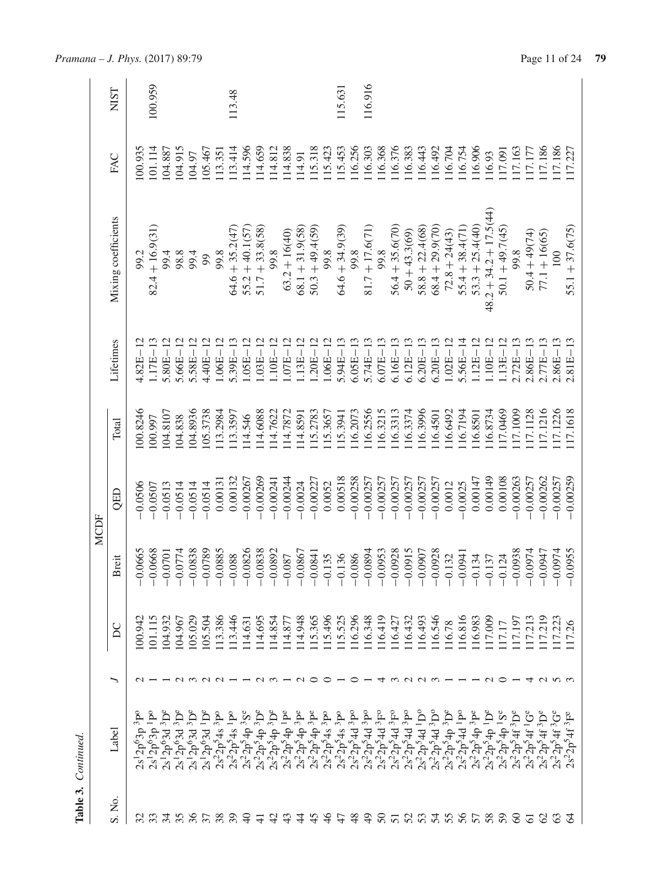**Table 3.** *Continued.*

| S. No. | Label | *J* | MCDF | | | | Lifetimes | Mixing coefficients | FAC | NIST |
|---|---|---|---|---|---|---|---|---|---|---|
| | | | DC | Breit | QED | Total | | | | |
| 32 | $2s^12p^63p\ ^3P^o$ | 2 | 100.942 | −0.0665 | −0.0506 | 100.8246 | 4.82E−12 | 99.2 | 100.935 | |
| 33 | $2s^12p^63p\ ^1P^o$ | 1 | 101.115 | −0.0668 | −0.0507 | 100.997 | 1.17E−13 | 82.4 + 16.9(31) | 101.114 | 100.959 |
| 34 | $2s^12p^63d\ ^3D^e$ | 1 | 104.932 | −0.0701 | −0.0513 | 104.8107 | 5.80E−12 | 99.4 | 104.887 | |
| 35 | $2s^12p^63d\ ^3D^e$ | 2 | 104.967 | −0.0774 | −0.0514 | 104.838 | 5.66E−12 | 98.8 | 104.915 | |
| 36 | $2s^12p^63d\ ^3D^e$ | 3 | 105.029 | −0.0838 | −0.0514 | 104.8936 | 5.58E−12 | 99.4 | 104.97 | |
| 37 | $2s^12p^63d\ ^1D^e$ | 2 | 105.504 | −0.0789 | −0.0514 | 105.3738 | 4.40E−12 | 99 | 105.467 | |
| 38 | $2s^22p^54s\ ^3P^o$ | 2 | 113.386 | −0.0885 | 0.00131 | 113.2984 | 1.06E−12 | 99.8 | 113.351 | |
| 39 | $2s^22p^54s\ ^1P^o$ | 1 | 113.446 | −0.088 | 0.00132 | 113.3597 | 5.39E−13 | 64.6 + 35.2(47) | 113.414 | 113.48 |
| 40 | $2s^22p^54p\ ^3S^e$ | 1 | 114.631 | −0.0826 | −0.00267 | 114.546 | 1.05E−12 | 55.2 + 40.1(57) | 114.596 | |
| 41 | $2s^22p^54p\ ^3D^e$ | 2 | 114.695 | −0.0838 | −0.00269 | 114.6088 | 1.03E−12 | 51.7 + 33.8(58) | 114.659 | |
| 42 | $2s^22p^54p\ ^3D^e$ | 3 | 114.854 | −0.0892 | −0.00241 | 114.7622 | 1.10E−12 | 99.8 | 114.812 | |
| 43 | $2s^22p^54p\ ^1P^e$ | 1 | 114.877 | −0.087 | −0.00244 | 114.7872 | 1.07E−12 | 63.2 + 16(40) | 114.838 | |
| 44 | $2s^22p^54p\ ^3P^e$ | 2 | 114.948 | −0.0867 | −0.0024 | 114.8591 | 1.13E−12 | 68.1 + 31.9(58) | 114.91 | |
| 45 | $2s^22p^54p\ ^3P^e$ | 0 | 115.365 | −0.0841 | −0.00227 | 115.2783 | 1.20E−12 | 50.3 + 49.4(59) | 115.318 | |
| 46 | $2s^22p^54s\ ^3P^o$ | 0 | 115.496 | −0.135 | 0.0052 | 115.3657 | 1.06E−12 | 99.8 | 115.423 | |
| 47 | $2s^22p^54s\ ^3P^o$ | 1 | 115.525 | −0.136 | 0.00518 | 115.3941 | 5.94E−13 | 64.6 + 34.9(39) | 115.453 | 115.631 |
| 48 | $2s^22p^54d\ ^3P^o$ | 0 | 116.296 | −0.086 | −0.00258 | 116.2073 | 6.05E−13 | 99.8 | 116.256 | |
| 49 | $2s^22p^54d\ ^3P^o$ | 1 | 116.348 | −0.0894 | −0.00257 | 116.2556 | 5.74E−13 | 81.7 + 17.6(71) | 116.303 | 116.916 |
| 50 | $2s^22p^54d\ ^3F^o$ | 4 | 116.419 | −0.0953 | −0.00257 | 116.3215 | 6.07E−13 | 99.8 | 116.368 | |
| 51 | $2s^22p^54d\ ^3F^o$ | 3 | 116.427 | −0.0928 | −0.00257 | 116.3313 | 6.16E−13 | 56.4 + 35.6(70) | 116.376 | |
| 52 | $2s^22p^54d\ ^3P^o$ | 2 | 116.432 | −0.0915 | −0.00257 | 116.3374 | 6.12E−13 | 50 + 43.3(69) | 116.383 | |
| 53 | $2s^22p^54d\ ^1D^o$ | 2 | 116.493 | −0.0907 | −0.00257 | 116.3996 | 6.20E−13 | 58.8 + 22.4(68) | 116.443 | |
| 54 | $2s^22p^54d\ ^3D^o$ | 3 | 116.546 | −0.0928 | −0.00257 | 116.4501 | 6.20E−13 | 68.4 + 29.9(70) | 116.492 | |
| 55 | $2s^22p^54p\ ^3D^e$ | 1 | 116.78 | −0.132 | 0.0012 | 116.6492 | 1.02E−12 | 72.8 + 24(43) | 116.704 | |
| 56 | $2s^22p^54d\ ^1P^o$ | 1 | 116.816 | −0.0941 | −0.0025 | 116.7194 | 5.56E−14 | 55.4 + 38.4(71) | 116.754 | |
| 57 | $2s^22p^54p\ ^3P^e$ | 1 | 116.983 | −0.134 | 0.00147 | 116.8501 | 1.12E−12 | 53.3 + 25.4(40) | 116.906 | |
| 58 | $2s^22p^54p\ ^1D^e$ | 2 | 117.009 | −0.137 | 0.00149 | 116.8734 | 1.10E−12 | 48.2 + 34.2 + 17.5(44) | 116.93 | |
| 59 | $2s^22p^54p\ ^1S^e$ | 0 | 117.17 | −0.124 | 0.00108 | 117.0469 | 1.13E−12 | 50.1 + 49.7(45) | 117.091 | |
| 60 | $2s^22p^54f\ ^3D^e$ | 1 | 117.197 | −0.0938 | −0.00263 | 117.1009 | 2.72E−13 | 99.8 | 117.163 | |
| 61 | $2s^22p^54f\ ^1G^e$ | 4 | 117.213 | −0.0974 | −0.00257 | 117.1128 | 2.86E−13 | 50.4 + 49(74) | 117.177 | |
| 62 | $2s^22p^54f\ ^3D^e$ | 2 | 117.219 | −0.0947 | −0.00262 | 117.1216 | 2.77E−13 | 77.1 + 16(65) | 117.186 | |
| 63 | $2s^22p^54f\ ^3G^e$ | 5 | 117.223 | −0.0974 | −0.00257 | 117.1226 | 2.86E−13 | 100 | 117.186 | |
| 64 | $2s^22p^54f\ ^3F^e$ | 3 | 117.26 | −0.0955 | −0.00259 | 117.1618 | 2.81E−13 | 55.1 + 37.6(75) | 117.227 | |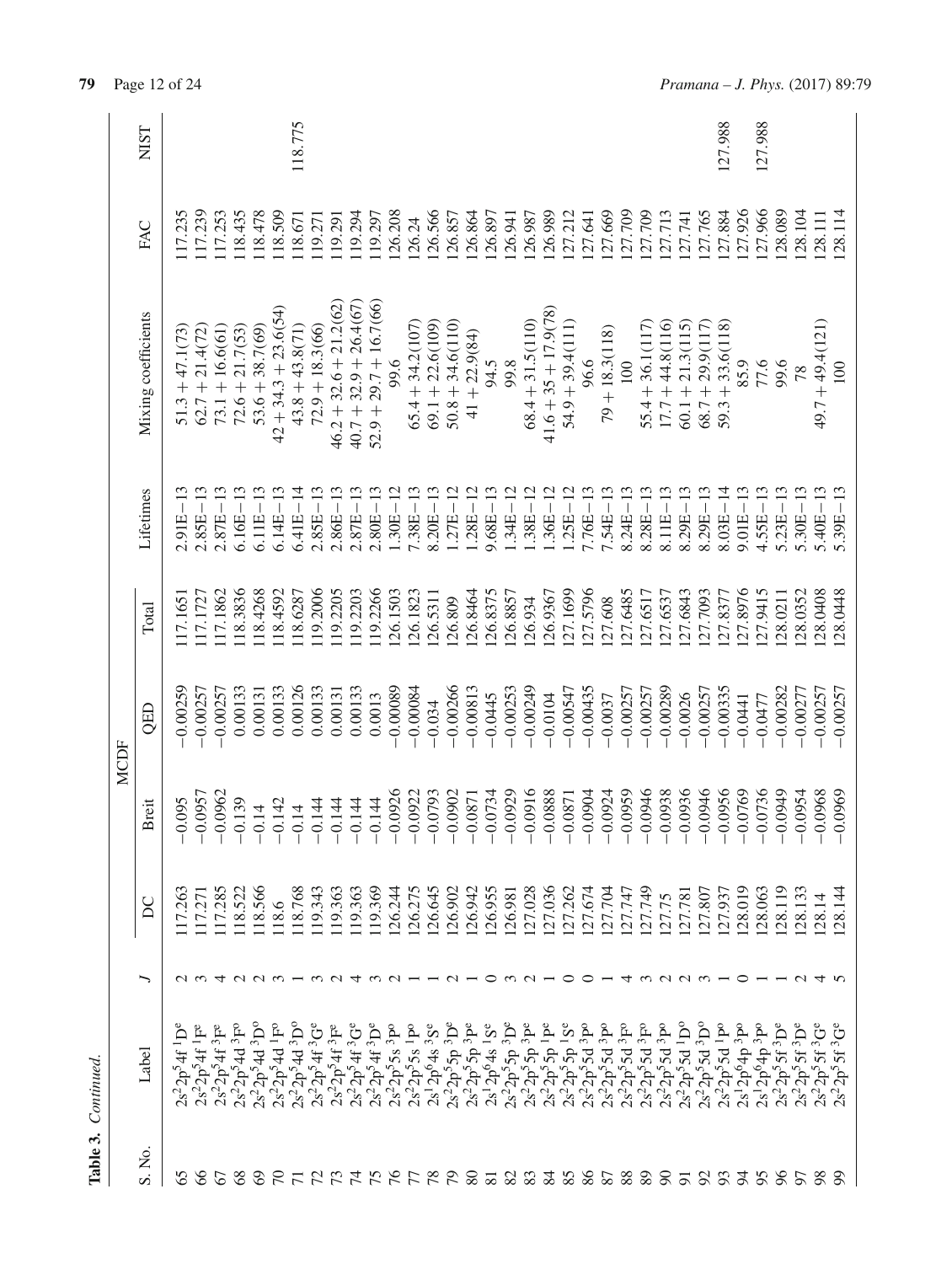**Table 3.** *Continued.*

| S. No. | Label | $J$ | MCDF | | | | Lifetimes | Mixing coefficients | FAC | NIST |
|---|---|---|---|---|---|---|---|---|---|---|
| | | | DC | Breit | QED | Total | | | | |
| 65 | $2s^22p^54f\,^1D^e$ | 2 | 117.263 | −0.095 | −0.00259 | 117.1651 | 2.91E−13 | 51.3 + 47.1(73) | 117.235 | |
| 66 | $2s^22p^54f\,^1F^e$ | 3 | 117.271 | −0.0957 | −0.00257 | 117.1727 | 2.85E−13 | 62.7 + 21.4(72) | 117.239 | |
| 67 | $2s^22p^54f\,^3F^e$ | 4 | 117.285 | −0.0962 | −0.00257 | 117.1862 | 2.87E−13 | 73.1 + 16.6(61) | 117.253 | |
| 68 | $2s^22p^54d\,^3F^o$ | 2 | 118.522 | −0.139 | 0.00133 | 118.3836 | 6.16E−13 | 72.6 + 21.7(53) | 118.435 | |
| 69 | $2s^22p^54d\,^3D^o$ | 2 | 118.566 | −0.14 | 0.00131 | 118.4268 | 6.11E−13 | 53.6 + 38.7(69) | 118.478 | |
| 70 | $2s^22p^54d\,^1F^o$ | 3 | 118.6 | −0.142 | 0.00133 | 118.4592 | 6.14E−13 | 42 + 34.3 + 23.6(54) | 118.509 | |
| 71 | $2s^22p^54d\,^3D^o$ | 1 | 118.768 | −0.14 | 0.00126 | 118.6287 | 6.41E−14 | 43.8 + 43.8(71) | 118.671 | 118.775 |
| 72 | $2s^22p^54f\,^3G^e$ | 3 | 119.343 | −0.144 | 0.00133 | 119.2006 | 2.85E−13 | 72.9 + 18.3(66) | 119.271 | |
| 73 | $2s^22p^54f\,^3F^e$ | 2 | 119.363 | −0.144 | 0.00131 | 119.2205 | 2.86E−13 | 46.2 + 32.6 + 21.2(62) | 119.291 | |
| 74 | $2s^22p^54f\,^3G^e$ | 4 | 119.363 | −0.144 | 0.00133 | 119.2203 | 2.87E−13 | 40.7 + 32.9 + 26.4(67) | 119.294 | |
| 75 | $2s^22p^54f\,^3D^e$ | 3 | 119.369 | −0.144 | 0.0013 | 119.2266 | 2.80E−13 | 52.9 + 29.7 + 16.7(66) | 119.297 | |
| 76 | $2s^22p^55s\,^3P^o$ | 2 | 126.244 | −0.0926 | −0.00089 | 126.1503 | 1.30E−12 | 99.6 | 126.208 | |
| 77 | $2s^22p^55s\,^1P^o$ | 1 | 126.275 | −0.0922 | −0.00084 | 126.1823 | 7.38E−13 | 65.4 + 34.2(107) | 126.24 | |
| 78 | $2s^12p^64s\,^3S^e$ | 1 | 126.645 | −0.0793 | −0.034 | 126.5311 | 8.20E−13 | 69.1 + 22.6(109) | 126.566 | |
| 79 | $2s^22p^55p\,^3D^e$ | 2 | 126.902 | −0.0902 | −0.00266 | 126.809 | 1.27E−12 | 50.8 + 34.6(110) | 126.857 | |
| 80 | $2s^22p^55p\,^3P^e$ | 1 | 126.942 | −0.0871 | −0.00813 | 126.8464 | 1.28E−12 | 41 + 22.9(84) | 126.864 | |
| 81 | $2s^12p^64s\,^1S^e$ | 0 | 126.955 | −0.0734 | −0.0445 | 126.8375 | 9.68E−13 | 94.5 | 126.897 | |
| 82 | $2s^22p^55p\,^3D^e$ | 3 | 126.981 | −0.0929 | −0.00253 | 126.8857 | 1.34E−12 | 99.8 | 126.941 | |
| 83 | $2s^22p^55p\,^3P^e$ | 2 | 127.028 | −0.0916 | −0.00249 | 126.934 | 1.38E−12 | 68.4 + 31.5(110) | 126.987 | |
| 84 | $2s^22p^55p\,^1P^e$ | 1 | 127.036 | −0.0888 | −0.0104 | 126.9367 | 1.36E−12 | 41.6 + 35 + 17.9(78) | 126.989 | |
| 85 | $2s^22p^55p\,^1S^e$ | 0 | 127.262 | −0.0871 | −0.00547 | 127.1699 | 1.25E−12 | 54.9 + 39.4(111) | 127.212 | |
| 86 | $2s^22p^55d\,^3P^o$ | 0 | 127.674 | −0.0904 | −0.00435 | 127.5796 | 7.76E−13 | 96.6 | 127.641 | |
| 87 | $2s^22p^55d\,^3P^o$ | 1 | 127.704 | −0.0924 | −0.0037 | 127.608 | 7.54E−13 | 79 + 18.3(118) | 127.669 | |
| 88 | $2s^22p^55d\,^3F^o$ | 4 | 127.747 | −0.0959 | −0.00257 | 127.6485 | 8.24E−13 | 100 | 127.709 | |
| 89 | $2s^22p^55d\,^3F^o$ | 3 | 127.749 | −0.0946 | −0.00257 | 127.6517 | 8.28E−13 | 55.4 + 36.1(117) | 127.709 | |
| 90 | $2s^22p^55d\,^3P^o$ | 2 | 127.75 | −0.0938 | −0.00289 | 127.6537 | 8.11E−13 | 17.7 + 44.8(116) | 127.713 | |
| 91 | $2s^22p^55d\,^1D^o$ | 2 | 127.781 | −0.0936 | −0.0026 | 127.6843 | 8.29E−13 | 60.1 + 21.3(115) | 127.741 | |
| 92 | $2s^22p^55d\,^3D^o$ | 3 | 127.807 | −0.0946 | −0.00257 | 127.7093 | 8.29E−13 | 68.7 + 29.9(117) | 127.765 | |
| 93 | $2s^22p^55d\,^1P^o$ | 1 | 127.937 | −0.0956 | −0.00335 | 127.8377 | 8.03E−14 | 59.3 + 33.6(118) | 127.884 | 127.988 |
| 94 | $2s^12p^64p\,^3P^o$ | 0 | 128.019 | −0.0769 | −0.0441 | 127.8976 | 9.01E−13 | 85.9 | 127.926 | |
| 95 | $2s^12p^64p\,^3P^o$ | 1 | 128.063 | −0.0736 | −0.0477 | 127.9415 | 4.55E−13 | 77.6 | 127.966 | 127.988 |
| 96 | $2s^22p^55f\,^3D^e$ | 1 | 128.119 | −0.0949 | −0.00282 | 128.0211 | 5.23E−13 | 99.6 | 128.089 | |
| 97 | $2s^22p^55f\,^3D^e$ | 2 | 128.133 | −0.0954 | −0.00277 | 128.0352 | 5.30E−13 | 78 | 128.104 | |
| 98 | $2s^22p^55f\,^3G^e$ | 4 | 128.14 | −0.0968 | −0.00257 | 128.0408 | 5.40E−13 | 49.7 + 49.4(121) | 128.111 | |
| 99 | $2s^22p^55f\,^3G^e$ | 5 | 128.144 | −0.0969 | −0.00257 | 128.0448 | 5.39E−13 | 100 | 128.114 | |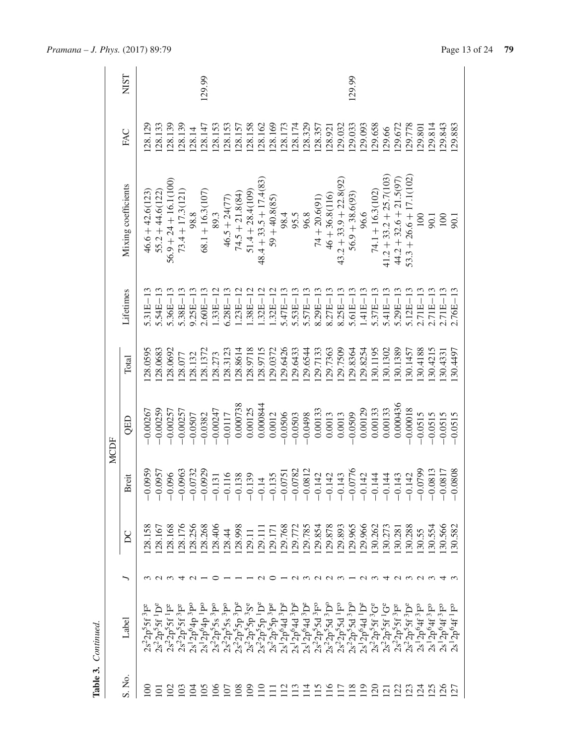**Table 3.** *Continued.*

| S. No. | Label | $J$ | MCDF | | | | Lifetimes | Mixing coefficients | FAC | NIST |
|---|---|---|---|---|---|---|---|---|---|---|
| | | | DC | Breit | QED | Total | | | | |
| 100 | $2s^22p^55f\,^3F^e$ | 3 | 128.158 | −0.0959 | −0.00267 | 128.0595 | 5.31E−13 | 46.6 + 42.6(123) | 128.129 | |
| 101 | $2s^22p^55f\,^1D^e$ | 2 | 128.167 | −0.0957 | −0.00259 | 128.0683 | 5.54E−13 | 55.2 + 44.6(122) | 128.133 | |
| 102 | $2s^22p^55f\,^1F^e$ | 3 | 128.168 | −0.096 | −0.00257 | 128.0692 | 5.36E−13 | 56.9 + 24 + 16.1(100) | 128.139 | |
| 103 | $2s^22p^55f\,^3F^e$ | 4 | 128.176 | −0.0963 | −0.00257 | 128.077 | 5.38E−13 | 73.4 + 17.3(121) | 128.139 | |
| 104 | $2s^12p^64p\,^3P^o$ | 2 | 128.256 | −0.0732 | −0.0507 | 128.132 | 9.25E−13 | 98.8 | 128.14 | |
| 105 | $2s^12p^64p\,^1P^o$ | 1 | 128.268 | −0.0929 | −0.0382 | 128.1372 | 2.60E−13 | 68.1 + 16.3(107) | 128.147 | 129.99 |
| 106 | $2s^22p^55s\,^3P^o$ | 0 | 128.406 | −0.131 | −0.00247 | 128.273 | 1.33E−12 | 89.3 | 128.153 | |
| 107 | $2s^22p^55s\,^3P^o$ | 1 | 128.44 | −0.116 | −0.0117 | 128.3123 | 6.28E−13 | 46.5 + 24(77) | 128.153 | |
| 108 | $2s^22p^55p\,^3D^e$ | 1 | 128.998 | −0.138 | 0.000738 | 128.8614 | 1.23E−12 | 74.5 + 21.8(84) | 128.157 | |
| 109 | $2s^22p^55p\,^3S^e$ | 1 | 129.11 | −0.139 | 0.00125 | 128.9718 | 1.38E−12 | 51.4 + 28.4(109) | 128.158 | |
| 110 | $2s^22p^55p\,^1D^e$ | 2 | 129.111 | −0.14 | 0.000844 | 128.9715 | 1.32E−12 | 48.4 + 33.5 + 17.4(83) | 128.162 | |
| 111 | $2s^22p^55p\,^3P^e$ | 0 | 129.171 | −0.135 | 0.0012 | 129.0372 | 1.32E−12 | 59 + 40.8(85) | 128.169 | |
| 112 | $2s^12p^64d\,^3D^e$ | 1 | 129.768 | −0.0751 | −0.0506 | 129.6426 | 5.47E−13 | 98.4 | 128.173 | |
| 113 | $2s^12p^64d\,^3D^e$ | 2 | 129.772 | −0.0782 | −0.0503 | 129.6433 | 5.53E−13 | 95.5 | 128.174 | |
| 114 | $2s^12p^64d\,^3D^e$ | 3 | 129.785 | −0.0812 | −0.0498 | 129.6544 | 5.57E−13 | 96.8 | 128.329 | |
| 115 | $2s^22p^55d\,^3F^o$ | 2 | 129.854 | −0.142 | 0.00133 | 129.7133 | 8.29E−13 | 74 + 20.6(91) | 128.357 | |
| 116 | $2s^22p^55d\,^3D^o$ | 2 | 129.878 | −0.142 | 0.0013 | 129.7363 | 8.27E−13 | 46 + 36.8(116) | 128.921 | |
| 117 | $2s^22p^55d\,^1F^o$ | 3 | 129.893 | −0.143 | 0.0013 | 129.7509 | 8.25E−13 | 43.2 + 33.9 + 22.8(92) | 129.032 | |
| 118 | $2s^22p^55d\,^3D^o$ | 1 | 129.965 | −0.0776 | −0.0509 | 129.8364 | 5.61E−13 | 56.9 + 38.6(93) | 129.033 | 129.99 |
| 119 | $2s^12p^64d\,^1D^e$ | 2 | 129.966 | −0.142 | 0.00129 | 129.8254 | 1.41E−13 | 96.6 | 129.093 | |
| 120 | $2s^22p^55f\,^3G^e$ | 3 | 130.262 | −0.144 | 0.00133 | 130.1195 | 5.37E−13 | 74.1 + 16.3(102) | 129.658 | |
| 121 | $2s^22p^55f\,^1G^e$ | 4 | 130.273 | −0.144 | 0.00133 | 130.1302 | 5.41E−13 | 41.2 + 33.2 + 25.7(103) | 129.66 | |
| 122 | $2s^22p^55f\,^3F^e$ | 2 | 130.281 | −0.143 | 0.000436 | 130.1389 | 5.29E−13 | 44.2 + 32.6 + 21.5(97) | 129.672 | |
| 123 | $2s^22p^55f\,^3D^e$ | 3 | 130.288 | −0.142 | −0.00018 | 130.1457 | 5.12E−13 | 53.3 + 26.6 + 17.1(102) | 129.778 | |
| 124 | $2s^12p^64f\,^3F^o$ | 2 | 130.55 | −0.0799 | −0.0515 | 130.4188 | 2.71E−13 | 100 | 129.801 | |
| 125 | $2s^12p^64f\,^3F^o$ | 3 | 130.554 | −0.0813 | −0.0515 | 130.4215 | 2.71E−13 | 90.1 | 129.814 | |
| 126 | $2s^12p^64f\,^3F^o$ | 4 | 130.566 | −0.0817 | −0.0515 | 130.4331 | 2.71E−13 | 100 | 129.843 | |
| 127 | $2s^12p^64f\,^1F^o$ | 3 | 130.582 | −0.0808 | −0.0515 | 130.4497 | 2.76E−13 | 90.1 | 129.883 | |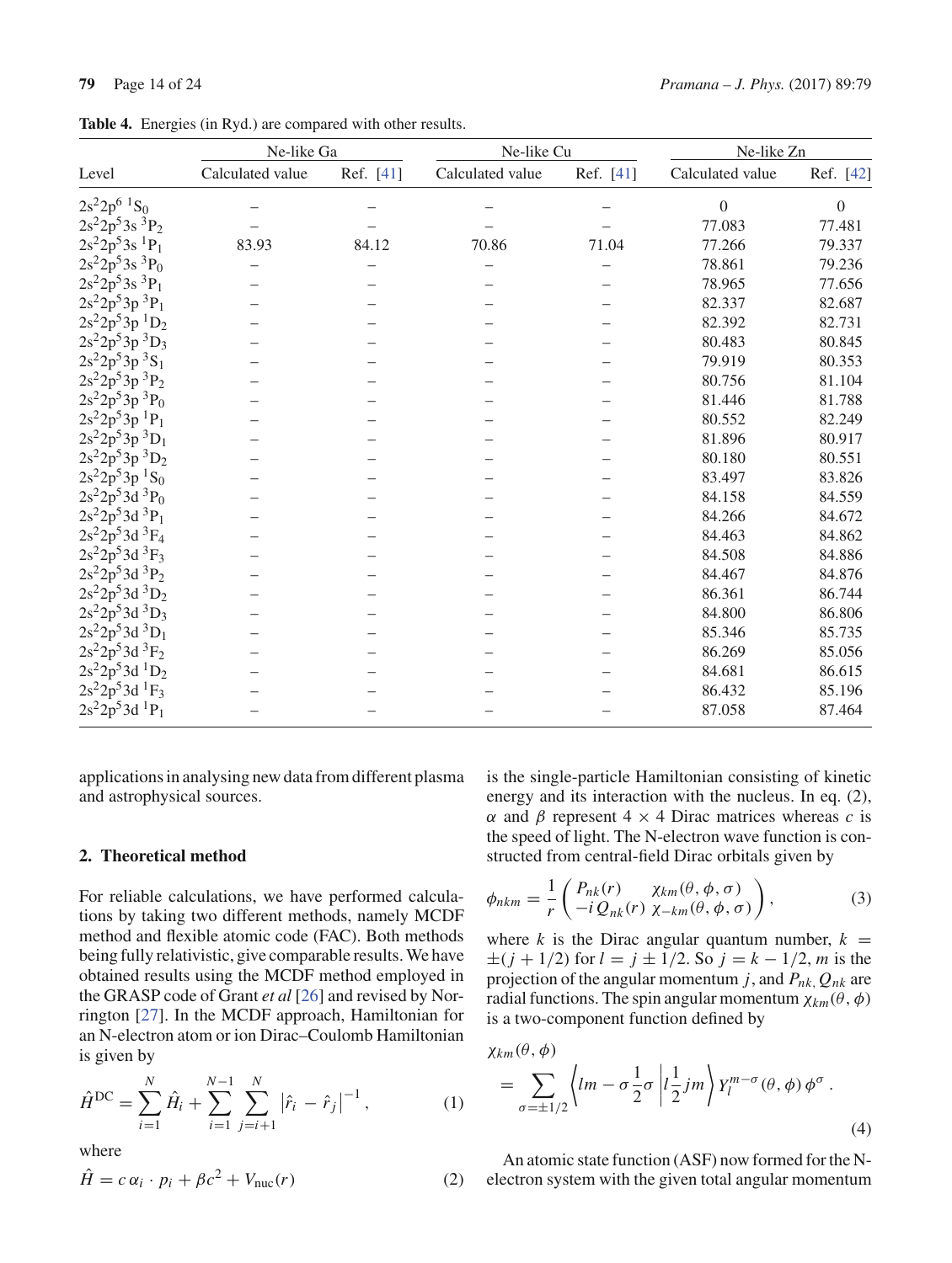**Table 4.** Energies (in Ryd.) are compared with other results.

| Level | Ne-like Ga | | Ne-like Cu | | Ne-like Zn | |
|---|---|---|---|---|---|---|
| | Calculated value | Ref. [41] | Calculated value | Ref. [41] | Calculated value | Ref. [42] |
| $2s^22p^6\ ^1S_0$ | – | – | – | – | 0 | 0 |
| $2s^22p^53s\ ^3P_2$ | – | – | – | – | 77.083 | 77.481 |
| $2s^22p^53s\ ^1P_1$ | 83.93 | 84.12 | 70.86 | 71.04 | 77.266 | 79.337 |
| $2s^22p^53s\ ^3P_0$ | – | – | – | – | 78.861 | 79.236 |
| $2s^22p^53s\ ^3P_1$ | – | – | – | – | 78.965 | 77.656 |
| $2s^22p^53p\ ^3P_1$ | – | – | – | – | 82.337 | 82.687 |
| $2s^22p^53p\ ^1D_2$ | – | – | – | – | 82.392 | 82.731 |
| $2s^22p^53p\ ^3D_3$ | – | – | – | – | 80.483 | 80.845 |
| $2s^22p^53p\ ^3S_1$ | – | – | – | – | 79.919 | 80.353 |
| $2s^22p^53p\ ^3P_2$ | – | – | – | – | 80.756 | 81.104 |
| $2s^22p^53p\ ^3P_0$ | – | – | – | – | 81.446 | 81.788 |
| $2s^22p^53p\ ^1P_1$ | – | – | – | – | 80.552 | 82.249 |
| $2s^22p^53p\ ^3D_1$ | – | – | – | – | 81.896 | 80.917 |
| $2s^22p^53p\ ^3D_2$ | – | – | – | – | 80.180 | 80.551 |
| $2s^22p^53p\ ^1S_0$ | – | – | – | – | 83.497 | 83.826 |
| $2s^22p^53d\ ^3P_0$ | – | – | – | – | 84.158 | 84.559 |
| $2s^22p^53d\ ^3P_1$ | – | – | – | – | 84.266 | 84.672 |
| $2s^22p^53d\ ^3F_4$ | – | – | – | – | 84.463 | 84.862 |
| $2s^22p^53d\ ^3F_3$ | – | – | – | – | 84.508 | 84.886 |
| $2s^22p^53d\ ^3P_2$ | – | – | – | – | 84.467 | 84.876 |
| $2s^22p^53d\ ^3D_2$ | – | – | – | – | 86.361 | 86.744 |
| $2s^22p^53d\ ^3D_3$ | – | – | – | – | 84.800 | 86.806 |
| $2s^22p^53d\ ^3D_1$ | – | – | – | – | 85.346 | 85.735 |
| $2s^22p^53d\ ^3F_2$ | – | – | – | – | 86.269 | 85.056 |
| $2s^22p^53d\ ^1D_2$ | – | – | – | – | 84.681 | 86.615 |
| $2s^22p^53d\ ^1F_3$ | – | – | – | – | 86.432 | 85.196 |
| $2s^22p^53d\ ^1P_1$ | – | – | – | – | 87.058 | 87.464 |

applications in analysing new data from different plasma and astrophysical sources.

## 2. Theoretical method

For reliable calculations, we have performed calculations by taking two different methods, namely MCDF method and flexible atomic code (FAC). Both methods being fully relativistic, give comparable results. We have obtained results using the MCDF method employed in the GRASP code of Grant *et al* [26] and revised by Norrington [27]. In the MCDF approach, Hamiltonian for an N-electron atom or ion Dirac–Coulomb Hamiltonian is given by

$$\hat{H}^{\mathrm{DC}} = \sum_{i=1}^{N} \hat{H}_i + \sum_{i=1}^{N-1} \sum_{j=i+1}^{N} \left|\hat{r}_i - \hat{r}_j\right|^{-1}, \tag{1}$$

where

$$\hat{H} = c\,\alpha_i \cdot p_i + \beta c^2 + V_{\mathrm{nuc}}(r) \tag{2}$$

is the single-particle Hamiltonian consisting of kinetic energy and its interaction with the nucleus. In eq. (2), $\alpha$ and $\beta$ represent $4 \times 4$ Dirac matrices whereas $c$ is the speed of light. The N-electron wave function is constructed from central-field Dirac orbitals given by

$$\phi_{nkm} = \frac{1}{r} \begin{pmatrix} P_{nk}(r) & \chi_{km}(\theta, \phi, \sigma) \\ -i\,Q_{nk}(r) & \chi_{-km}(\theta, \phi, \sigma) \end{pmatrix}, \tag{3}$$

where $k$ is the Dirac angular quantum number, $k = \pm(j + 1/2)$ for $l = j \pm 1/2$. So $j = k - 1/2$, $m$ is the projection of the angular momentum $j$, and $P_{nk}, Q_{nk}$ are radial functions. The spin angular momentum $\chi_{km}(\theta, \phi)$ is a two-component function defined by

$$\chi_{km}(\theta, \phi) = \sum_{\sigma=\pm 1/2} \left\langle lm - \sigma \frac{1}{2}\sigma \left| l \frac{1}{2} jm \right.\right\rangle Y_l^{m-\sigma}(\theta, \phi)\, \phi^{\sigma}\,. \tag{4}$$

An atomic state function (ASF) now formed for the N-electron system with the given total angular momentum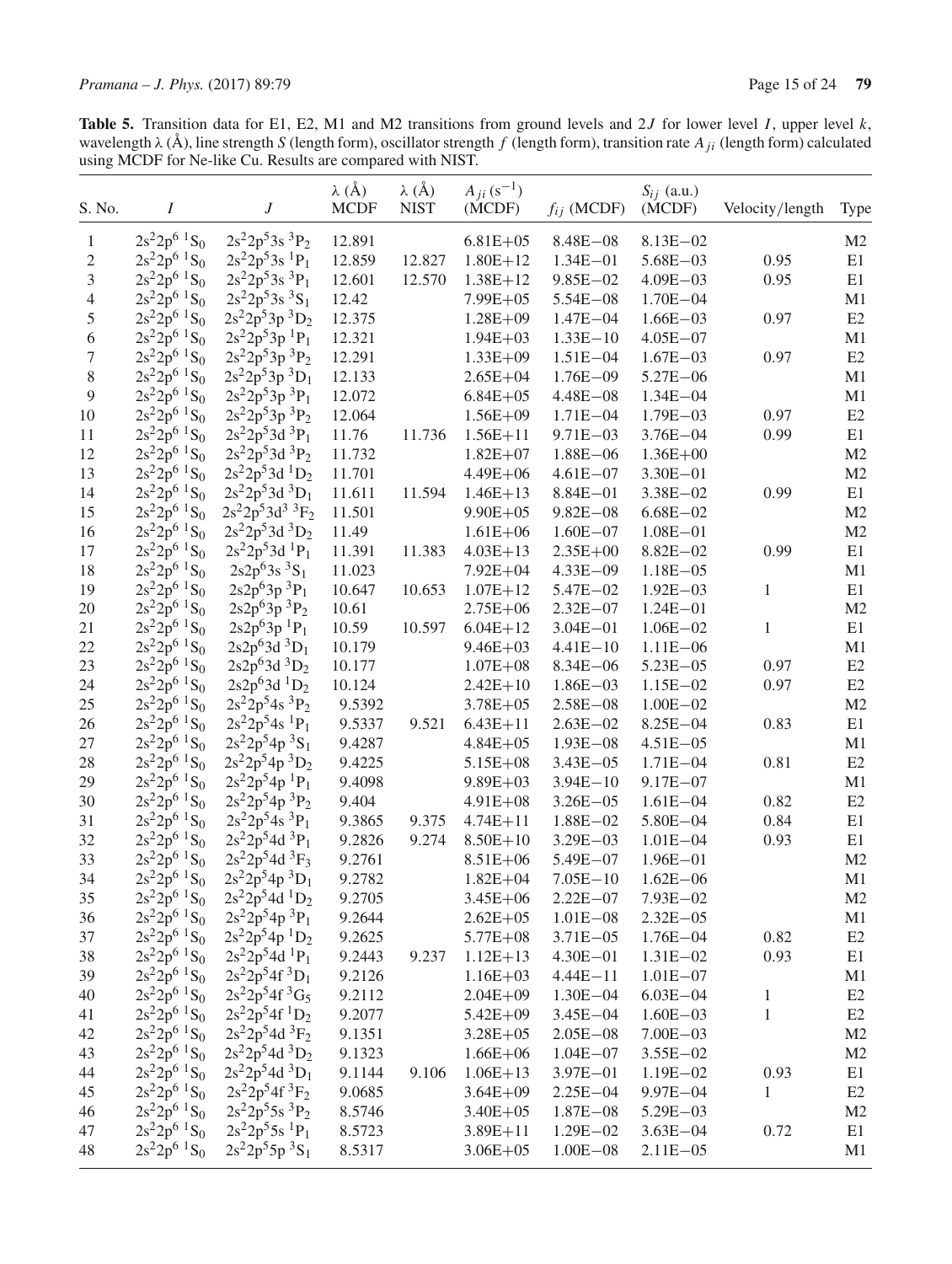**Table 5.** Transition data for E1, E2, M1 and M2 transitions from ground levels and $2J$ for lower level $I$, upper level $k$, wavelength $\lambda$ (Å), line strength $S$ (length form), oscillator strength $f$ (length form), transition rate $A_{ji}$ (length form) calculated using MCDF for Ne-like Cu. Results are compared with NIST.

| S. No. | $I$ | $J$ | $\lambda$ (Å) MCDF | $\lambda$ (Å) NIST | $A_{ji}$ ($s^{-1}$) (MCDF) | $f_{ij}$ (MCDF) | $S_{ij}$ (a.u.) (MCDF) | Velocity/length | Type |
|---|---|---|---|---|---|---|---|---|---|
| 1 | $2s^22p^6\,^1S_0$ | $2s^22p^53s\,^3P_2$ | 12.891 | | 6.81E+05 | 8.48E−08 | 8.13E−02 | | M2 |
| 2 | $2s^22p^6\,^1S_0$ | $2s^22p^53s\,^1P_1$ | 12.859 | 12.827 | 1.80E+12 | 1.34E−01 | 5.68E−03 | 0.95 | E1 |
| 3 | $2s^22p^6\,^1S_0$ | $2s^22p^53s\,^3P_1$ | 12.601 | 12.570 | 1.38E+12 | 9.85E−02 | 4.09E−03 | 0.95 | E1 |
| 4 | $2s^22p^6\,^1S_0$ | $2s^22p^53s\,^3S_1$ | 12.42 | | 7.99E+05 | 5.54E−08 | 1.70E−04 | | M1 |
| 5 | $2s^22p^6\,^1S_0$ | $2s^22p^53p\,^3D_2$ | 12.375 | | 1.28E+09 | 1.47E−04 | 1.66E−03 | 0.97 | E2 |
| 6 | $2s^22p^6\,^1S_0$ | $2s^22p^53p\,^1P_1$ | 12.321 | | 1.94E+03 | 1.33E−10 | 4.05E−07 | | M1 |
| 7 | $2s^22p^6\,^1S_0$ | $2s^22p^53p\,^3P_2$ | 12.291 | | 1.33E+09 | 1.51E−04 | 1.67E−03 | 0.97 | E2 |
| 8 | $2s^22p^6\,^1S_0$ | $2s^22p^53p\,^3D_1$ | 12.133 | | 2.65E+04 | 1.76E−09 | 5.27E−06 | | M1 |
| 9 | $2s^22p^6\,^1S_0$ | $2s^22p^53p\,^3P_1$ | 12.072 | | 6.84E+05 | 4.48E−08 | 1.34E−04 | | M1 |
| 10 | $2s^22p^6\,^1S_0$ | $2s^22p^53p\,^3P_2$ | 12.064 | | 1.56E+09 | 1.71E−04 | 1.79E−03 | 0.97 | E2 |
| 11 | $2s^22p^6\,^1S_0$ | $2s^22p^53d\,^3P_1$ | 11.76 | 11.736 | 1.56E+11 | 9.71E−03 | 3.76E−04 | 0.99 | E1 |
| 12 | $2s^22p^6\,^1S_0$ | $2s^22p^53d\,^3P_2$ | 11.732 | | 1.82E+07 | 1.88E−06 | 1.36E+00 | | M2 |
| 13 | $2s^22p^6\,^1S_0$ | $2s^22p^53d\,^1D_2$ | 11.701 | | 4.49E+06 | 4.61E−07 | 3.30E−01 | | M2 |
| 14 | $2s^22p^6\,^1S_0$ | $2s^22p^53d\,^3D_1$ | 11.611 | 11.594 | 1.46E+13 | 8.84E−01 | 3.38E−02 | 0.99 | E1 |
| 15 | $2s^22p^6\,^1S_0$ | $2s^22p^53d^3\,^3F_2$ | 11.501 | | 9.90E+05 | 9.82E−08 | 6.68E−02 | | M2 |
| 16 | $2s^22p^6\,^1S_0$ | $2s^22p^53d\,^3D_2$ | 11.49 | | 1.61E+06 | 1.60E−07 | 1.08E−01 | | M2 |
| 17 | $2s^22p^6\,^1S_0$ | $2s^22p^53d\,^1P_1$ | 11.391 | 11.383 | 4.03E+13 | 2.35E+00 | 8.82E−02 | 0.99 | E1 |
| 18 | $2s^22p^6\,^1S_0$ | $2s2p^63s\,^3S_1$ | 11.023 | | 7.92E+04 | 4.33E−09 | 1.18E−05 | | M1 |
| 19 | $2s^22p^6\,^1S_0$ | $2s2p^63p\,^3P_1$ | 10.647 | 10.653 | 1.07E+12 | 5.47E−02 | 1.92E−03 | 1 | E1 |
| 20 | $2s^22p^6\,^1S_0$ | $2s2p^63p\,^3P_2$ | 10.61 | | 2.75E+06 | 2.32E−07 | 1.24E−01 | | M2 |
| 21 | $2s^22p^6\,^1S_0$ | $2s2p^63p\,^1P_1$ | 10.59 | 10.597 | 6.04E+12 | 3.04E−01 | 1.06E−02 | 1 | E1 |
| 22 | $2s^22p^6\,^1S_0$ | $2s2p^63d\,^3D_1$ | 10.179 | | 9.46E+03 | 4.41E−10 | 1.11E−06 | | M1 |
| 23 | $2s^22p^6\,^1S_0$ | $2s2p^63d\,^3D_2$ | 10.177 | | 1.07E+08 | 8.34E−06 | 5.23E−05 | 0.97 | E2 |
| 24 | $2s^22p^6\,^1S_0$ | $2s2p^63d\,^1D_2$ | 10.124 | | 2.42E+10 | 1.86E−03 | 1.15E−02 | 0.97 | E2 |
| 25 | $2s^22p^6\,^1S_0$ | $2s^22p^54s\,^3P_2$ | 9.5392 | | 3.78E+05 | 2.58E−08 | 1.00E−02 | | M2 |
| 26 | $2s^22p^6\,^1S_0$ | $2s^22p^54s\,^1P_1$ | 9.5337 | 9.521 | 6.43E+11 | 2.63E−02 | 8.25E−04 | 0.83 | E1 |
| 27 | $2s^22p^6\,^1S_0$ | $2s^22p^54p\,^3S_1$ | 9.4287 | | 4.84E+05 | 1.93E−08 | 4.51E−05 | | M1 |
| 28 | $2s^22p^6\,^1S_0$ | $2s^22p^54p\,^3D_2$ | 9.4225 | | 5.15E+08 | 3.43E−05 | 1.71E−04 | 0.81 | E2 |
| 29 | $2s^22p^6\,^1S_0$ | $2s^22p^54p\,^1P_1$ | 9.4098 | | 9.89E+03 | 3.94E−10 | 9.17E−07 | | M1 |
| 30 | $2s^22p^6\,^1S_0$ | $2s^22p^54p\,^3P_2$ | 9.404 | | 4.91E+08 | 3.26E−05 | 1.61E−04 | 0.82 | E2 |
| 31 | $2s^22p^6\,^1S_0$ | $2s^22p^54s\,^3P_1$ | 9.3865 | 9.375 | 4.74E+11 | 1.88E−02 | 5.80E−04 | 0.84 | E1 |
| 32 | $2s^22p^6\,^1S_0$ | $2s^22p^54d\,^3P_1$ | 9.2826 | 9.274 | 8.50E+10 | 3.29E−03 | 1.01E−04 | 0.93 | E1 |
| 33 | $2s^22p^6\,^1S_0$ | $2s^22p^54d\,^3F_3$ | 9.2761 | | 8.51E+06 | 5.49E−07 | 1.96E−01 | | M2 |
| 34 | $2s^22p^6\,^1S_0$ | $2s^22p^54p\,^3D_1$ | 9.2782 | | 1.82E+04 | 7.05E−10 | 1.62E−06 | | M1 |
| 35 | $2s^22p^6\,^1S_0$ | $2s^22p^54d\,^1D_2$ | 9.2705 | | 3.45E+06 | 2.22E−07 | 7.93E−02 | | M2 |
| 36 | $2s^22p^6\,^1S_0$ | $2s^22p^54p\,^3P_1$ | 9.2644 | | 2.62E+05 | 1.01E−08 | 2.32E−05 | | M1 |
| 37 | $2s^22p^6\,^1S_0$ | $2s^22p^54p\,^1D_2$ | 9.2625 | | 5.77E+08 | 3.71E−05 | 1.76E−04 | 0.82 | E2 |
| 38 | $2s^22p^6\,^1S_0$ | $2s^22p^54d\,^1P_1$ | 9.2443 | 9.237 | 1.12E+13 | 4.30E−01 | 1.31E−02 | 0.93 | E1 |
| 39 | $2s^22p^6\,^1S_0$ | $2s^22p^54f\,^3D_1$ | 9.2126 | | 1.16E+03 | 4.44E−11 | 1.01E−07 | | M1 |
| 40 | $2s^22p^6\,^1S_0$ | $2s^22p^54f\,^3G_5$ | 9.2112 | | 2.04E+09 | 1.30E−04 | 6.03E−04 | 1 | E2 |
| 41 | $2s^22p^6\,^1S_0$ | $2s^22p^54f\,^1D_2$ | 9.2077 | | 5.42E+09 | 3.45E−04 | 1.60E−03 | 1 | E2 |
| 42 | $2s^22p^6\,^1S_0$ | $2s^22p^54d\,^3F_2$ | 9.1351 | | 3.28E+05 | 2.05E−08 | 7.00E−03 | | M2 |
| 43 | $2s^22p^6\,^1S_0$ | $2s^22p^54d\,^3D_2$ | 9.1323 | | 1.66E+06 | 1.04E−07 | 3.55E−02 | | M2 |
| 44 | $2s^22p^6\,^1S_0$ | $2s^22p^54d\,^3D_1$ | 9.1144 | 9.106 | 1.06E+13 | 3.97E−01 | 1.19E−02 | 0.93 | E1 |
| 45 | $2s^22p^6\,^1S_0$ | $2s^22p^54f\,^3F_2$ | 9.0685 | | 3.64E+09 | 2.25E−04 | 9.97E−04 | 1 | E2 |
| 46 | $2s^22p^6\,^1S_0$ | $2s^22p^55s\,^3P_2$ | 8.5746 | | 3.40E+05 | 1.87E−08 | 5.29E−03 | | M2 |
| 47 | $2s^22p^6\,^1S_0$ | $2s^22p^55s\,^1P_1$ | 8.5723 | | 3.89E+11 | 1.29E−02 | 3.63E−04 | 0.72 | E1 |
| 48 | $2s^22p^6\,^1S_0$ | $2s^22p^55p\,^3S_1$ | 8.5317 | | 3.06E+05 | 1.00E−08 | 2.11E−05 | | M1 |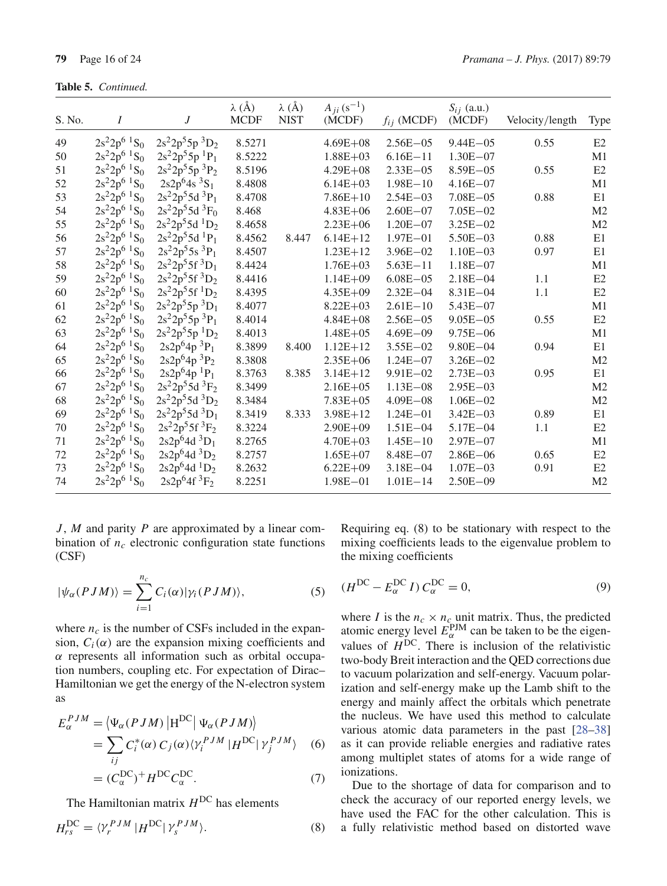**Table 5.** *Continued.*

| S. No. | $I$ | $J$ | λ (Å) MCDF | λ (Å) NIST | $A_{ji}$ (s$^{-1}$) (MCDF) | $f_{ij}$ (MCDF) | $S_{ij}$ (a.u.) (MCDF) | Velocity/length | Type |
|---|---|---|---|---|---|---|---|---|---|
| 49 | $2s^22p^6\,{}^1S_0$ | $2s^22p^55p\,{}^3D_2$ | 8.5271 | | 4.69E+08 | 2.56E−05 | 9.44E−05 | 0.55 | E2 |
| 50 | $2s^22p^6\,{}^1S_0$ | $2s^22p^55p\,{}^1P_1$ | 8.5222 | | 1.88E+03 | 6.16E−11 | 1.30E−07 | | M1 |
| 51 | $2s^22p^6\,{}^1S_0$ | $2s^22p^55p\,{}^3P_2$ | 8.5196 | | 4.29E+08 | 2.33E−05 | 8.59E−05 | 0.55 | E2 |
| 52 | $2s^22p^6\,{}^1S_0$ | $2s2p^64s\,{}^3S_1$ | 8.4808 | | 6.14E+03 | 1.98E−10 | 4.16E−07 | | M1 |
| 53 | $2s^22p^6\,{}^1S_0$ | $2s^22p^55d\,{}^3P_1$ | 8.4708 | | 7.86E+10 | 2.54E−03 | 7.08E−05 | 0.88 | E1 |
| 54 | $2s^22p^6\,{}^1S_0$ | $2s^22p^55d\,{}^3F_0$ | 8.468 | | 4.83E+06 | 2.60E−07 | 7.05E−02 | | M2 |
| 55 | $2s^22p^6\,{}^1S_0$ | $2s^22p^55d\,{}^1D_2$ | 8.4658 | | 2.23E+06 | 1.20E−07 | 3.25E−02 | | M2 |
| 56 | $2s^22p^6\,{}^1S_0$ | $2s^22p^55d\,{}^1P_1$ | 8.4562 | 8.447 | 6.14E+12 | 1.97E−01 | 5.50E−03 | 0.88 | E1 |
| 57 | $2s^22p^6\,{}^1S_0$ | $2s^22p^55s\,{}^3P_1$ | 8.4507 | | 1.23E+12 | 3.96E−02 | 1.10E−03 | 0.97 | E1 |
| 58 | $2s^22p^6\,{}^1S_0$ | $2s^22p^55f\,{}^3D_1$ | 8.4424 | | 1.76E+03 | 5.63E−11 | 1.18E−07 | | M1 |
| 59 | $2s^22p^6\,{}^1S_0$ | $2s^22p^55f\,{}^3D_2$ | 8.4416 | | 1.14E+09 | 6.08E−05 | 2.18E−04 | 1.1 | E2 |
| 60 | $2s^22p^6\,{}^1S_0$ | $2s^22p^55f\,{}^1D_2$ | 8.4395 | | 4.35E+09 | 2.32E−04 | 8.31E−04 | 1.1 | E2 |
| 61 | $2s^22p^6\,{}^1S_0$ | $2s^22p^55p\,{}^3D_1$ | 8.4077 | | 8.22E+03 | 2.61E−10 | 5.43E−07 | | M1 |
| 62 | $2s^22p^6\,{}^1S_0$ | $2s^22p^55p\,{}^3P_1$ | 8.4014 | | 4.84E+08 | 2.56E−05 | 9.05E−05 | 0.55 | E2 |
| 63 | $2s^22p^6\,{}^1S_0$ | $2s^22p^55p\,{}^1D_2$ | 8.4013 | | 1.48E+05 | 4.69E−09 | 9.75E−06 | | M1 |
| 64 | $2s^22p^6\,{}^1S_0$ | $2s2p^64p\,{}^3P_1$ | 8.3899 | 8.400 | 1.12E+12 | 3.55E−02 | 9.80E−04 | 0.94 | E1 |
| 65 | $2s^22p^6\,{}^1S_0$ | $2s2p^64p\,{}^3P_2$ | 8.3808 | | 2.35E+06 | 1.24E−07 | 3.26E−02 | | M2 |
| 66 | $2s^22p^6\,{}^1S_0$ | $2s2p^64p\,{}^1P_1$ | 8.3763 | 8.385 | 3.14E+12 | 9.91E−02 | 2.73E−03 | 0.95 | E1 |
| 67 | $2s^22p^6\,{}^1S_0$ | $2s^22p^55d\,{}^3F_2$ | 8.3499 | | 2.16E+05 | 1.13E−08 | 2.95E−03 | | M2 |
| 68 | $2s^22p^6\,{}^1S_0$ | $2s^22p^55d\,{}^3D_2$ | 8.3484 | | 7.83E+05 | 4.09E−08 | 1.06E−02 | | M2 |
| 69 | $2s^22p^6\,{}^1S_0$ | $2s^22p^55d\,{}^3D_1$ | 8.3419 | 8.333 | 3.98E+12 | 1.24E−01 | 3.42E−03 | 0.89 | E1 |
| 70 | $2s^22p^6\,{}^1S_0$ | $2s^22p^55f\,{}^3F_2$ | 8.3224 | | 2.90E+09 | 1.51E−04 | 5.17E−04 | 1.1 | E2 |
| 71 | $2s^22p^6\,{}^1S_0$ | $2s2p^64d\,{}^3D_1$ | 8.2765 | | 4.70E+03 | 1.45E−10 | 2.97E−07 | | M1 |
| 72 | $2s^22p^6\,{}^1S_0$ | $2s2p^64d\,{}^3D_2$ | 8.2757 | | 1.65E+07 | 8.48E−07 | 2.86E−06 | 0.65 | E2 |
| 73 | $2s^22p^6\,{}^1S_0$ | $2s2p^64d\,{}^1D_2$ | 8.2632 | | 6.22E+09 | 3.18E−04 | 1.07E−03 | 0.91 | E2 |
| 74 | $2s^22p^6\,{}^1S_0$ | $2s2p^64f\,{}^3F_2$ | 8.2251 | | 1.98E−01 | 1.01E−14 | 2.50E−09 | | M2 |

$J$, $M$ and parity $P$ are approximated by a linear combination of $n_c$ electronic configuration state functions (CSF)

$$|\psi_\alpha(PJM)\rangle = \sum_{i=1}^{n_c} C_i(\alpha)|\gamma_i(PJM)\rangle, \tag{5}$$

where $n_c$ is the number of CSFs included in the expansion, $C_i(\alpha)$ are the expansion mixing coefficients and $\alpha$ represents all information such as orbital occupation numbers, coupling etc. For expectation of Dirac–Hamiltonian we get the energy of the N-electron system as

$$\begin{aligned} E_\alpha^{PJM} &= \left\langle \Psi_\alpha(PJM)\left|\mathrm{H}^{\mathrm{DC}}\right|\Psi_\alpha(PJM)\right\rangle \\ &= \sum_{ij} C_i^*(\alpha)\,C_j(\alpha)\langle\gamma_i^{PJM}|\mathrm{H}^{\mathrm{DC}}|\,\gamma_j^{PJM}\rangle \qquad (6)\\ &= (C_\alpha^{\mathrm{DC}})^+ H^{\mathrm{DC}} C_\alpha^{\mathrm{DC}}. \qquad (7) \end{aligned}$$

The Hamiltonian matrix $H^{\mathrm{DC}}$ has elements

$$H_{rs}^{\mathrm{DC}} = \langle\gamma_r^{PJM}|H^{\mathrm{DC}}|\,\gamma_s^{PJM}\rangle. \tag{8}$$

Requiring eq. (8) to be stationary with respect to the mixing coefficients leads to the eigenvalue problem to the mixing coefficients

$$(H^{\mathrm{DC}} - E_\alpha^{\mathrm{DC}}\,I)\,C_\alpha^{\mathrm{DC}} = 0, \tag{9}$$

where $I$ is the $n_c \times n_c$ unit matrix. Thus, the predicted atomic energy level $E_\alpha^{\mathrm{PJM}}$ can be taken to be the eigenvalues of $H^{\mathrm{DC}}$. There is inclusion of the relativistic two-body Breit interaction and the QED corrections due to vacuum polarization and self-energy. Vacuum polarization and self-energy make up the Lamb shift to the energy and mainly affect the orbitals which penetrate the nucleus. We have used this method to calculate various atomic data parameters in the past [28–38] as it can provide reliable energies and radiative rates among multiplet states of atoms for a wide range of ionizations.

Due to the shortage of data for comparison and to check the accuracy of our reported energy levels, we have used the FAC for the other calculation. This is a fully relativistic method based on distorted wave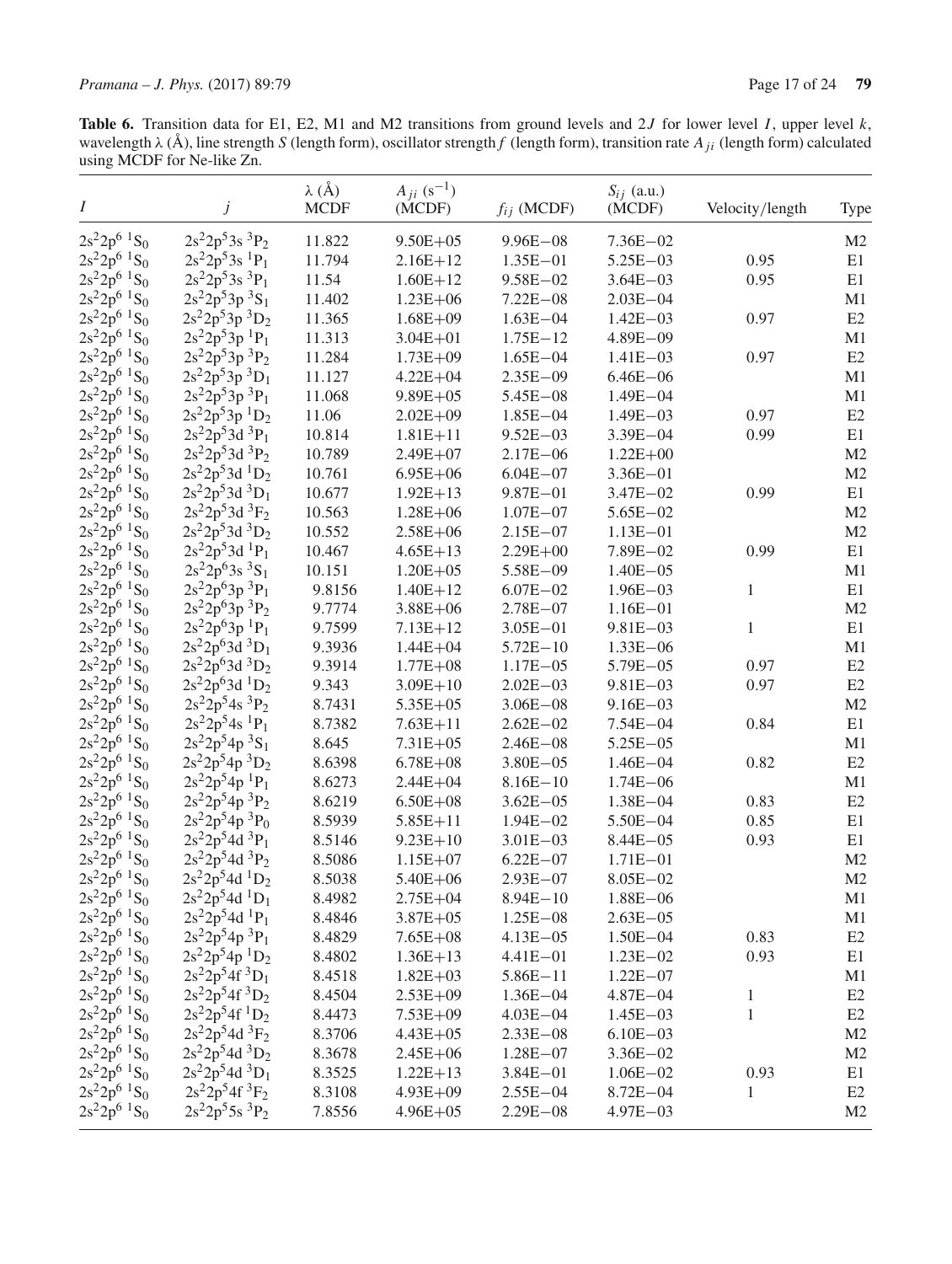**Table 6.** Transition data for E1, E2, M1 and M2 transitions from ground levels and $2J$ for lower level $I$, upper level $k$, wavelength $\lambda$ (Å), line strength $S$ (length form), oscillator strength $f$ (length form), transition rate $A_{ji}$ (length form) calculated using MCDF for Ne-like Zn.

| $I$ | $j$ | $\lambda$ (Å) MCDF | $A_{ji}$ ($s^{-1}$) (MCDF) | $f_{ij}$ (MCDF) | $S_{ij}$ (a.u.) (MCDF) | Velocity/length | Type |
|---|---|---|---|---|---|---|---|
| $2s^22p^6\ ^1S_0$ | $2s^22p^53s\ ^3P_2$ | 11.822 | 9.50E+05 | 9.96E−08 | 7.36E−02 | | M2 |
| $2s^22p^6\ ^1S_0$ | $2s^22p^53s\ ^1P_1$ | 11.794 | 2.16E+12 | 1.35E−01 | 5.25E−03 | 0.95 | E1 |
| $2s^22p^6\ ^1S_0$ | $2s^22p^53s\ ^3P_1$ | 11.54 | 1.60E+12 | 9.58E−02 | 3.64E−03 | 0.95 | E1 |
| $2s^22p^6\ ^1S_0$ | $2s^22p^53p\ ^3S_1$ | 11.402 | 1.23E+06 | 7.22E−08 | 2.03E−04 | | M1 |
| $2s^22p^6\ ^1S_0$ | $2s^22p^53p\ ^3D_2$ | 11.365 | 1.68E+09 | 1.63E−04 | 1.42E−03 | 0.97 | E2 |
| $2s^22p^6\ ^1S_0$ | $2s^22p^53p\ ^1P_1$ | 11.313 | 3.04E+01 | 1.75E−12 | 4.89E−09 | | M1 |
| $2s^22p^6\ ^1S_0$ | $2s^22p^53p\ ^3P_2$ | 11.284 | 1.73E+09 | 1.65E−04 | 1.41E−03 | 0.97 | E2 |
| $2s^22p^6\ ^1S_0$ | $2s^22p^53p\ ^3D_1$ | 11.127 | 4.22E+04 | 2.35E−09 | 6.46E−06 | | M1 |
| $2s^22p^6\ ^1S_0$ | $2s^22p^53p\ ^3P_1$ | 11.068 | 9.89E+05 | 5.45E−08 | 1.49E−04 | | M1 |
| $2s^22p^6\ ^1S_0$ | $2s^22p^53p\ ^1D_2$ | 11.06 | 2.02E+09 | 1.85E−04 | 1.49E−03 | 0.97 | E2 |
| $2s^22p^6\ ^1S_0$ | $2s^22p^53d\ ^3P_1$ | 10.814 | 1.81E+11 | 9.52E−03 | 3.39E−04 | 0.99 | E1 |
| $2s^22p^6\ ^1S_0$ | $2s^22p^53d\ ^3P_2$ | 10.789 | 2.49E+07 | 2.17E−06 | 1.22E+00 | | M2 |
| $2s^22p^6\ ^1S_0$ | $2s^22p^53d\ ^1D_2$ | 10.761 | 6.95E+06 | 6.04E−07 | 3.36E−01 | | M2 |
| $2s^22p^6\ ^1S_0$ | $2s^22p^53d\ ^3D_1$ | 10.677 | 1.92E+13 | 9.87E−01 | 3.47E−02 | 0.99 | E1 |
| $2s^22p^6\ ^1S_0$ | $2s^22p^53d\ ^3F_2$ | 10.563 | 1.28E+06 | 1.07E−07 | 5.65E−02 | | M2 |
| $2s^22p^6\ ^1S_0$ | $2s^22p^53d\ ^3D_2$ | 10.552 | 2.58E+06 | 2.15E−07 | 1.13E−01 | | M2 |
| $2s^22p^6\ ^1S_0$ | $2s^22p^53d\ ^1P_1$ | 10.467 | 4.65E+13 | 2.29E+00 | 7.89E−02 | 0.99 | E1 |
| $2s^22p^6\ ^1S_0$ | $2s^22p^63s\ ^3S_1$ | 10.151 | 1.20E+05 | 5.58E−09 | 1.40E−05 | | M1 |
| $2s^22p^6\ ^1S_0$ | $2s^22p^63p\ ^3P_1$ | 9.8156 | 1.40E+12 | 6.07E−02 | 1.96E−03 | 1 | E1 |
| $2s^22p^6\ ^1S_0$ | $2s^22p^63p\ ^3P_2$ | 9.7774 | 3.88E+06 | 2.78E−07 | 1.16E−01 | | M2 |
| $2s^22p^6\ ^1S_0$ | $2s^22p^63p\ ^1P_1$ | 9.7599 | 7.13E+12 | 3.05E−01 | 9.81E−03 | 1 | E1 |
| $2s^22p^6\ ^1S_0$ | $2s^22p^63d\ ^3D_1$ | 9.3936 | 1.44E+04 | 5.72E−10 | 1.33E−06 | | M1 |
| $2s^22p^6\ ^1S_0$ | $2s^22p^63d\ ^3D_2$ | 9.3914 | 1.77E+08 | 1.17E−05 | 5.79E−05 | 0.97 | E2 |
| $2s^22p^6\ ^1S_0$ | $2s^22p^63d\ ^1D_2$ | 9.343 | 3.09E+10 | 2.02E−03 | 9.81E−03 | 0.97 | E2 |
| $2s^22p^6\ ^1S_0$ | $2s^22p^54s\ ^3P_2$ | 8.7431 | 5.35E+05 | 3.06E−08 | 9.16E−03 | | M2 |
| $2s^22p^6\ ^1S_0$ | $2s^22p^54s\ ^1P_1$ | 8.7382 | 7.63E+11 | 2.62E−02 | 7.54E−04 | 0.84 | E1 |
| $2s^22p^6\ ^1S_0$ | $2s^22p^54p\ ^3S_1$ | 8.645 | 7.31E+05 | 2.46E−08 | 5.25E−05 | | M1 |
| $2s^22p^6\ ^1S_0$ | $2s^22p^54p\ ^3D_2$ | 8.6398 | 6.78E+08 | 3.80E−05 | 1.46E−04 | 0.82 | E2 |
| $2s^22p^6\ ^1S_0$ | $2s^22p^54p\ ^1P_1$ | 8.6273 | 2.44E+04 | 8.16E−10 | 1.74E−06 | | M1 |
| $2s^22p^6\ ^1S_0$ | $2s^22p^54p\ ^3P_2$ | 8.6219 | 6.50E+08 | 3.62E−05 | 1.38E−04 | 0.83 | E2 |
| $2s^22p^6\ ^1S_0$ | $2s^22p^54p\ ^3P_0$ | 8.5939 | 5.85E+11 | 1.94E−02 | 5.50E−04 | 0.85 | E1 |
| $2s^22p^6\ ^1S_0$ | $2s^22p^54d\ ^3P_1$ | 8.5146 | 9.23E+10 | 3.01E−03 | 8.44E−05 | 0.93 | E1 |
| $2s^22p^6\ ^1S_0$ | $2s^22p^54d\ ^3P_2$ | 8.5086 | 1.15E+07 | 6.22E−07 | 1.71E−01 | | M2 |
| $2s^22p^6\ ^1S_0$ | $2s^22p^54d\ ^1D_2$ | 8.5038 | 5.40E+06 | 2.93E−07 | 8.05E−02 | | M2 |
| $2s^22p^6\ ^1S_0$ | $2s^22p^54d\ ^1D_1$ | 8.4982 | 2.75E+04 | 8.94E−10 | 1.88E−06 | | M1 |
| $2s^22p^6\ ^1S_0$ | $2s^22p^54d\ ^1P_1$ | 8.4846 | 3.87E+05 | 1.25E−08 | 2.63E−05 | | M1 |
| $2s^22p^6\ ^1S_0$ | $2s^22p^54p\ ^3P_1$ | 8.4829 | 7.65E+08 | 4.13E−05 | 1.50E−04 | 0.83 | E2 |
| $2s^22p^6\ ^1S_0$ | $2s^22p^54p\ ^1D_2$ | 8.4802 | 1.36E+13 | 4.41E−01 | 1.23E−02 | 0.93 | E1 |
| $2s^22p^6\ ^1S_0$ | $2s^22p^54f\ ^3D_1$ | 8.4518 | 1.82E+03 | 5.86E−11 | 1.22E−07 | | M1 |
| $2s^22p^6\ ^1S_0$ | $2s^22p^54f\ ^3D_2$ | 8.4504 | 2.53E+09 | 1.36E−04 | 4.87E−04 | 1 | E2 |
| $2s^22p^6\ ^1S_0$ | $2s^22p^54f\ ^1D_2$ | 8.4473 | 7.53E+09 | 4.03E−04 | 1.45E−03 | 1 | E2 |
| $2s^22p^6\ ^1S_0$ | $2s^22p^54d\ ^3F_2$ | 8.3706 | 4.43E+05 | 2.33E−08 | 6.10E−03 | | M2 |
| $2s^22p^6\ ^1S_0$ | $2s^22p^54d\ ^3D_2$ | 8.3678 | 2.45E+06 | 1.28E−07 | 3.36E−02 | | M2 |
| $2s^22p^6\ ^1S_0$ | $2s^22p^54d\ ^3D_1$ | 8.3525 | 1.22E+13 | 3.84E−01 | 1.06E−02 | 0.93 | E1 |
| $2s^22p^6\ ^1S_0$ | $2s^22p^54f\ ^3F_2$ | 8.3108 | 4.93E+09 | 2.55E−04 | 8.72E−04 | 1 | E2 |
| $2s^22p^6\ ^1S_0$ | $2s^22p^55s\ ^3P_2$ | 7.8556 | 4.96E+05 | 2.29E−08 | 4.97E−03 | | M2 |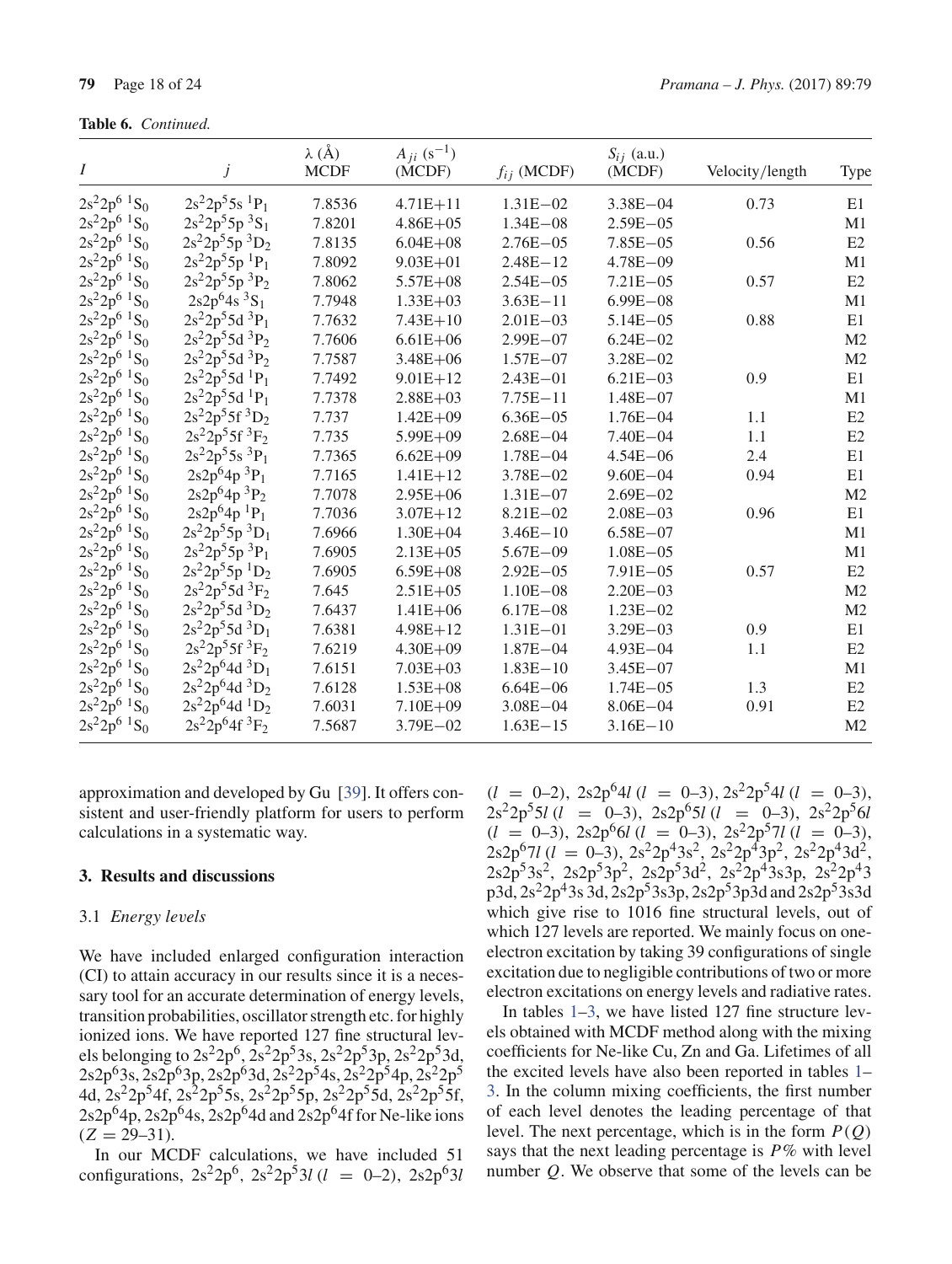**Table 6.** *Continued.*

| $I$ | $j$ | λ (Å) MCDF | $A_{ji}$ (s$^{-1}$) (MCDF) | $f_{ij}$ (MCDF) | $S_{ij}$ (a.u.) (MCDF) | Velocity/length | Type |
|---|---|---|---|---|---|---|---|
| $2s^22p^6\ ^1S_0$ | $2s^22p^55s\ ^1P_1$ | 7.8536 | 4.71E+11 | 1.31E−02 | 3.38E−04 | 0.73 | E1 |
| $2s^22p^6\ ^1S_0$ | $2s^22p^55p\ ^3S_1$ | 7.8201 | 4.86E+05 | 1.34E−08 | 2.59E−05 | | M1 |
| $2s^22p^6\ ^1S_0$ | $2s^22p^55p\ ^3D_2$ | 7.8135 | 6.04E+08 | 2.76E−05 | 7.85E−05 | 0.56 | E2 |
| $2s^22p^6\ ^1S_0$ | $2s^22p^55p\ ^1P_1$ | 7.8092 | 9.03E+01 | 2.48E−12 | 4.78E−09 | | M1 |
| $2s^22p^6\ ^1S_0$ | $2s^22p^55p\ ^3P_2$ | 7.8062 | 5.57E+08 | 2.54E−05 | 7.21E−05 | 0.57 | E2 |
| $2s^22p^6\ ^1S_0$ | $2s2p^64s\ ^3S_1$ | 7.7948 | 1.33E+03 | 3.63E−11 | 6.99E−08 | | M1 |
| $2s^22p^6\ ^1S_0$ | $2s^22p^55d\ ^3P_1$ | 7.7632 | 7.43E+10 | 2.01E−03 | 5.14E−05 | 0.88 | E1 |
| $2s^22p^6\ ^1S_0$ | $2s^22p^55d\ ^3P_2$ | 7.7606 | 6.61E+06 | 2.99E−07 | 6.24E−02 | | M2 |
| $2s^22p^6\ ^1S_0$ | $2s^22p^55d\ ^3P_2$ | 7.7587 | 3.48E+06 | 1.57E−07 | 3.28E−02 | | M2 |
| $2s^22p^6\ ^1S_0$ | $2s^22p^55d\ ^1P_1$ | 7.7492 | 9.01E+12 | 2.43E−01 | 6.21E−03 | 0.9 | E1 |
| $2s^22p^6\ ^1S_0$ | $2s^22p^55d\ ^1P_1$ | 7.7378 | 2.88E+03 | 7.75E−11 | 1.48E−07 | | M1 |
| $2s^22p^6\ ^1S_0$ | $2s^22p^55f\ ^3D_2$ | 7.737 | 1.42E+09 | 6.36E−05 | 1.76E−04 | 1.1 | E2 |
| $2s^22p^6\ ^1S_0$ | $2s^22p^55f\ ^3F_2$ | 7.735 | 5.99E+09 | 2.68E−04 | 7.40E−04 | 1.1 | E2 |
| $2s^22p^6\ ^1S_0$ | $2s^22p^55s\ ^3P_1$ | 7.7365 | 6.62E+09 | 1.78E−04 | 4.54E−06 | 2.4 | E1 |
| $2s^22p^6\ ^1S_0$ | $2s2p^64p\ ^3P_1$ | 7.7165 | 1.41E+12 | 3.78E−02 | 9.60E−04 | 0.94 | E1 |
| $2s^22p^6\ ^1S_0$ | $2s2p^64p\ ^3P_2$ | 7.7078 | 2.95E+06 | 1.31E−07 | 2.69E−02 | | M2 |
| $2s^22p^6\ ^1S_0$ | $2s2p^64p\ ^1P_1$ | 7.7036 | 3.07E+12 | 8.21E−02 | 2.08E−03 | 0.96 | E1 |
| $2s^22p^6\ ^1S_0$ | $2s^22p^55p\ ^3D_1$ | 7.6966 | 1.30E+04 | 3.46E−10 | 6.58E−07 | | M1 |
| $2s^22p^6\ ^1S_0$ | $2s^22p^55p\ ^3P_1$ | 7.6905 | 2.13E+05 | 5.67E−09 | 1.08E−05 | | M1 |
| $2s^22p^6\ ^1S_0$ | $2s^22p^55p\ ^1D_2$ | 7.6905 | 6.59E+08 | 2.92E−05 | 7.91E−05 | 0.57 | E2 |
| $2s^22p^6\ ^1S_0$ | $2s^22p^55d\ ^3F_2$ | 7.645 | 2.51E+05 | 1.10E−08 | 2.20E−03 | | M2 |
| $2s^22p^6\ ^1S_0$ | $2s^22p^55d\ ^3D_2$ | 7.6437 | 1.41E+06 | 6.17E−08 | 1.23E−02 | | M2 |
| $2s^22p^6\ ^1S_0$ | $2s^22p^55d\ ^3D_1$ | 7.6381 | 4.98E+12 | 1.31E−01 | 3.29E−03 | 0.9 | E1 |
| $2s^22p^6\ ^1S_0$ | $2s^22p^55f\ ^3F_2$ | 7.6219 | 4.30E+09 | 1.87E−04 | 4.93E−04 | 1.1 | E2 |
| $2s^22p^6\ ^1S_0$ | $2s^22p^64d\ ^3D_1$ | 7.6151 | 7.03E+03 | 1.83E−10 | 3.45E−07 | | M1 |
| $2s^22p^6\ ^1S_0$ | $2s^22p^64d\ ^3D_2$ | 7.6128 | 1.53E+08 | 6.64E−06 | 1.74E−05 | 1.3 | E2 |
| $2s^22p^6\ ^1S_0$ | $2s^22p^64d\ ^1D_2$ | 7.6031 | 7.10E+09 | 3.08E−04 | 8.06E−04 | 0.91 | E2 |
| $2s^22p^6\ ^1S_0$ | $2s^22p^64f\ ^3F_2$ | 7.5687 | 3.79E−02 | 1.63E−15 | 3.16E−10 | | M2 |

approximation and developed by Gu [39]. It offers consistent and user-friendly platform for users to perform calculations in a systematic way.

## 3. Results and discussions

### 3.1 *Energy levels*

We have included enlarged configuration interaction (CI) to attain accuracy in our results since it is a necessary tool for an accurate determination of energy levels, transition probabilities, oscillator strength etc. for highly ionized ions. We have reported 127 fine structural levels belonging to $2s^22p^6$, $2s^22p^53s$, $2s^22p^53p$, $2s^22p^53d$, $2s2p^63s$, $2s2p^63p$, $2s2p^63d$, $2s^22p^54s$, $2s^22p^54p$, $2s^22p^54d$, $2s^22p^54f$, $2s^22p^55s$, $2s^22p^55p$, $2s^22p^55d$, $2s^22p^55f$, $2s2p^64p$, $2s2p^64s$, $2s2p^64d$ and $2s2p^64f$ for Ne-like ions ($Z = 29$–$31$).

In our MCDF calculations, we have included 51 configurations, $2s^22p^6$, $2s^22p^53l$ ($l = 0$–$2$), $2s2p^63l$ ($l = 0$–$2$), $2s2p^64l$ ($l = 0$–$3$), $2s^22p^54l$ ($l = 0$–$3$), $2s^22p^55l$ ($l = 0$–$3$), $2s2p^65l$ ($l = 0$–$3$), $2s^22p^56l$ ($l = 0$–$3$), $2s2p^66l$ ($l = 0$–$3$), $2s^22p^57l$ ($l = 0$–$3$), $2s2p^67l$ ($l = 0$–$3$), $2s^22p^43s^2$, $2s^22p^43p^2$, $2s^22p^43d^2$, $2s2p^53s^2$, $2s2p^53p^2$, $2s2p^53d^2$, $2s^22p^43s3p$, $2s^22p^43p3d$, $2s^22p^43s\,3d$, $2s2p^53s3p$, $2s2p^53p3d$ and $2s2p^53s3d$ which give rise to 1016 fine structural levels, out of which 127 levels are reported. We mainly focus on one-electron excitation by taking 39 configurations of single excitation due to negligible contributions of two or more electron excitations on energy levels and radiative rates.

In tables 1–3, we have listed 127 fine structure levels obtained with MCDF method along with the mixing coefficients for Ne-like Cu, Zn and Ga. Lifetimes of all the excited levels have also been reported in tables 1–3. In the column mixing coefficients, the first number of each level denotes the leading percentage of that level. The next percentage, which is in the form $P(Q)$ says that the next leading percentage is $P$% with level number $Q$. We observe that some of the levels can be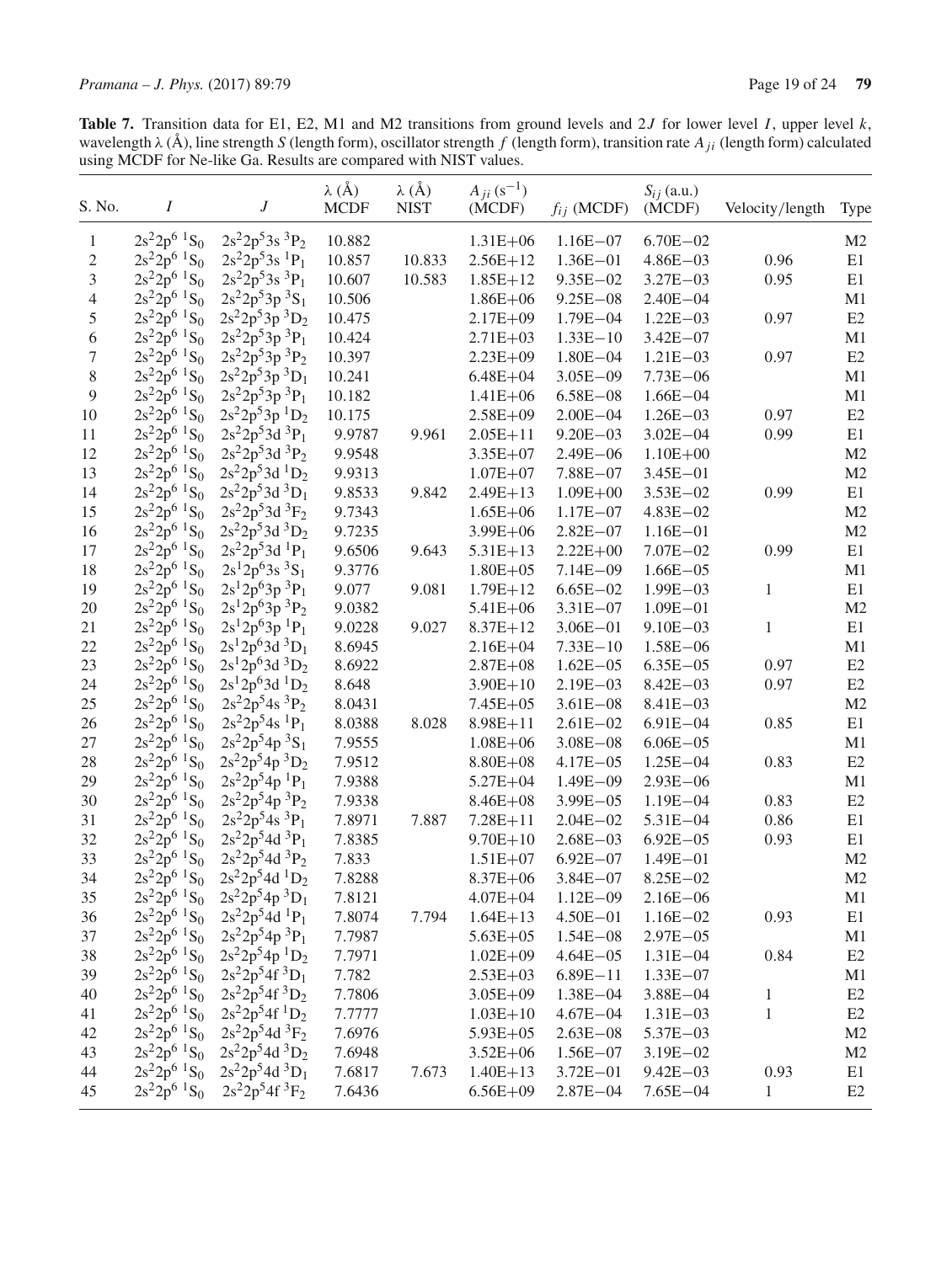**Table 7.** Transition data for E1, E2, M1 and M2 transitions from ground levels and $2J$ for lower level $I$, upper level $k$, wavelength $\lambda$ (Å), line strength $S$ (length form), oscillator strength $f$ (length form), transition rate $A_{ji}$ (length form) calculated using MCDF for Ne-like Ga. Results are compared with NIST values.

| S. No. | $I$ | $J$ | $\lambda$ (Å) MCDF | $\lambda$ (Å) NIST | $A_{ji}$ ($s^{-1}$) (MCDF) | $f_{ij}$ (MCDF) | $S_{ij}$ (a.u.) (MCDF) | Velocity/length | Type |
|---|---|---|---|---|---|---|---|---|---|
| 1 | $2s^22p^6\ {}^1S_0$ | $2s^22p^53s\ {}^3P_2$ | 10.882 | | 1.31E+06 | 1.16E−07 | 6.70E−02 | | M2 |
| 2 | $2s^22p^6\ {}^1S_0$ | $2s^22p^53s\ {}^1P_1$ | 10.857 | 10.833 | 2.56E+12 | 1.36E−01 | 4.86E−03 | 0.96 | E1 |
| 3 | $2s^22p^6\ {}^1S_0$ | $2s^22p^53s\ {}^3P_1$ | 10.607 | 10.583 | 1.85E+12 | 9.35E−02 | 3.27E−03 | 0.95 | E1 |
| 4 | $2s^22p^6\ {}^1S_0$ | $2s^22p^53p\ {}^3S_1$ | 10.506 | | 1.86E+06 | 9.25E−08 | 2.40E−04 | | M1 |
| 5 | $2s^22p^6\ {}^1S_0$ | $2s^22p^53p\ {}^3D_2$ | 10.475 | | 2.17E+09 | 1.79E−04 | 1.22E−03 | 0.97 | E2 |
| 6 | $2s^22p^6\ {}^1S_0$ | $2s^22p^53p\ {}^3P_1$ | 10.424 | | 2.71E+03 | 1.33E−10 | 3.42E−07 | | M1 |
| 7 | $2s^22p^6\ {}^1S_0$ | $2s^22p^53p\ {}^3P_2$ | 10.397 | | 2.23E+09 | 1.80E−04 | 1.21E−03 | 0.97 | E2 |
| 8 | $2s^22p^6\ {}^1S_0$ | $2s^22p^53p\ {}^3D_1$ | 10.241 | | 6.48E+04 | 3.05E−09 | 7.73E−06 | | M1 |
| 9 | $2s^22p^6\ {}^1S_0$ | $2s^22p^53p\ {}^3P_1$ | 10.182 | | 1.41E+06 | 6.58E−08 | 1.66E−04 | | M1 |
| 10 | $2s^22p^6\ {}^1S_0$ | $2s^22p^53p\ {}^1D_2$ | 10.175 | | 2.58E+09 | 2.00E−04 | 1.26E−03 | 0.97 | E2 |
| 11 | $2s^22p^6\ {}^1S_0$ | $2s^22p^53d\ {}^3P_1$ | 9.9787 | 9.961 | 2.05E+11 | 9.20E−03 | 3.02E−04 | 0.99 | E1 |
| 12 | $2s^22p^6\ {}^1S_0$ | $2s^22p^53d\ {}^3P_2$ | 9.9548 | | 3.35E+07 | 2.49E−06 | 1.10E+00 | | M2 |
| 13 | $2s^22p^6\ {}^1S_0$ | $2s^22p^53d\ {}^1D_2$ | 9.9313 | | 1.07E+07 | 7.88E−07 | 3.45E−01 | | M2 |
| 14 | $2s^22p^6\ {}^1S_0$ | $2s^22p^53d\ {}^3D_1$ | 9.8533 | 9.842 | 2.49E+13 | 1.09E+00 | 3.53E−02 | 0.99 | E1 |
| 15 | $2s^22p^6\ {}^1S_0$ | $2s^22p^53d\ {}^3F_2$ | 9.7343 | | 1.65E+06 | 1.17E−07 | 4.83E−02 | | M2 |
| 16 | $2s^22p^6\ {}^1S_0$ | $2s^22p^53d\ {}^3D_2$ | 9.7235 | | 3.99E+06 | 2.82E−07 | 1.16E−01 | | M2 |
| 17 | $2s^22p^6\ {}^1S_0$ | $2s^22p^53d\ {}^1P_1$ | 9.6506 | 9.643 | 5.31E+13 | 2.22E+00 | 7.07E−02 | 0.99 | E1 |
| 18 | $2s^22p^6\ {}^1S_0$ | $2s^12p^63s\ {}^3S_1$ | 9.3776 | | 1.80E+05 | 7.14E−09 | 1.66E−05 | | M1 |
| 19 | $2s^22p^6\ {}^1S_0$ | $2s^12p^63p\ {}^3P_1$ | 9.077 | 9.081 | 1.79E+12 | 6.65E−02 | 1.99E−03 | 1 | E1 |
| 20 | $2s^22p^6\ {}^1S_0$ | $2s^12p^63p\ {}^3P_2$ | 9.0382 | | 5.41E+06 | 3.31E−07 | 1.09E−01 | | M2 |
| 21 | $2s^22p^6\ {}^1S_0$ | $2s^12p^63p\ {}^1P_1$ | 9.0228 | 9.027 | 8.37E+12 | 3.06E−01 | 9.10E−03 | 1 | E1 |
| 22 | $2s^22p^6\ {}^1S_0$ | $2s^12p^63d\ {}^3D_1$ | 8.6945 | | 2.16E+04 | 7.33E−10 | 1.58E−06 | | M1 |
| 23 | $2s^22p^6\ {}^1S_0$ | $2s^12p^63d\ {}^3D_2$ | 8.6922 | | 2.87E+08 | 1.62E−05 | 6.35E−05 | 0.97 | E2 |
| 24 | $2s^22p^6\ {}^1S_0$ | $2s^12p^63d\ {}^1D_2$ | 8.648 | | 3.90E+10 | 2.19E−03 | 8.42E−03 | 0.97 | E2 |
| 25 | $2s^22p^6\ {}^1S_0$ | $2s^22p^54s\ {}^3P_2$ | 8.0431 | | 7.45E+05 | 3.61E−08 | 8.41E−03 | | M2 |
| 26 | $2s^22p^6\ {}^1S_0$ | $2s^22p^54s\ {}^1P_1$ | 8.0388 | 8.028 | 8.98E+11 | 2.61E−02 | 6.91E−04 | 0.85 | E1 |
| 27 | $2s^22p^6\ {}^1S_0$ | $2s^22p^54p\ {}^3S_1$ | 7.9555 | | 1.08E+06 | 3.08E−08 | 6.06E−05 | | M1 |
| 28 | $2s^22p^6\ {}^1S_0$ | $2s^22p^54p\ {}^3D_2$ | 7.9512 | | 8.80E+08 | 4.17E−05 | 1.25E−04 | 0.83 | E2 |
| 29 | $2s^22p^6\ {}^1S_0$ | $2s^22p^54p\ {}^1P_1$ | 7.9388 | | 5.27E+04 | 1.49E−09 | 2.93E−06 | | M1 |
| 30 | $2s^22p^6\ {}^1S_0$ | $2s^22p^54p\ {}^3P_2$ | 7.9338 | | 8.46E+08 | 3.99E−05 | 1.19E−04 | 0.83 | E2 |
| 31 | $2s^22p^6\ {}^1S_0$ | $2s^22p^54s\ {}^3P_1$ | 7.8971 | 7.887 | 7.28E+11 | 2.04E−02 | 5.31E−04 | 0.86 | E1 |
| 32 | $2s^22p^6\ {}^1S_0$ | $2s^22p^54d\ {}^3P_1$ | 7.8385 | | 9.70E+10 | 2.68E−03 | 6.92E−05 | 0.93 | E1 |
| 33 | $2s^22p^6\ {}^1S_0$ | $2s^22p^54d\ {}^3P_2$ | 7.833 | | 1.51E+07 | 6.92E−07 | 1.49E−01 | | M2 |
| 34 | $2s^22p^6\ {}^1S_0$ | $2s^22p^54d\ {}^1D_2$ | 7.8288 | | 8.37E+06 | 3.84E−07 | 8.25E−02 | | M2 |
| 35 | $2s^22p^6\ {}^1S_0$ | $2s^22p^54p\ {}^3D_1$ | 7.8121 | | 4.07E+04 | 1.12E−09 | 2.16E−06 | | M1 |
| 36 | $2s^22p^6\ {}^1S_0$ | $2s^22p^54d\ {}^1P_1$ | 7.8074 | 7.794 | 1.64E+13 | 4.50E−01 | 1.16E−02 | 0.93 | E1 |
| 37 | $2s^22p^6\ {}^1S_0$ | $2s^22p^54p\ {}^3P_1$ | 7.7987 | | 5.63E+05 | 1.54E−08 | 2.97E−05 | | M1 |
| 38 | $2s^22p^6\ {}^1S_0$ | $2s^22p^54p\ {}^1D_2$ | 7.7971 | | 1.02E+09 | 4.64E−05 | 1.31E−04 | 0.84 | E2 |
| 39 | $2s^22p^6\ {}^1S_0$ | $2s^22p^54f\ {}^3D_1$ | 7.782 | | 2.53E+03 | 6.89E−11 | 1.33E−07 | | M1 |
| 40 | $2s^22p^6\ {}^1S_0$ | $2s^22p^54f\ {}^3D_2$ | 7.7806 | | 3.05E+09 | 1.38E−04 | 3.88E−04 | 1 | E2 |
| 41 | $2s^22p^6\ {}^1S_0$ | $2s^22p^54f\ {}^1D_2$ | 7.7777 | | 1.03E+10 | 4.67E−04 | 1.31E−03 | 1 | E2 |
| 42 | $2s^22p^6\ {}^1S_0$ | $2s^22p^54d\ {}^3F_2$ | 7.6976 | | 5.93E+05 | 2.63E−08 | 5.37E−03 | | M2 |
| 43 | $2s^22p^6\ {}^1S_0$ | $2s^22p^54d\ {}^3D_2$ | 7.6948 | | 3.52E+06 | 1.56E−07 | 3.19E−02 | | M2 |
| 44 | $2s^22p^6\ {}^1S_0$ | $2s^22p^54d\ {}^3D_1$ | 7.6817 | 7.673 | 1.40E+13 | 3.72E−01 | 9.42E−03 | 0.93 | E1 |
| 45 | $2s^22p^6\ {}^1S_0$ | $2s^22p^54f\ {}^3F_2$ | 7.6436 | | 6.56E+09 | 2.87E−04 | 7.65E−04 | 1 | E2 |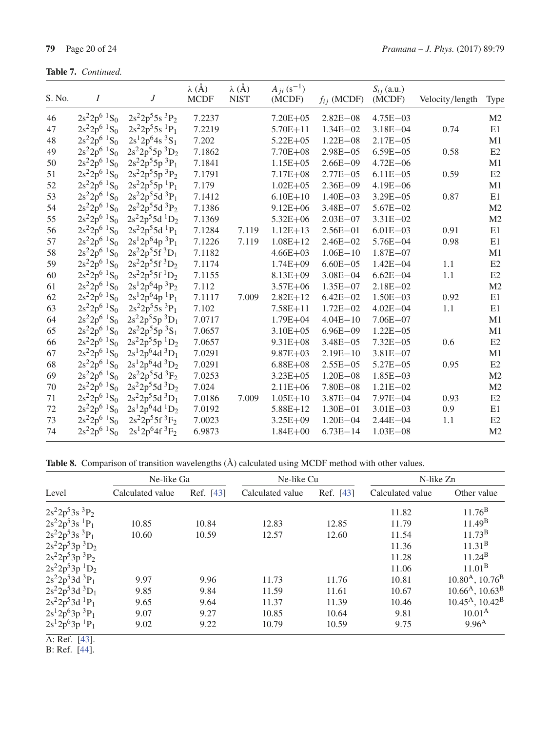**Table 7.** *Continued.*

| S. No. | $I$ | $J$ | λ (Å) MCDF | λ (Å) NIST | $A_{ji}$ ($s^{-1}$) (MCDF) | $f_{ij}$ (MCDF) | $S_{ij}$ (a.u.) (MCDF) | Velocity/length | Type |
|---|---|---|---|---|---|---|---|---|---|
| 46 | $2s^22p^6\,{}^1S_0$ | $2s^22p^55s\,{}^3P_2$ | 7.2237 | | 7.20E+05 | 2.82E−08 | 4.75E−03 | | M2 |
| 47 | $2s^22p^6\,{}^1S_0$ | $2s^22p^55s\,{}^1P_1$ | 7.2219 | | 5.70E+11 | 1.34E−02 | 3.18E−04 | 0.74 | E1 |
| 48 | $2s^22p^6\,{}^1S_0$ | $2s^12p^64s\,{}^3S_1$ | 7.202 | | 5.22E+05 | 1.22E−08 | 2.17E−05 | | M1 |
| 49 | $2s^22p^6\,{}^1S_0$ | $2s^22p^55p\,{}^3D_2$ | 7.1862 | | 7.70E+08 | 2.98E−05 | 6.59E−05 | 0.58 | E2 |
| 50 | $2s^22p^6\,{}^1S_0$ | $2s^22p^55p\,{}^3P_1$ | 7.1841 | | 1.15E+05 | 2.66E−09 | 4.72E−06 | | M1 |
| 51 | $2s^22p^6\,{}^1S_0$ | $2s^22p^55p\,{}^3P_2$ | 7.1791 | | 7.17E+08 | 2.77E−05 | 6.11E−05 | 0.59 | E2 |
| 52 | $2s^22p^6\,{}^1S_0$ | $2s^22p^55p\,{}^1P_1$ | 7.179 | | 1.02E+05 | 2.36E−09 | 4.19E−06 | | M1 |
| 53 | $2s^22p^6\,{}^1S_0$ | $2s^22p^55d\,{}^3P_1$ | 7.1412 | | 6.10E+10 | 1.40E−03 | 3.29E−05 | 0.87 | E1 |
| 54 | $2s^22p^6\,{}^1S_0$ | $2s^22p^55d\,{}^3P_2$ | 7.1386 | | 9.12E+06 | 3.48E−07 | 5.67E−02 | | M2 |
| 55 | $2s^22p^6\,{}^1S_0$ | $2s^22p^55d\,{}^1D_2$ | 7.1369 | | 5.32E+06 | 2.03E−07 | 3.31E−02 | | M2 |
| 56 | $2s^22p^6\,{}^1S_0$ | $2s^22p^55d\,{}^1P_1$ | 7.1284 | 7.119 | 1.12E+13 | 2.56E−01 | 6.01E−03 | 0.91 | E1 |
| 57 | $2s^22p^6\,{}^1S_0$ | $2s^12p^64p\,{}^3P_1$ | 7.1226 | 7.119 | 1.08E+12 | 2.46E−02 | 5.76E−04 | 0.98 | E1 |
| 58 | $2s^22p^6\,{}^1S_0$ | $2s^22p^55f\,{}^3D_1$ | 7.1182 | | 4.66E+03 | 1.06E−10 | 1.87E−07 | | M1 |
| 59 | $2s^22p^6\,{}^1S_0$ | $2s^22p^55f\,{}^3D_2$ | 7.1174 | | 1.74E+09 | 6.60E−05 | 1.42E−04 | 1.1 | E2 |
| 60 | $2s^22p^6\,{}^1S_0$ | $2s^22p^55f\,{}^1D_2$ | 7.1155 | | 8.13E+09 | 3.08E−04 | 6.62E−04 | 1.1 | E2 |
| 61 | $2s^22p^6\,{}^1S_0$ | $2s^12p^64p\,{}^3P_2$ | 7.112 | | 3.57E+06 | 1.35E−07 | 2.18E−02 | | M2 |
| 62 | $2s^22p^6\,{}^1S_0$ | $2s^12p^64p\,{}^1P_1$ | 7.1117 | 7.009 | 2.82E+12 | 6.42E−02 | 1.50E−03 | 0.92 | E1 |
| 63 | $2s^22p^6\,{}^1S_0$ | $2s^22p^55s\,{}^3P_1$ | 7.102 | | 7.58E+11 | 1.72E−02 | 4.02E−04 | 1.1 | E1 |
| 64 | $2s^22p^6\,{}^1S_0$ | $2s^22p^55p\,{}^3D_1$ | 7.0717 | | 1.79E+04 | 4.04E−10 | 7.06E−07 | | M1 |
| 65 | $2s^22p^6\,{}^1S_0$ | $2s^22p^55p\,{}^3S_1$ | 7.0657 | | 3.10E+05 | 6.96E−09 | 1.22E−05 | | M1 |
| 66 | $2s^22p^6\,{}^1S_0$ | $2s^22p^55p\,{}^1D_2$ | 7.0657 | | 9.31E+08 | 3.48E−05 | 7.32E−05 | 0.6 | E2 |
| 67 | $2s^22p^6\,{}^1S_0$ | $2s^12p^64d\,{}^3D_1$ | 7.0291 | | 9.87E+03 | 2.19E−10 | 3.81E−07 | | M1 |
| 68 | $2s^22p^6\,{}^1S_0$ | $2s^12p^64d\,{}^3D_2$ | 7.0291 | | 6.88E+08 | 2.55E−05 | 5.27E−05 | 0.95 | E2 |
| 69 | $2s^22p^6\,{}^1S_0$ | $2s^22p^55d\,{}^3F_2$ | 7.0253 | | 3.23E+05 | 1.20E−08 | 1.85E−03 | | M2 |
| 70 | $2s^22p^6\,{}^1S_0$ | $2s^22p^55d\,{}^3D_2$ | 7.024 | | 2.11E+06 | 7.80E−08 | 1.21E−02 | | M2 |
| 71 | $2s^22p^6\,{}^1S_0$ | $2s^22p^55d\,{}^3D_1$ | 7.0186 | 7.009 | 1.05E+10 | 3.87E−04 | 7.97E−04 | 0.93 | E2 |
| 72 | $2s^22p^6\,{}^1S_0$ | $2s^12p^64d\,{}^1D_2$ | 7.0192 | | 5.88E+12 | 1.30E−01 | 3.01E−03 | 0.9 | E1 |
| 73 | $2s^22p^6\,{}^1S_0$ | $2s^22p^55f\,{}^3F_2$ | 7.0023 | | 3.25E+09 | 1.20E−04 | 2.44E−04 | 1.1 | E2 |
| 74 | $2s^22p^6\,{}^1S_0$ | $2s^12p^64f\,{}^3F_2$ | 6.9873 | | 1.84E+00 | 6.73E−14 | 1.03E−08 | | M2 |

**Table 8.** Comparison of transition wavelengths (Å) calculated using MCDF method with other values.

| | Ne-like Ga | | Ne-like Cu | | N-like Zn | |
|---|---|---|---|---|---|---|
| Level | Calculated value | Ref. [43] | Calculated value | Ref. [43] | Calculated value | Other value |
| $2s^22p^53s\,{}^3P_2$ | | | | | 11.82 | 11.76[B] |
| $2s^22p^53s\,{}^1P_1$ | 10.85 | 10.84 | 12.83 | 12.85 | 11.79 | 11.49[B] |
| $2s^22p^53s\,{}^3P_1$ | 10.60 | 10.59 | 12.57 | 12.60 | 11.54 | 11.73[B] |
| $2s^22p^53p\,{}^3D_2$ | | | | | 11.36 | 11.31[B] |
| $2s^22p^53p\,{}^3P_2$ | | | | | 11.28 | 11.24[B] |
| $2s^22p^53p\,{}^1D_2$ | | | | | 11.06 | 11.01[B] |
| $2s^22p^53d\,{}^3P_1$ | 9.97 | 9.96 | 11.73 | 11.76 | 10.81 | 10.80[A], 10.76[B] |
| $2s^22p^53d\,{}^3D_1$ | 9.85 | 9.84 | 11.59 | 11.61 | 10.67 | 10.66[A], 10.63[B] |
| $2s^22p^53d\,{}^1P_1$ | 9.65 | 9.64 | 11.37 | 11.39 | 10.46 | 10.45[A], 10.42[B] |
| $2s^12p^63p\,{}^3P_1$ | 9.07 | 9.27 | 10.85 | 10.64 | 9.81 | 10.01[A] |
| $2s^12p^63p\,{}^1P_1$ | 9.02 | 9.22 | 10.79 | 10.59 | 9.75 | 9.96[A] |

A: Ref. [43].
B: Ref. [44].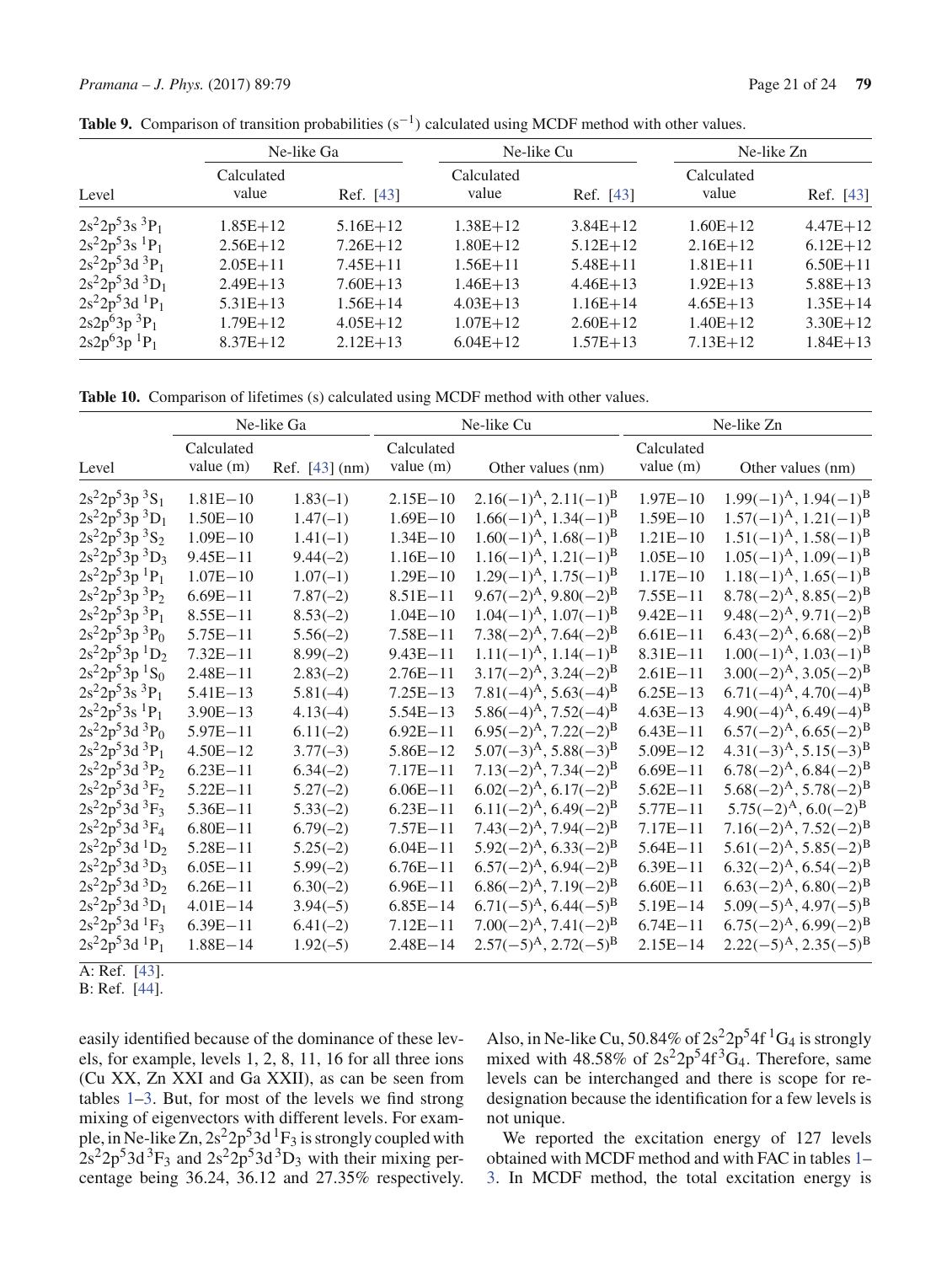**Table 9.** Comparison of transition probabilities ($s^{-1}$) calculated using MCDF method with other values.

| Level | Ne-like Ga | | Ne-like Cu | | Ne-like Zn | |
|---|---|---|---|---|---|---|
| | Calculated value | Ref. [43] | Calculated value | Ref. [43] | Calculated value | Ref. [43] |
| $2s^22p^53s\ ^3P_1$ | 1.85E+12 | 5.16E+12 | 1.38E+12 | 3.84E+12 | 1.60E+12 | 4.47E+12 |
| $2s^22p^53s\ ^1P_1$ | 2.56E+12 | 7.26E+12 | 1.80E+12 | 5.12E+12 | 2.16E+12 | 6.12E+12 |
| $2s^22p^53d\ ^3P_1$ | 2.05E+11 | 7.45E+11 | 1.56E+11 | 5.48E+11 | 1.81E+11 | 6.50E+11 |
| $2s^22p^53d\ ^3D_1$ | 2.49E+13 | 7.60E+13 | 1.46E+13 | 4.46E+13 | 1.92E+13 | 5.88E+13 |
| $2s^22p^53d\ ^1P_1$ | 5.31E+13 | 1.56E+14 | 4.03E+13 | 1.16E+14 | 4.65E+13 | 1.35E+14 |
| $2s2p^63p\ ^3P_1$ | 1.79E+12 | 4.05E+12 | 1.07E+12 | 2.60E+12 | 1.40E+12 | 3.30E+12 |
| $2s2p^63p\ ^1P_1$ | 8.37E+12 | 2.12E+13 | 6.04E+12 | 1.57E+13 | 7.13E+12 | 1.84E+13 |

**Table 10.** Comparison of lifetimes (s) calculated using MCDF method with other values.

| Level | Ne-like Ga | | Ne-like Cu | | Ne-like Zn | |
|---|---|---|---|---|---|---|
| | Calculated value (m) | Ref. [43] (nm) | Calculated value (m) | Other values (nm) | Calculated value (m) | Other values (nm) |
| $2s^22p^53p\ ^3S_1$ | 1.81E−10 | 1.83(−1) | 2.15E−10 | 2.16(−1)[A], 2.11(−1)[B] | 1.97E−10 | 1.99(−1)[A], 1.94(−1)[B] |
| $2s^22p^53p\ ^3D_1$ | 1.50E−10 | 1.47(−1) | 1.69E−10 | 1.66(−1)[A], 1.34(−1)[B] | 1.59E−10 | 1.57(−1)[A], 1.21(−1)[B] |
| $2s^22p^53p\ ^3S_2$ | 1.09E−10 | 1.41(−1) | 1.34E−10 | 1.60(−1)[A], 1.68(−1)[B] | 1.21E−10 | 1.51(−1)[A], 1.58(−1)[B] |
| $2s^22p^53p\ ^3D_3$ | 9.45E−11 | 9.44(−2) | 1.16E−10 | 1.16(−1)[A], 1.21(−1)[B] | 1.05E−10 | 1.05(−1)[A], 1.09(−1)[B] |
| $2s^22p^53p\ ^1P_1$ | 1.07E−10 | 1.07(−1) | 1.29E−10 | 1.29(−1)[A], 1.75(−1)[B] | 1.17E−10 | 1.18(−1)[A], 1.65(−1)[B] |
| $2s^22p^53p\ ^3P_2$ | 6.69E−11 | 7.87(−2) | 8.51E−11 | 9.67(−2)[A], 9.80(−2)[B] | 7.55E−11 | 8.78(−2)[A], 8.85(−2)[B] |
| $2s^22p^53p\ ^3P_1$ | 8.55E−11 | 8.53(−2) | 1.04E−10 | 1.04(−1)[A], 1.07(−1)[B] | 9.42E−11 | 9.48(−2)[A], 9.71(−2)[B] |
| $2s^22p^53p\ ^3P_0$ | 5.75E−11 | 5.56(−2) | 7.58E−11 | 7.38(−2)[A], 7.64(−2)[B] | 6.61E−11 | 6.43(−2)[A], 6.68(−2)[B] |
| $2s^22p^53p\ ^1D_2$ | 7.32E−11 | 8.99(−2) | 9.43E−11 | 1.11(−1)[A], 1.14(−1)[B] | 8.31E−11 | 1.00(−1)[A], 1.03(−1)[B] |
| $2s^22p^53p\ ^1S_0$ | 2.48E−11 | 2.83(−2) | 2.76E−11 | 3.17(−2)[A], 3.24(−2)[B] | 2.61E−11 | 3.00(−2)[A], 3.05(−2)[B] |
| $2s^22p^53s\ ^3P_1$ | 5.41E−13 | 5.81(−4) | 7.25E−13 | 7.81(−4)[A], 5.63(−4)[B] | 6.25E−13 | 6.71(−4)[A], 4.70(−4)[B] |
| $2s^22p^53s\ ^1P_1$ | 3.90E−13 | 4.13(−4) | 5.54E−13 | 5.86(−4)[A], 7.52(−4)[B] | 4.63E−13 | 4.90(−4)[A], 6.49(−4)[B] |
| $2s^22p^53d\ ^3P_0$ | 5.97E−11 | 6.11(−2) | 6.92E−11 | 6.95(−2)[A], 7.22(−2)[B] | 6.43E−11 | 6.57(−2)[A], 6.65(−2)[B] |
| $2s^22p^53d\ ^3P_1$ | 4.50E−12 | 3.77(−3) | 5.86E−12 | 5.07(−3)[A], 5.88(−3)[B] | 5.09E−12 | 4.31(−3)[A], 5.15(−3)[B] |
| $2s^22p^53d\ ^3P_2$ | 6.23E−11 | 6.34(−2) | 7.17E−11 | 7.13(−2)[A], 7.34(−2)[B] | 6.69E−11 | 6.78(−2)[A], 6.84(−2)[B] |
| $2s^22p^53d\ ^3F_2$ | 5.22E−11 | 5.27(−2) | 6.06E−11 | 6.02(−2)[A], 6.17(−2)[B] | 5.62E−11 | 5.68(−2)[A], 5.78(−2)[B] |
| $2s^22p^53d\ ^3F_3$ | 5.36E−11 | 5.33(−2) | 6.23E−11 | 6.11(−2)[A], 6.49(−2)[B] | 5.77E−11 | 5.75(−2)[A], 6.0(−2)[B] |
| $2s^22p^53d\ ^3F_4$ | 6.80E−11 | 6.79(−2) | 7.57E−11 | 7.43(−2)[A], 7.94(−2)[B] | 7.17E−11 | 7.16(−2)[A], 7.52(−2)[B] |
| $2s^22p^53d\ ^1D_2$ | 5.28E−11 | 5.25(−2) | 6.04E−11 | 5.92(−2)[A], 6.33(−2)[B] | 5.64E−11 | 5.61(−2)[A], 5.85(−2)[B] |
| $2s^22p^53d\ ^3D_3$ | 6.05E−11 | 5.99(−2) | 6.76E−11 | 6.57(−2)[A], 6.94(−2)[B] | 6.39E−11 | 6.32(−2)[A], 6.54(−2)[B] |
| $2s^22p^53d\ ^3D_2$ | 6.26E−11 | 6.30(−2) | 6.96E−11 | 6.86(−2)[A], 7.19(−2)[B] | 6.60E−11 | 6.63(−2)[A], 6.80(−2)[B] |
| $2s^22p^53d\ ^3D_1$ | 4.01E−14 | 3.94(−5) | 6.85E−14 | 6.71(−5)[A], 6.44(−5)[B] | 5.19E−14 | 5.09(−5)[A], 4.97(−5)[B] |
| $2s^22p^53d\ ^1F_3$ | 6.39E−11 | 6.41(−2) | 7.12E−11 | 7.00(−2)[A], 7.41(−2)[B] | 6.74E−11 | 6.75(−2)[A], 6.99(−2)[B] |
| $2s^22p^53d\ ^1P_1$ | 1.88E−14 | 1.92(−5) | 2.48E−14 | 2.57(−5)[A], 2.72(−5)[B] | 2.15E−14 | 2.22(−5)[A], 2.35(−5)[B] |

A: Ref. [43].
B: Ref. [44].

easily identified because of the dominance of these levels, for example, levels 1, 2, 8, 11, 16 for all three ions (Cu XX, Zn XXI and Ga XXII), as can be seen from tables 1–3. But, for most of the levels we find strong mixing of eigenvectors with different levels. For example, in Ne-like Zn, $2s^22p^53d\ ^1F_3$ is strongly coupled with $2s^22p^53d\ ^3F_3$ and $2s^22p^53d\ ^3D_3$ with their mixing percentage being 36.24, 36.12 and 27.35% respectively. Also, in Ne-like Cu, 50.84% of $2s^22p^54f\ ^1G_4$ is strongly mixed with 48.58% of $2s^22p^54f\ ^3G_4$. Therefore, same levels can be interchanged and there is scope for redesignation because the identification for a few levels is not unique.

We reported the excitation energy of 127 levels obtained with MCDF method and with FAC in tables 1–3. In MCDF method, the total excitation energy is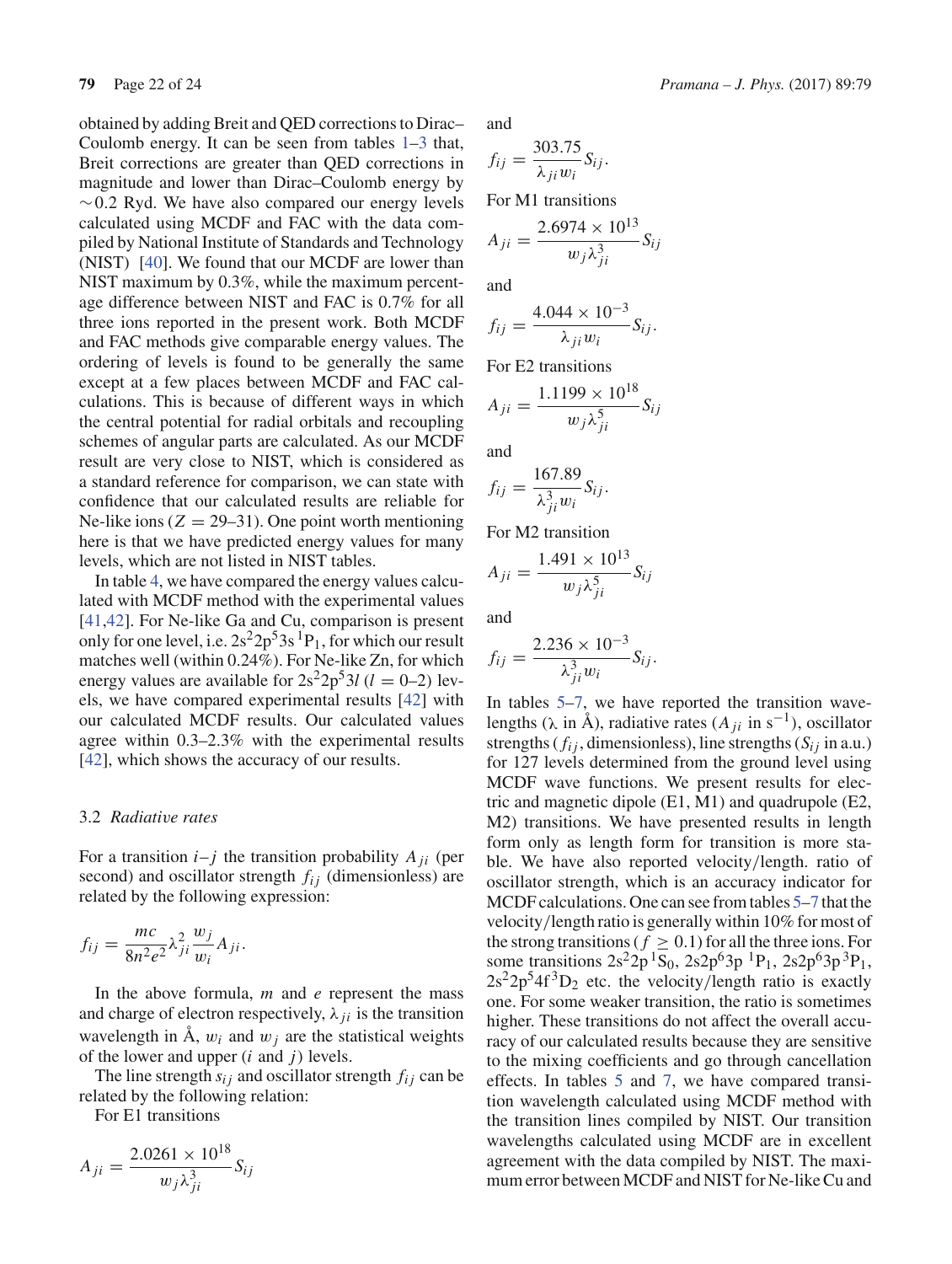obtained by adding Breit and QED corrections to Dirac–Coulomb energy. It can be seen from tables 1–3 that, Breit corrections are greater than QED corrections in magnitude and lower than Dirac–Coulomb energy by $\sim$0.2 Ryd. We have also compared our energy levels calculated using MCDF and FAC with the data compiled by National Institute of Standards and Technology (NIST) [40]. We found that our MCDF are lower than NIST maximum by 0.3%, while the maximum percentage difference between NIST and FAC is 0.7% for all three ions reported in the present work. Both MCDF and FAC methods give comparable energy values. The ordering of levels is found to be generally the same except at a few places between MCDF and FAC calculations. This is because of different ways in which the central potential for radial orbitals and recoupling schemes of angular parts are calculated. As our MCDF result are very close to NIST, which is considered as a standard reference for comparison, we can state with confidence that our calculated results are reliable for Ne-like ions ($Z = 29$–$31$). One point worth mentioning here is that we have predicted energy values for many levels, which are not listed in NIST tables.

In table 4, we have compared the energy values calculated with MCDF method with the experimental values [41,42]. For Ne-like Ga and Cu, comparison is present only for one level, i.e. $2s^22p^53s\,^1P_1$, for which our result matches well (within 0.24%). For Ne-like Zn, for which energy values are available for $2s^22p^53l$ ($l = 0$–$2$) levels, we have compared experimental results [42] with our calculated MCDF results. Our calculated values agree within 0.3–2.3% with the experimental results [42], which shows the accuracy of our results.

### 3.2 *Radiative rates*

For a transition $i$–$j$ the transition probability $A_{ji}$ (per second) and oscillator strength $f_{ij}$ (dimensionless) are related by the following expression:

$$f_{ij} = \frac{mc}{8n^2e^2}\lambda_{ji}^2\frac{w_j}{w_i}A_{ji}.$$

In the above formula, $m$ and $e$ represent the mass and charge of electron respectively, $\lambda_{ji}$ is the transition wavelength in Å, $w_i$ and $w_j$ are the statistical weights of the lower and upper ($i$ and $j$) levels.

The line strength $s_{ij}$ and oscillator strength $f_{ij}$ can be related by the following relation:

For E1 transitions

$$A_{ji} = \frac{2.0261 \times 10^{18}}{w_j\lambda_{ji}^3}S_{ij}$$

and

$$f_{ij} = \frac{303.75}{\lambda_{ji}w_i}S_{ij}.$$

For M1 transitions

$$A_{ji} = \frac{2.6974 \times 10^{13}}{w_j\lambda_{ji}^3}S_{ij}$$

and

$$f_{ij} = \frac{4.044 \times 10^{-3}}{\lambda_{ji}w_i}S_{ij}.$$

For E2 transitions

$$A_{ji} = \frac{1.1199 \times 10^{18}}{w_j\lambda_{ji}^5}S_{ij}$$

and

$$f_{ij} = \frac{167.89}{\lambda_{ji}^3w_i}S_{ij}.$$

For M2 transition

$$A_{ji} = \frac{1.491 \times 10^{13}}{w_j\lambda_{ji}^5}S_{ij}$$

and

$$f_{ij} = \frac{2.236 \times 10^{-3}}{\lambda_{ji}^3w_i}S_{ij}.$$

In tables 5–7, we have reported the transition wavelengths ($\lambda$ in Å), radiative rates ($A_{ji}$ in s$^{-1}$), oscillator strengths ($f_{ij}$, dimensionless), line strengths ($S_{ij}$ in a.u.) for 127 levels determined from the ground level using MCDF wave functions. We present results for electric and magnetic dipole (E1, M1) and quadrupole (E2, M2) transitions. We have presented results in length form only as length form for transition is more stable. We have also reported velocity/length. ratio of oscillator strength, which is an accuracy indicator for MCDF calculations. One can see from tables 5–7 that the velocity/length ratio is generally within 10% for most of the strong transitions ($f \geq 0.1$) for all the three ions. For some transitions $2s^22p\,^1S_0$, $2s2p^63p\,^1P_1$, $2s2p^63p\,^3P_1$, $2s^22p^54f\,^3D_2$ etc. the velocity/length ratio is exactly one. For some weaker transition, the ratio is sometimes higher. These transitions do not affect the overall accuracy of our calculated results because they are sensitive to the mixing coefficients and go through cancellation effects. In tables 5 and 7, we have compared transition wavelength calculated using MCDF method with the transition lines compiled by NIST. Our transition wavelengths calculated using MCDF are in excellent agreement with the data compiled by NIST. The maximum error between MCDF and NIST for Ne-like Cu and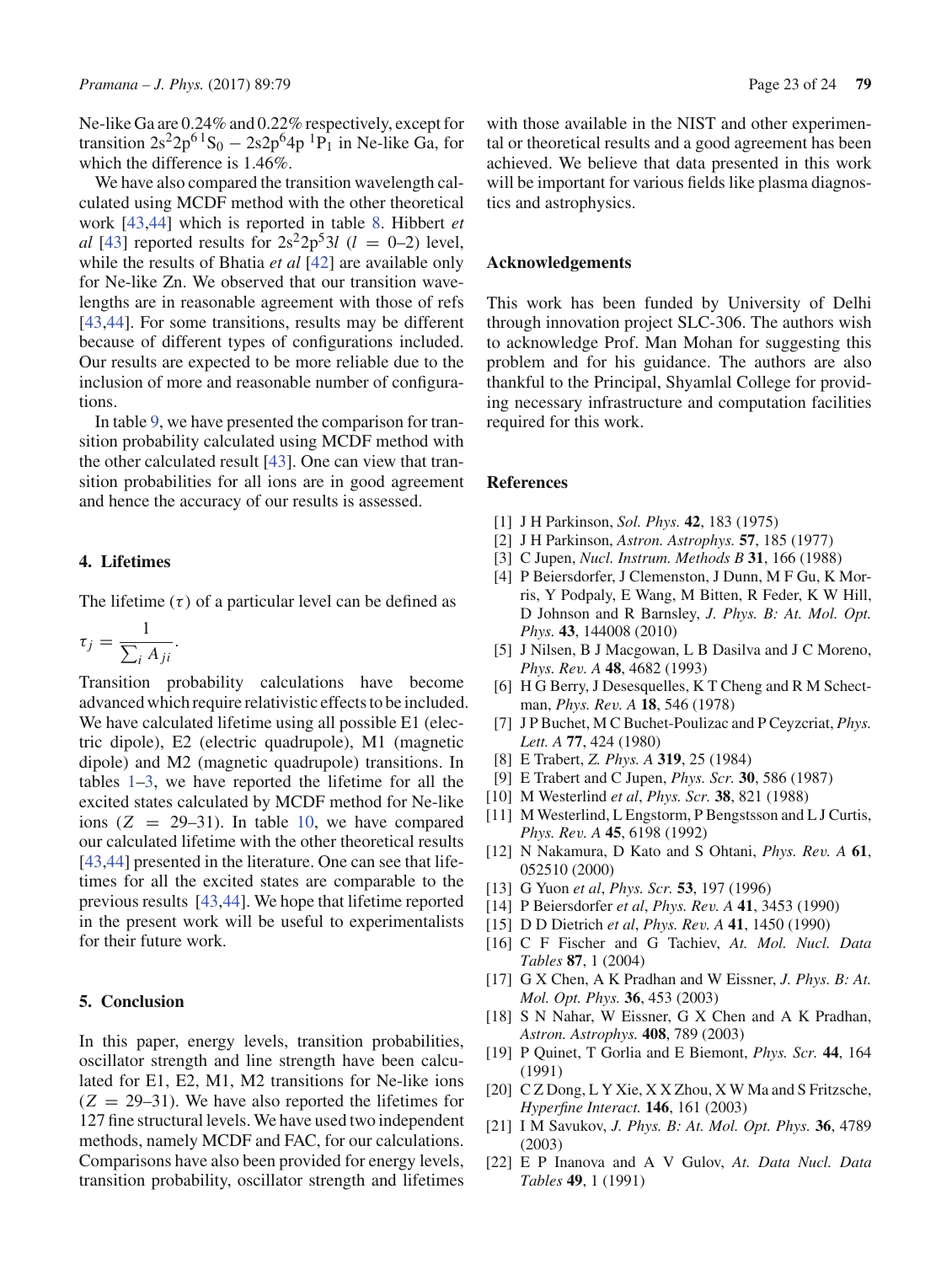Ne-like Ga are 0.24% and 0.22% respectively, except for transition $2s^22p^{6}\,{}^1S_0 - 2s2p^64p\ {}^1P_1$ in Ne-like Ga, for which the difference is 1.46%.

We have also compared the transition wavelength calculated using MCDF method with the other theoretical work [43,44] which is reported in table 8. Hibbert *et al* [43] reported results for $2s^22p^53l$ ($l = 0$–2) level, while the results of Bhatia *et al* [42] are available only for Ne-like Zn. We observed that our transition wavelengths are in reasonable agreement with those of refs [43,44]. For some transitions, results may be different because of different types of configurations included. Our results are expected to be more reliable due to the inclusion of more and reasonable number of configurations.

In table 9, we have presented the comparison for transition probability calculated using MCDF method with the other calculated result [43]. One can view that transition probabilities for all ions are in good agreement and hence the accuracy of our results is assessed.

## 4. Lifetimes

The lifetime ($\tau$) of a particular level can be defined as

$$\tau_j = \frac{1}{\sum_i A_{ji}}.$$

Transition probability calculations have become advanced which require relativistic effects to be included. We have calculated lifetime using all possible E1 (electric dipole), E2 (electric quadrupole), M1 (magnetic dipole) and M2 (magnetic quadrupole) transitions. In tables 1–3, we have reported the lifetime for all the excited states calculated by MCDF method for Ne-like ions ($Z = 29$–31). In table 10, we have compared our calculated lifetime with the other theoretical results [43,44] presented in the literature. One can see that lifetimes for all the excited states are comparable to the previous results [43,44]. We hope that lifetime reported in the present work will be useful to experimentalists for their future work.

## 5. Conclusion

In this paper, energy levels, transition probabilities, oscillator strength and line strength have been calculated for E1, E2, M1, M2 transitions for Ne-like ions ($Z = 29$–31). We have also reported the lifetimes for 127 fine structural levels. We have used two independent methods, namely MCDF and FAC, for our calculations. Comparisons have also been provided for energy levels, transition probability, oscillator strength and lifetimes with those available in the NIST and other experimental or theoretical results and a good agreement has been achieved. We believe that data presented in this work will be important for various fields like plasma diagnostics and astrophysics.

## Acknowledgements

This work has been funded by University of Delhi through innovation project SLC-306. The authors wish to acknowledge Prof. Man Mohan for suggesting this problem and for his guidance. The authors are also thankful to the Principal, Shyamlal College for providing necessary infrastructure and computation facilities required for this work.

## References

[1] J H Parkinson, *Sol. Phys.* **42**, 183 (1975)

[2] J H Parkinson, *Astron. Astrophys.* **57**, 185 (1977)

[3] C Jupen, *Nucl. Instrum. Methods B* **31**, 166 (1988)

[4] P Beiersdorfer, J Clemenston, J Dunn, M F Gu, K Morris, Y Podpaly, E Wang, M Bitten, R Feder, K W Hill, D Johnson and R Barnsley, *J. Phys. B: At. Mol. Opt. Phys.* **43**, 144008 (2010)

[5] J Nilsen, B J Macgowan, L B Dasilva and J C Moreno, *Phys. Rev. A* **48**, 4682 (1993)

[6] H G Berry, J Desesquelles, K T Cheng and R M Schectman, *Phys. Rev. A* **18**, 546 (1978)

[7] J P Buchet, M C Buchet-Poulizac and P Ceyzcriat, *Phys. Lett. A* **77**, 424 (1980)

[8] E Trabert, *Z. Phys. A* **319**, 25 (1984)

[9] E Trabert and C Jupen, *Phys. Scr.* **30**, 586 (1987)

[10] M Westerlind *et al*, *Phys. Scr.* **38**, 821 (1988)

[11] M Westerlind, L Engstorm, P Bengstsson and L J Curtis, *Phys. Rev. A* **45**, 6198 (1992)

[12] N Nakamura, D Kato and S Ohtani, *Phys. Rev. A* **61**, 052510 (2000)

[13] G Yuon *et al*, *Phys. Scr.* **53**, 197 (1996)

[14] P Beiersdorfer *et al*, *Phys. Rev. A* **41**, 3453 (1990)

[15] D D Dietrich *et al*, *Phys. Rev. A* **41**, 1450 (1990)

[16] C F Fischer and G Tachiev, *At. Mol. Nucl. Data Tables* **87**, 1 (2004)

[17] G X Chen, A K Pradhan and W Eissner, *J. Phys. B: At. Mol. Opt. Phys.* **36**, 453 (2003)

[18] S N Nahar, W Eissner, G X Chen and A K Pradhan, *Astron. Astrophys.* **408**, 789 (2003)

[19] P Quinet, T Gorlia and E Biemont, *Phys. Scr.* **44**, 164 (1991)

[20] C Z Dong, L Y Xie, X X Zhou, X W Ma and S Fritzsche, *Hyperfine Interact.* **146**, 161 (2003)

[21] I M Savukov, *J. Phys. B: At. Mol. Opt. Phys.* **36**, 4789 (2003)

[22] E P Inanova and A V Gulov, *At. Data Nucl. Data Tables* **49**, 1 (1991)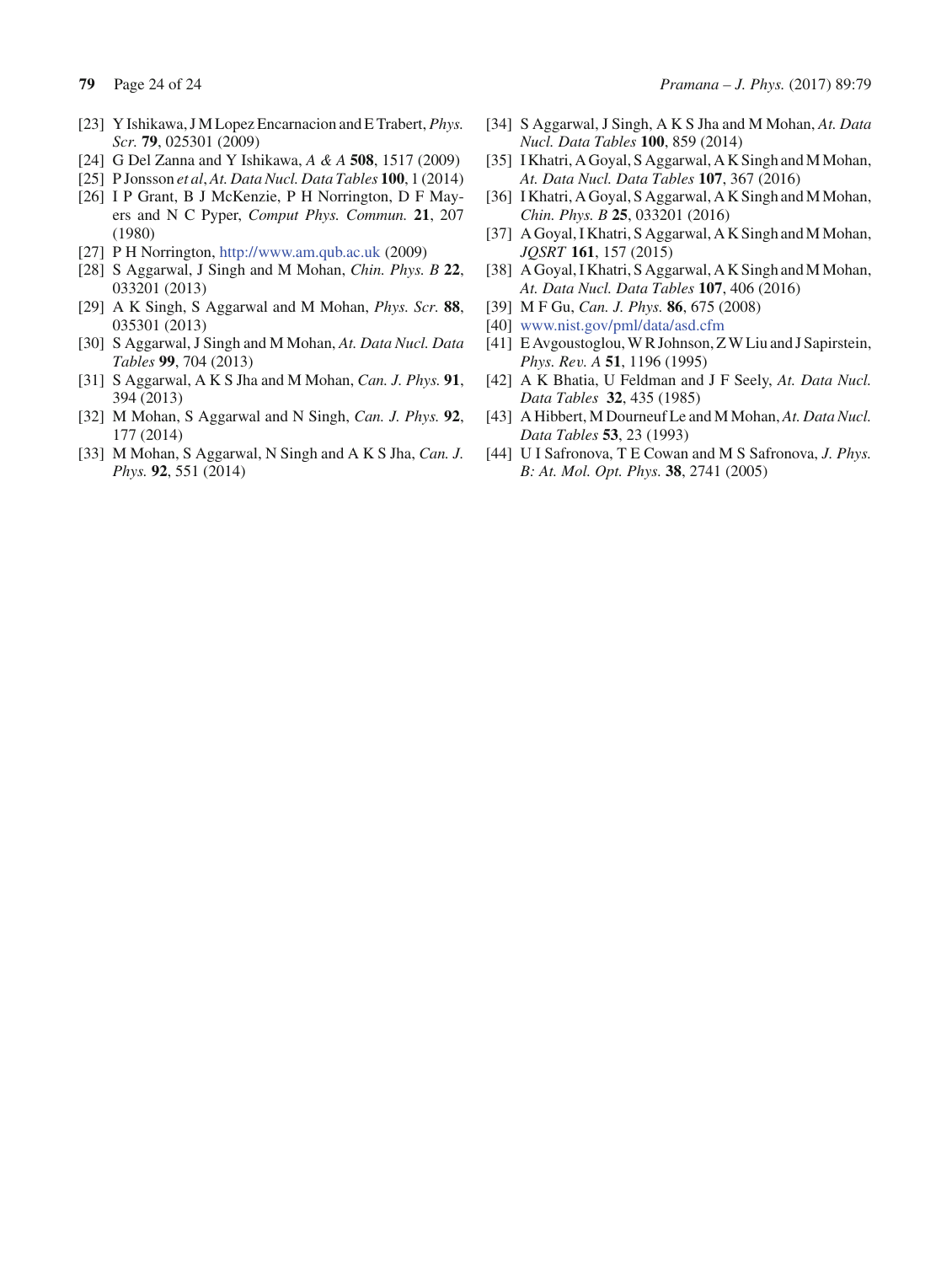[23] Y Ishikawa, J M Lopez Encarnacion and E Trabert, *Phys. Scr.* **79**, 025301 (2009)
[24] G Del Zanna and Y Ishikawa, *A & A* **508**, 1517 (2009)
[25] P Jonsson *et al*, *At. Data Nucl. Data Tables* **100**, 1 (2014)
[26] I P Grant, B J McKenzie, P H Norrington, D F Mayers and N C Pyper, *Comput Phys. Commun.* **21**, 207 (1980)
[27] P H Norrington, http://www.am.qub.ac.uk (2009)
[28] S Aggarwal, J Singh and M Mohan, *Chin. Phys. B* **22**, 033201 (2013)
[29] A K Singh, S Aggarwal and M Mohan, *Phys. Scr.* **88**, 035301 (2013)
[30] S Aggarwal, J Singh and M Mohan, *At. Data Nucl. Data Tables* **99**, 704 (2013)
[31] S Aggarwal, A K S Jha and M Mohan, *Can. J. Phys.* **91**, 394 (2013)
[32] M Mohan, S Aggarwal and N Singh, *Can. J. Phys.* **92**, 177 (2014)
[33] M Mohan, S Aggarwal, N Singh and A K S Jha, *Can. J. Phys.* **92**, 551 (2014)
[34] S Aggarwal, J Singh, A K S Jha and M Mohan, *At. Data Nucl. Data Tables* **100**, 859 (2014)
[35] I Khatri, A Goyal, S Aggarwal, A K Singh and M Mohan, *At. Data Nucl. Data Tables* **107**, 367 (2016)
[36] I Khatri, A Goyal, S Aggarwal, A K Singh and M Mohan, *Chin. Phys. B* **25**, 033201 (2016)
[37] A Goyal, I Khatri, S Aggarwal, A K Singh and M Mohan, *JQSRT* **161**, 157 (2015)
[38] A Goyal, I Khatri, S Aggarwal, A K Singh and M Mohan, *At. Data Nucl. Data Tables* **107**, 406 (2016)
[39] M F Gu, *Can. J. Phys.* **86**, 675 (2008)
[40] www.nist.gov/pml/data/asd.cfm
[41] E Avgoustoglou, W R Johnson, Z W Liu and J Sapirstein, *Phys. Rev. A* **51**, 1196 (1995)
[42] A K Bhatia, U Feldman and J F Seely, *At. Data Nucl. Data Tables* **32**, 435 (1985)
[43] A Hibbert, M Dourneuf Le and M Mohan, *At. Data Nucl. Data Tables* **53**, 23 (1993)
[44] U I Safronova, T E Cowan and M S Safronova, *J. Phys. B: At. Mol. Opt. Phys.* **38**, 2741 (2005)